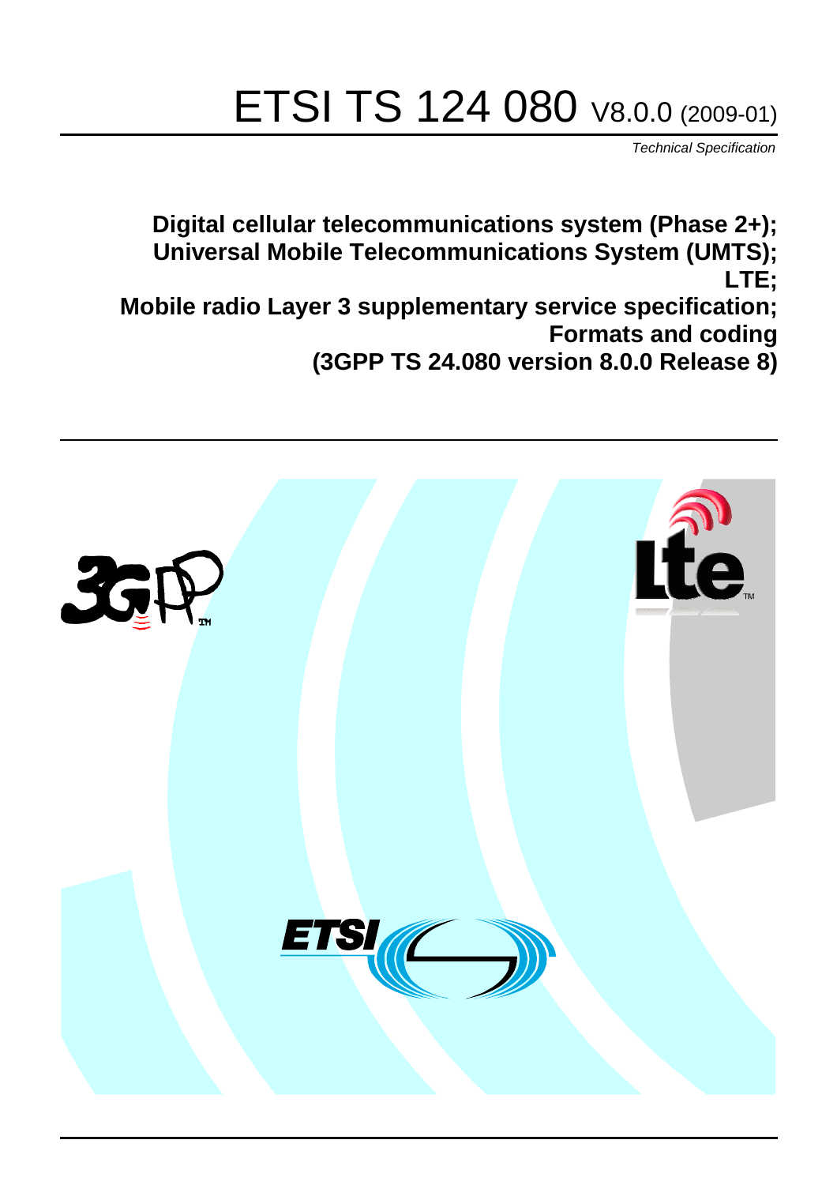# ETSI TS 124 080 V8.0.0 (2009-01)

*Technical Specification*

**Digital cellular telecommunications system (Phase 2+);
Universal Mobile Telecommunications System (UMTS);
LTE;
Mobile radio Layer 3 supplementary service specification;
Formats and coding
(3GPP TS 24.080 version 8.0.0 Release 8)**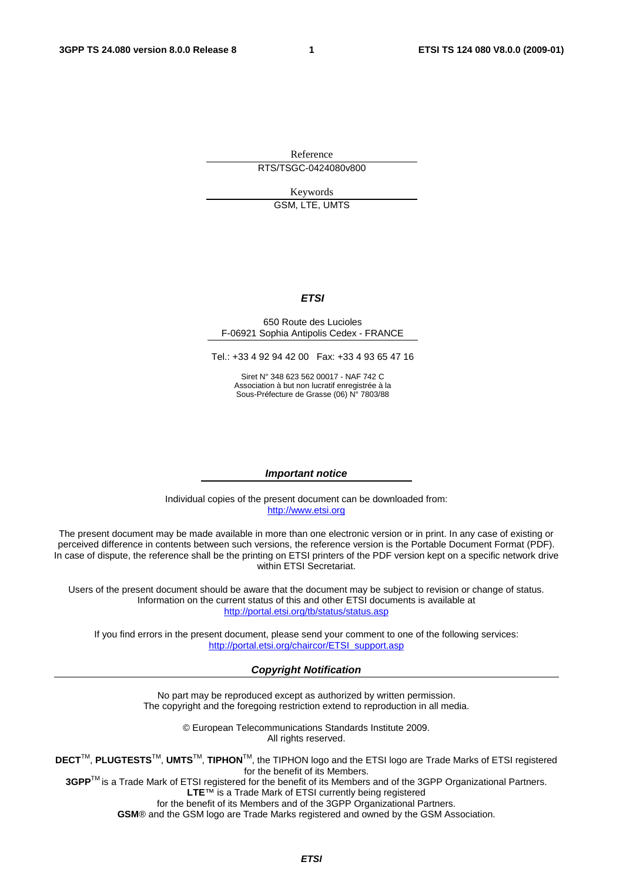Reference

RTS/TSGC-0424080v800

Keywords

GSM, LTE, UMTS

***ETSI***

650 Route des Lucioles
F-06921 Sophia Antipolis Cedex - FRANCE

Tel.: +33 4 92 94 42 00 Fax: +33 4 93 65 47 16

Siret N° 348 623 562 00017 - NAF 742 C
Association à but non lucratif enregistrée à la
Sous-Préfecture de Grasse (06) N° 7803/88

***Important notice***

Individual copies of the present document can be downloaded from:
http://www.etsi.org

The present document may be made available in more than one electronic version or in print. In any case of existing or perceived difference in contents between such versions, the reference version is the Portable Document Format (PDF). In case of dispute, the reference shall be the printing on ETSI printers of the PDF version kept on a specific network drive within ETSI Secretariat.

Users of the present document should be aware that the document may be subject to revision or change of status. Information on the current status of this and other ETSI documents is available at
http://portal.etsi.org/tb/status/status.asp

If you find errors in the present document, please send your comment to one of the following services:
http://portal.etsi.org/chaircor/ETSI_support.asp

***Copyright Notification***

No part may be reproduced except as authorized by written permission.
The copyright and the foregoing restriction extend to reproduction in all media.

© European Telecommunications Standards Institute 2009.
All rights reserved.

**DECT**™, **PLUGTESTS**™, **UMTS**™, **TIPHON**™, the TIPHON logo and the ETSI logo are Trade Marks of ETSI registered for the benefit of its Members.
**3GPP**™ is a Trade Mark of ETSI registered for the benefit of its Members and of the 3GPP Organizational Partners.
**LTE**™ is a Trade Mark of ETSI currently being registered
for the benefit of its Members and of the 3GPP Organizational Partners.
**GSM**® and the GSM logo are Trade Marks registered and owned by the GSM Association.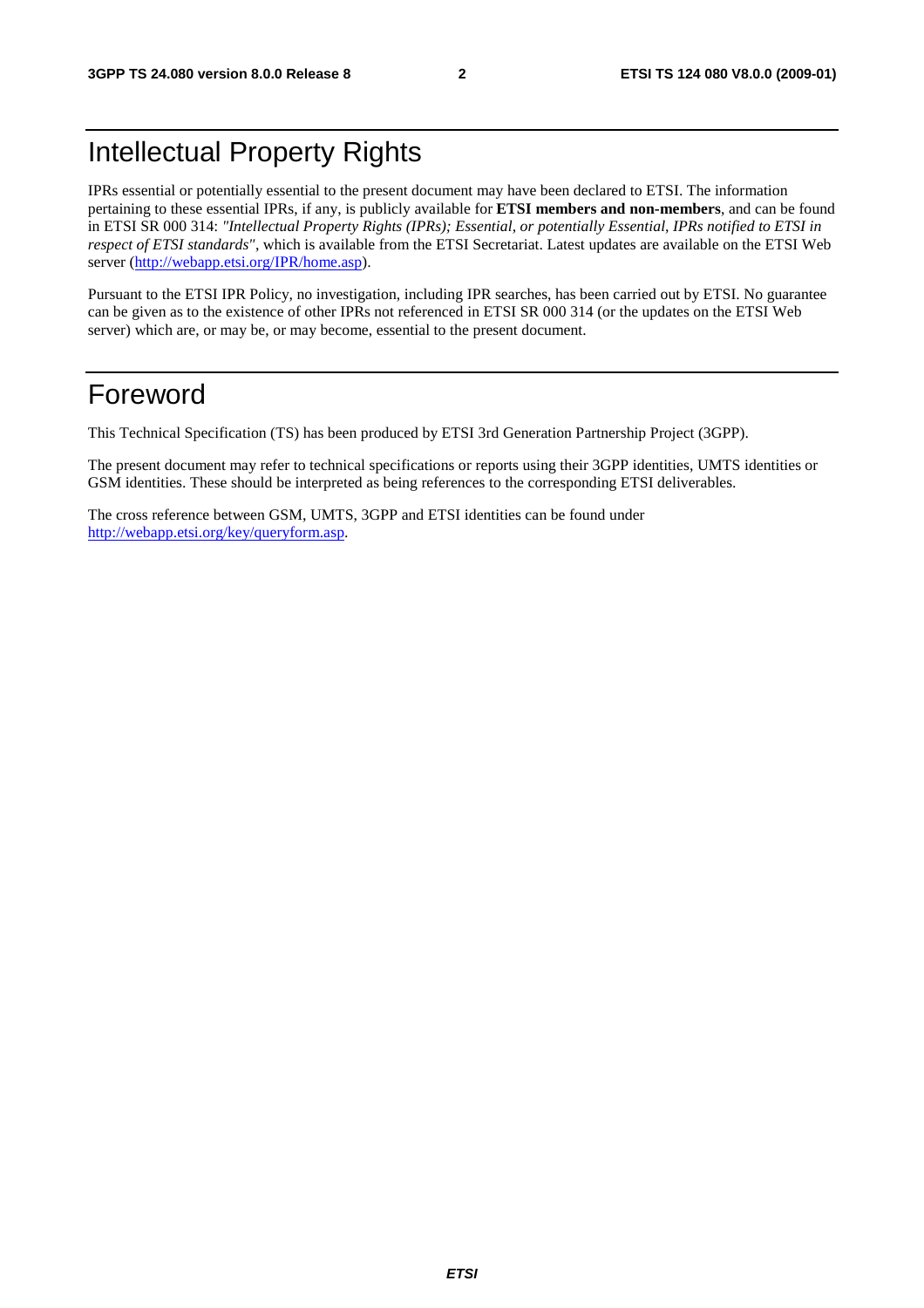# Intellectual Property Rights

IPRs essential or potentially essential to the present document may have been declared to ETSI. The information pertaining to these essential IPRs, if any, is publicly available for **ETSI members and non-members**, and can be found in ETSI SR 000 314: *"Intellectual Property Rights (IPRs); Essential, or potentially Essential, IPRs notified to ETSI in respect of ETSI standards"*, which is available from the ETSI Secretariat. Latest updates are available on the ETSI Web server (http://webapp.etsi.org/IPR/home.asp).

Pursuant to the ETSI IPR Policy, no investigation, including IPR searches, has been carried out by ETSI. No guarantee can be given as to the existence of other IPRs not referenced in ETSI SR 000 314 (or the updates on the ETSI Web server) which are, or may be, or may become, essential to the present document.

# Foreword

This Technical Specification (TS) has been produced by ETSI 3rd Generation Partnership Project (3GPP).

The present document may refer to technical specifications or reports using their 3GPP identities, UMTS identities or GSM identities. These should be interpreted as being references to the corresponding ETSI deliverables.

The cross reference between GSM, UMTS, 3GPP and ETSI identities can be found under http://webapp.etsi.org/key/queryform.asp.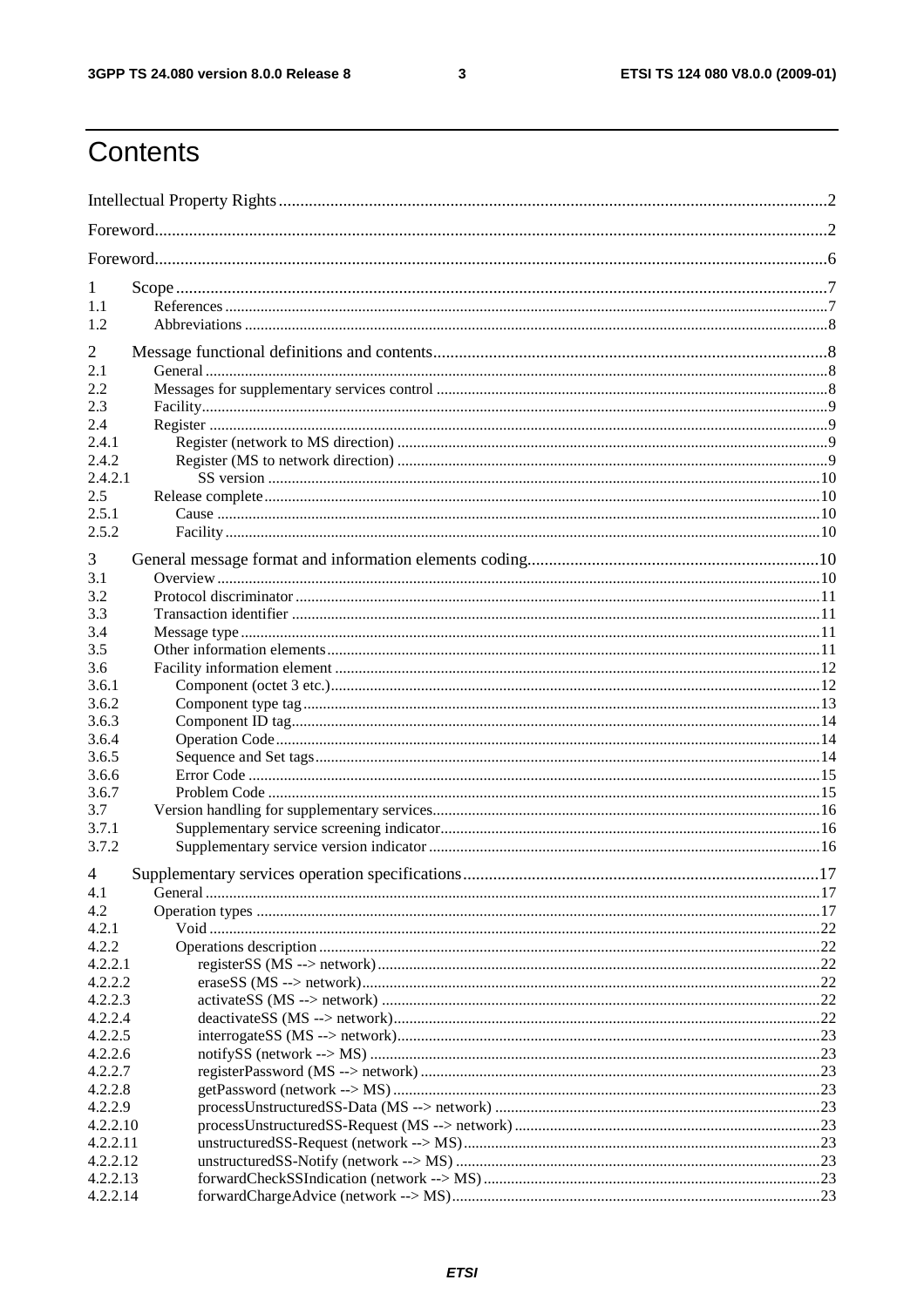# Contents

Intellectual Property Rights ..... 2
Foreword ..... 2
Foreword ..... 6

1 Scope ..... 7
1.1 References ..... 7
1.2 Abbreviations ..... 8

2 Message functional definitions and contents ..... 8
2.1 General ..... 8
2.2 Messages for supplementary services control ..... 8
2.3 Facility ..... 9
2.4 Register ..... 9
2.4.1 Register (network to MS direction) ..... 9
2.4.2 Register (MS to network direction) ..... 9
2.4.2.1 SS version ..... 10
2.5 Release complete ..... 10
2.5.1 Cause ..... 10
2.5.2 Facility ..... 10

3 General message format and information elements coding ..... 10
3.1 Overview ..... 10
3.2 Protocol discriminator ..... 11
3.3 Transaction identifier ..... 11
3.4 Message type ..... 11
3.5 Other information elements ..... 11
3.6 Facility information element ..... 12
3.6.1 Component (octet 3 etc.) ..... 12
3.6.2 Component type tag ..... 13
3.6.3 Component ID tag ..... 14
3.6.4 Operation Code ..... 14
3.6.5 Sequence and Set tags ..... 14
3.6.6 Error Code ..... 15
3.6.7 Problem Code ..... 15
3.7 Version handling for supplementary services ..... 16
3.7.1 Supplementary service screening indicator ..... 16
3.7.2 Supplementary service version indicator ..... 16

4 Supplementary services operation specifications ..... 17
4.1 General ..... 17
4.2 Operation types ..... 17
4.2.1 Void ..... 22
4.2.2 Operations description ..... 22
4.2.2.1 registerSS (MS --> network) ..... 22
4.2.2.2 eraseSS (MS --> network) ..... 22
4.2.2.3 activateSS (MS --> network) ..... 22
4.2.2.4 deactivateSS (MS --> network) ..... 22
4.2.2.5 interrogateSS (MS --> network) ..... 23
4.2.2.6 notifySS (network --> MS) ..... 23
4.2.2.7 registerPassword (MS --> network) ..... 23
4.2.2.8 getPassword (network --> MS) ..... 23
4.2.2.9 processUnstructuredSS-Data (MS --> network) ..... 23
4.2.2.10 processUnstructuredSS-Request (MS --> network) ..... 23
4.2.2.11 unstructuredSS-Request (network --> MS) ..... 23
4.2.2.12 unstructuredSS-Notify (network --> MS) ..... 23
4.2.2.13 forwardCheckSSIndication (network --> MS) ..... 23
4.2.2.14 forwardChargeAdvice (network --> MS) ..... 23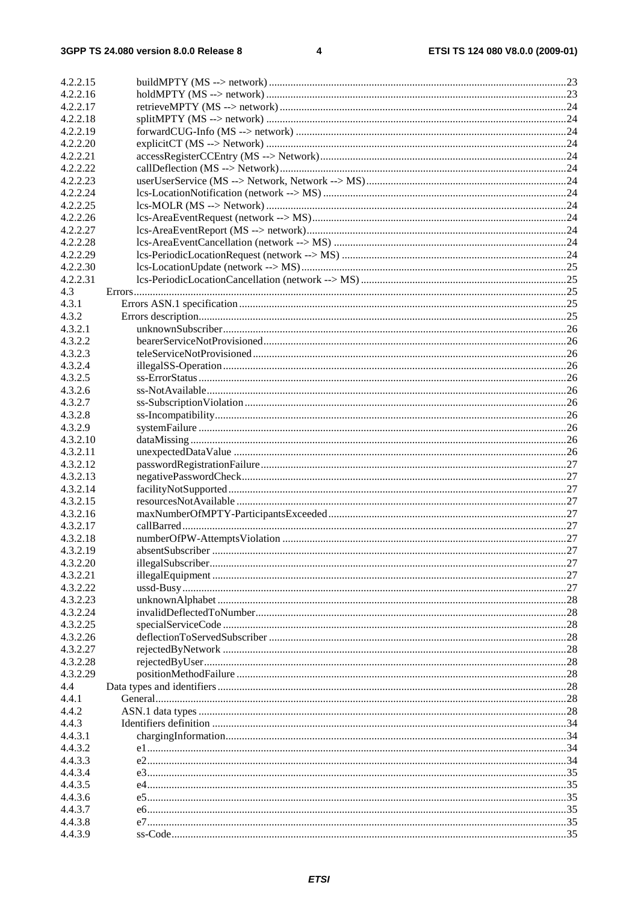4.2.2.15 buildMPTY (MS --> network) ....................................................................................................23
4.2.2.16 holdMPTY (MS --> network) ....................................................................................................23
4.2.2.17 retrieveMPTY (MS --> network) ................................................................................................24
4.2.2.18 splitMPTY (MS --> network) ....................................................................................................24
4.2.2.19 forwardCUG-Info (MS --> network) ..........................................................................................24
4.2.2.20 explicitCT (MS --> Network) ....................................................................................................24
4.2.2.21 accessRegisterCCEntry (MS --> Network) .................................................................................24
4.2.2.22 callDeflection (MS --> Network) ................................................................................................24
4.2.2.23 userUserService (MS --> Network, Network --> MS) .................................................................24
4.2.2.24 lcs-LocationNotification (network --> MS) ................................................................................24
4.2.2.25 lcs-MOLR (MS --> Network) ....................................................................................................24
4.2.2.26 lcs-AreaEventRequest (network --> MS) ....................................................................................24
4.2.2.27 lcs-AreaEventReport (MS --> network) ......................................................................................24
4.2.2.28 lcs-AreaEventCancellation (network --> MS) ............................................................................24
4.2.2.29 lcs-PeriodicLocationRequest (network --> MS) .........................................................................24
4.2.2.30 lcs-LocationUpdate (network --> MS) ........................................................................................25
4.2.2.31 lcs-PeriodicLocationCancellation (network --> MS) ..................................................................25
4.3 Errors.....................................................................................................................................................25
4.3.1 Errors ASN.1 specification ...............................................................................................................25
4.3.2 Errors description..............................................................................................................................25
4.3.2.1 unknownSubscriber....................................................................................................................26
4.3.2.2 bearerServiceNotProvisioned......................................................................................................26
4.3.2.3 teleServiceNotProvisioned .........................................................................................................26
4.3.2.4 illegalSS-Operation ....................................................................................................................26
4.3.2.5 ss-ErrorStatus .............................................................................................................................26
4.3.2.6 ss-NotAvailable..........................................................................................................................26
4.3.2.7 ss-SubscriptionViolation .............................................................................................................26
4.3.2.8 ss-Incompatibility.......................................................................................................................26
4.3.2.9 systemFailure .............................................................................................................................26
4.3.2.10 dataMissing ................................................................................................................................26
4.3.2.11 unexpectedDataValue .................................................................................................................26
4.3.2.12 passwordRegistrationFailure.......................................................................................................27
4.3.2.13 negativePasswordCheck..............................................................................................................27
4.3.2.14 facilityNotSupported ..................................................................................................................27
4.3.2.15 resourcesNotAvailable ...............................................................................................................27
4.3.2.16 maxNumberOfMPTY-ParticipantsExceeded ...............................................................................27
4.3.2.17 callBarred ...................................................................................................................................27
4.3.2.18 numberOfPW-AttemptsViolation ...............................................................................................27
4.3.2.19 absentSubscriber ........................................................................................................................27
4.3.2.20 illegalSubscriber.........................................................................................................................27
4.3.2.21 illegalEquipment ........................................................................................................................27
4.3.2.22 ussd-Busy ...................................................................................................................................27
4.3.2.23 unknownAlphabet ......................................................................................................................28
4.3.2.24 invalidDeflectedToNumber.........................................................................................................28
4.3.2.25 specialServiceCode ....................................................................................................................28
4.3.2.26 deflectionToServedSubscriber ....................................................................................................28
4.3.2.27 rejectedByNetwork .....................................................................................................................28
4.3.2.28 rejectedByUser............................................................................................................................28
4.3.2.29 positionMethodFailure ................................................................................................................28
4.4 Data types and identifiers ......................................................................................................................28
4.4.1 General.............................................................................................................................................28
4.4.2 ASN.1 data types .............................................................................................................................28
4.4.3 Identifiers definition ........................................................................................................................34
4.4.3.1 chargingInformation...................................................................................................................34
4.4.3.2 e1...............................................................................................................................................34
4.4.3.3 e2...............................................................................................................................................34
4.4.3.4 e3...............................................................................................................................................35
4.4.3.5 e4...............................................................................................................................................35
4.4.3.6 e5...............................................................................................................................................35
4.4.3.7 e6...............................................................................................................................................35
4.4.3.8 e7...............................................................................................................................................35
4.4.3.9 ss-Code.......................................................................................................................................35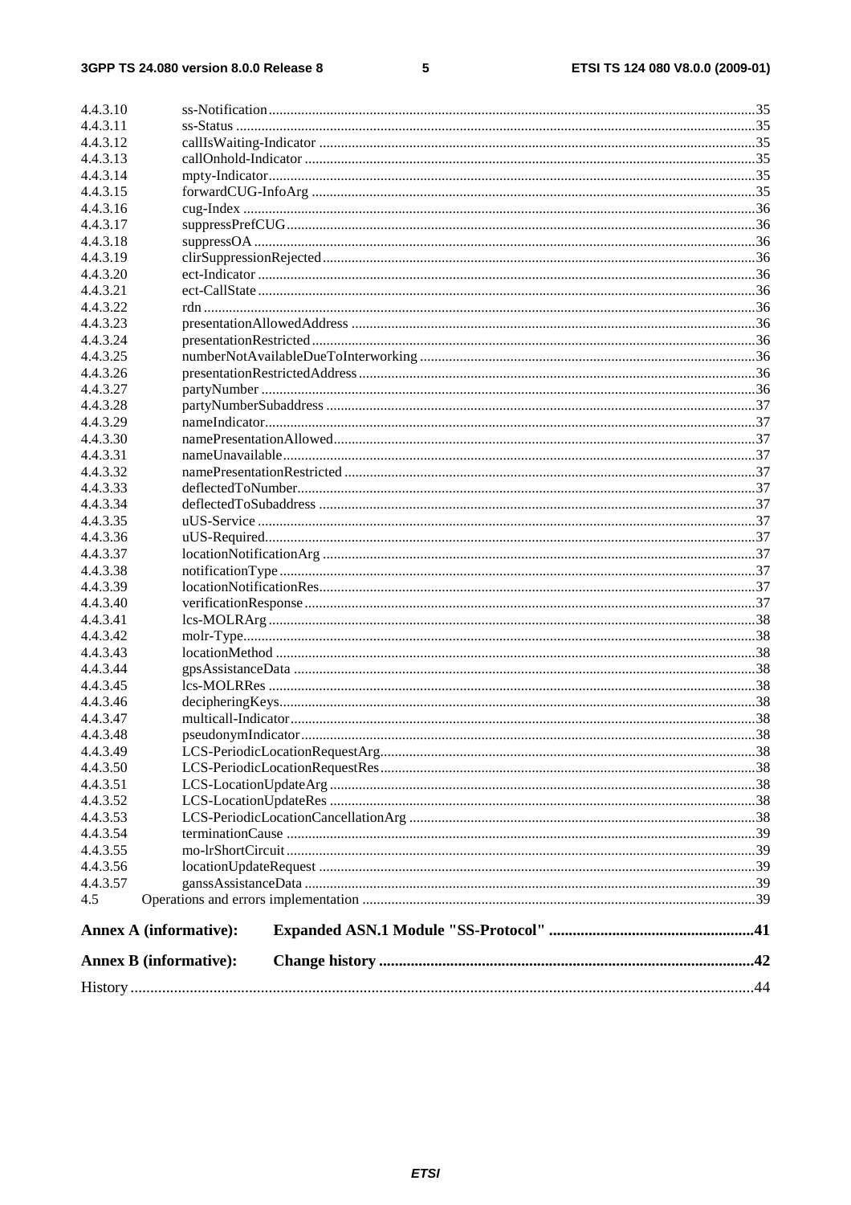4.4.3.10 ss-Notification ....35
4.4.3.11 ss-Status ....35
4.4.3.12 callIsWaiting-Indicator ....35
4.4.3.13 callOnhold-Indicator ....35
4.4.3.14 mpty-Indicator ....35
4.4.3.15 forwardCUG-InfoArg ....35
4.4.3.16 cug-Index ....36
4.4.3.17 suppressPrefCUG ....36
4.4.3.18 suppressOA ....36
4.4.3.19 clirSuppressionRejected ....36
4.4.3.20 ect-Indicator ....36
4.4.3.21 ect-CallState ....36
4.4.3.22 rdn ....36
4.4.3.23 presentationAllowedAddress ....36
4.4.3.24 presentationRestricted ....36
4.4.3.25 numberNotAvailableDueToInterworking ....36
4.4.3.26 presentationRestrictedAddress ....36
4.4.3.27 partyNumber ....36
4.4.3.28 partyNumberSubaddress ....37
4.4.3.29 nameIndicator ....37
4.4.3.30 namePresentationAllowed ....37
4.4.3.31 nameUnavailable ....37
4.4.3.32 namePresentationRestricted ....37
4.4.3.33 deflectedToNumber ....37
4.4.3.34 deflectedToSubaddress ....37
4.4.3.35 uUS-Service ....37
4.4.3.36 uUS-Required ....37
4.4.3.37 locationNotificationArg ....37
4.4.3.38 notificationType ....37
4.4.3.39 locationNotificationRes ....37
4.4.3.40 verificationResponse ....37
4.4.3.41 lcs-MOLRArg ....38
4.4.3.42 molr-Type ....38
4.4.3.43 locationMethod ....38
4.4.3.44 gpsAssistanceData ....38
4.4.3.45 lcs-MOLRRes ....38
4.4.3.46 decipheringKeys ....38
4.4.3.47 multicall-Indicator ....38
4.4.3.48 pseudonymIndicator ....38
4.4.3.49 LCS-PeriodicLocationRequestArg ....38
4.4.3.50 LCS-PeriodicLocationRequestRes ....38
4.4.3.51 LCS-LocationUpdateArg ....38
4.4.3.52 LCS-LocationUpdateRes ....38
4.4.3.53 LCS-PeriodicLocationCancellationArg ....38
4.4.3.54 terminationCause ....39
4.4.3.55 mo-lrShortCircuit ....39
4.4.3.56 locationUpdateRequest ....39
4.4.3.57 ganssAssistanceData ....39
4.5 Operations and errors implementation ....39

**Annex A (informative): Expanded ASN.1 Module "SS-Protocol" ....41**

**Annex B (informative): Change history ....42**

History ....44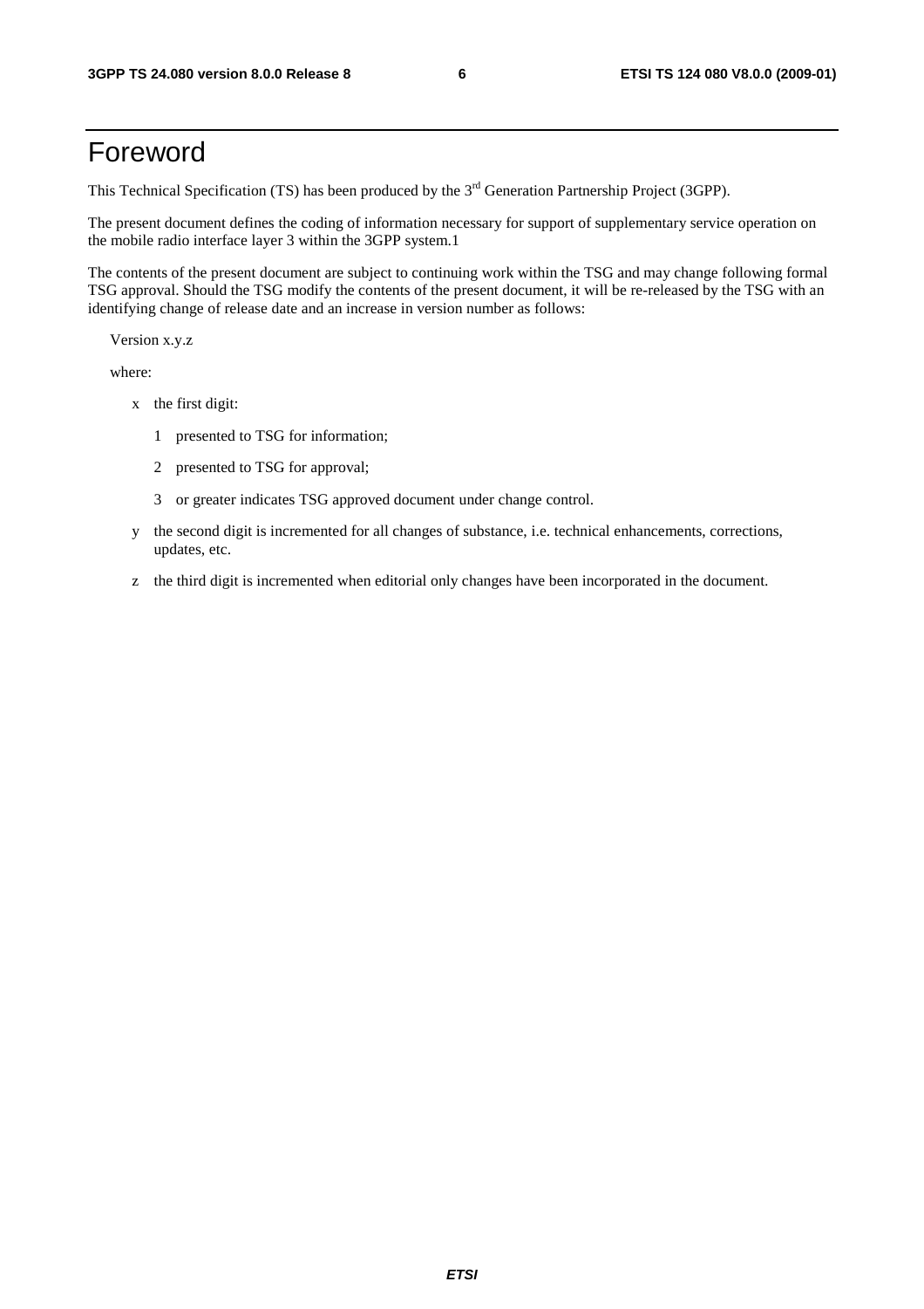# Foreword

This Technical Specification (TS) has been produced by the 3rd Generation Partnership Project (3GPP).

The present document defines the coding of information necessary for support of supplementary service operation on the mobile radio interface layer 3 within the 3GPP system.1

The contents of the present document are subject to continuing work within the TSG and may change following formal TSG approval. Should the TSG modify the contents of the present document, it will be re-released by the TSG with an identifying change of release date and an increase in version number as follows:

Version x.y.z

where:

- x the first digit:
  - 1 presented to TSG for information;
  - 2 presented to TSG for approval;
  - 3 or greater indicates TSG approved document under change control.
- y the second digit is incremented for all changes of substance, i.e. technical enhancements, corrections, updates, etc.
- z the third digit is incremented when editorial only changes have been incorporated in the document.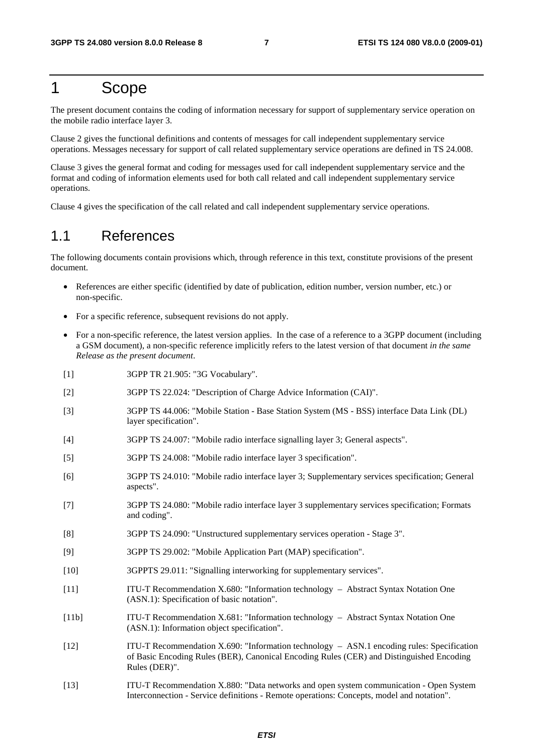# 1 Scope

The present document contains the coding of information necessary for support of supplementary service operation on the mobile radio interface layer 3.

Clause 2 gives the functional definitions and contents of messages for call independent supplementary service operations. Messages necessary for support of call related supplementary service operations are defined in TS 24.008.

Clause 3 gives the general format and coding for messages used for call independent supplementary service and the format and coding of information elements used for both call related and call independent supplementary service operations.

Clause 4 gives the specification of the call related and call independent supplementary service operations.

## 1.1 References

The following documents contain provisions which, through reference in this text, constitute provisions of the present document.

- References are either specific (identified by date of publication, edition number, version number, etc.) or non-specific.
- For a specific reference, subsequent revisions do not apply.
- For a non-specific reference, the latest version applies. In the case of a reference to a 3GPP document (including a GSM document), a non-specific reference implicitly refers to the latest version of that document *in the same Release as the present document*.

[1] 3GPP TR 21.905: "3G Vocabulary".

[2] 3GPP TS 22.024: "Description of Charge Advice Information (CAI)".

[3] 3GPP TS 44.006: "Mobile Station - Base Station System (MS - BSS) interface Data Link (DL) layer specification".

[4] 3GPP TS 24.007: "Mobile radio interface signalling layer 3; General aspects".

[5] 3GPP TS 24.008: "Mobile radio interface layer 3 specification".

[6] 3GPP TS 24.010: "Mobile radio interface layer 3; Supplementary services specification; General aspects".

[7] 3GPP TS 24.080: "Mobile radio interface layer 3 supplementary services specification; Formats and coding".

[8] 3GPP TS 24.090: "Unstructured supplementary services operation - Stage 3".

[9] 3GPP TS 29.002: "Mobile Application Part (MAP) specification".

[10] 3GPPTS 29.011: "Signalling interworking for supplementary services".

[11] ITU-T Recommendation X.680: "Information technology – Abstract Syntax Notation One (ASN.1): Specification of basic notation".

[11b] ITU-T Recommendation X.681: "Information technology – Abstract Syntax Notation One (ASN.1): Information object specification".

[12] ITU-T Recommendation X.690: "Information technology – ASN.1 encoding rules: Specification of Basic Encoding Rules (BER), Canonical Encoding Rules (CER) and Distinguished Encoding Rules (DER)".

[13] ITU-T Recommendation X.880: "Data networks and open system communication - Open System Interconnection - Service definitions - Remote operations: Concepts, model and notation".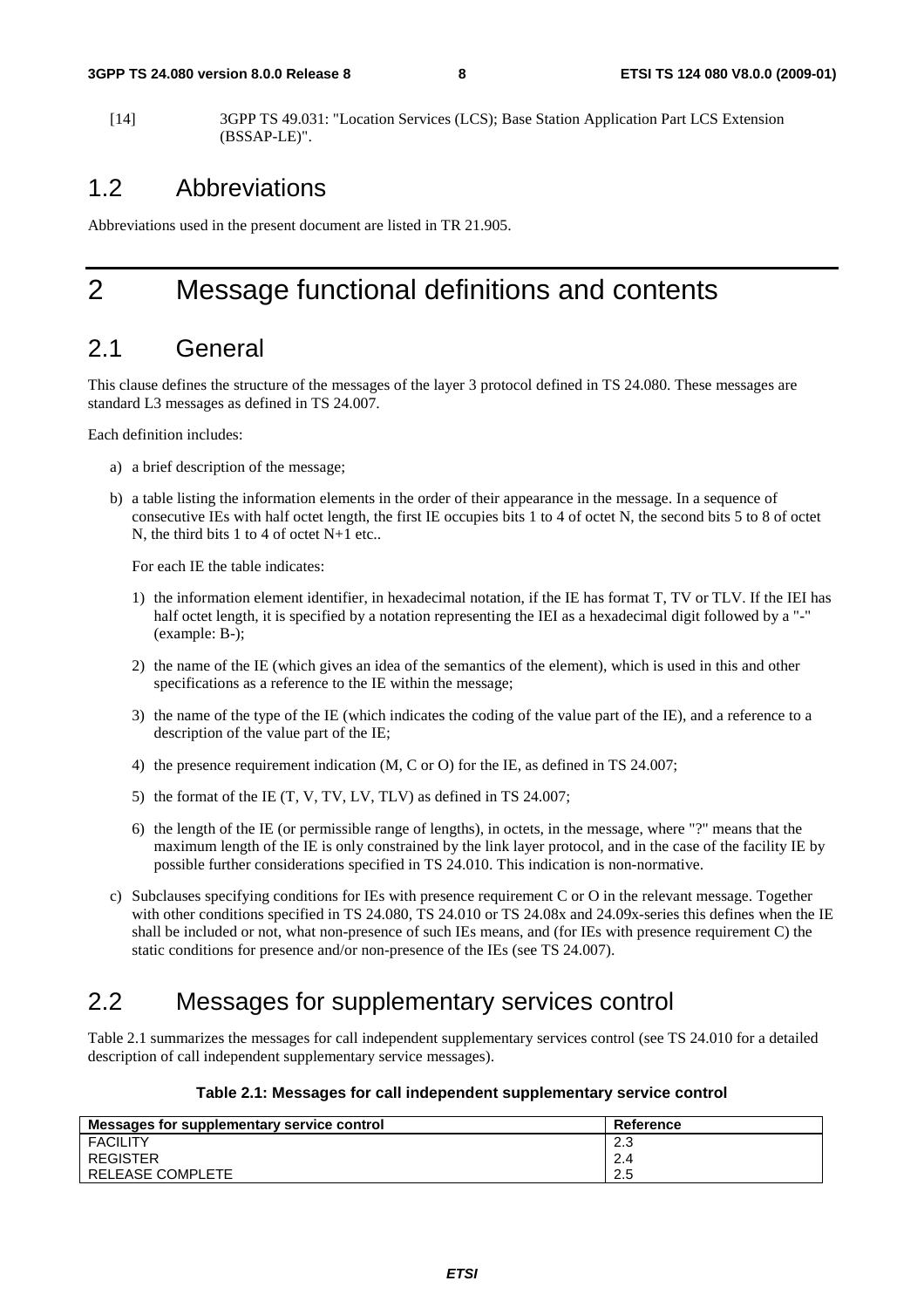[14] 3GPP TS 49.031: "Location Services (LCS); Base Station Application Part LCS Extension (BSSAP-LE)".

## 1.2 Abbreviations

Abbreviations used in the present document are listed in TR 21.905.

# 2 Message functional definitions and contents

## 2.1 General

This clause defines the structure of the messages of the layer 3 protocol defined in TS 24.080. These messages are standard L3 messages as defined in TS 24.007.

Each definition includes:

a) a brief description of the message;

b) a table listing the information elements in the order of their appearance in the message. In a sequence of consecutive IEs with half octet length, the first IE occupies bits 1 to 4 of octet N, the second bits 5 to 8 of octet N, the third bits 1 to 4 of octet N+1 etc..

   For each IE the table indicates:

   1) the information element identifier, in hexadecimal notation, if the IE has format T, TV or TLV. If the IEI has half octet length, it is specified by a notation representing the IEI as a hexadecimal digit followed by a "-" (example: B-);

   2) the name of the IE (which gives an idea of the semantics of the element), which is used in this and other specifications as a reference to the IE within the message;

   3) the name of the type of the IE (which indicates the coding of the value part of the IE), and a reference to a description of the value part of the IE;

   4) the presence requirement indication (M, C or O) for the IE, as defined in TS 24.007;

   5) the format of the IE (T, V, TV, LV, TLV) as defined in TS 24.007;

   6) the length of the IE (or permissible range of lengths), in octets, in the message, where "?" means that the maximum length of the IE is only constrained by the link layer protocol, and in the case of the facility IE by possible further considerations specified in TS 24.010. This indication is non-normative.

c) Subclauses specifying conditions for IEs with presence requirement C or O in the relevant message. Together with other conditions specified in TS 24.080, TS 24.010 or TS 24.08x and 24.09x-series this defines when the IE shall be included or not, what non-presence of such IEs means, and (for IEs with presence requirement C) the static conditions for presence and/or non-presence of the IEs (see TS 24.007).

## 2.2 Messages for supplementary services control

Table 2.1 summarizes the messages for call independent supplementary services control (see TS 24.010 for a detailed description of call independent supplementary service messages).

**Table 2.1: Messages for call independent supplementary service control**

| Messages for supplementary service control | Reference |
|---|---|
| FACILITY | 2.3 |
| REGISTER | 2.4 |
| RELEASE COMPLETE | 2.5 |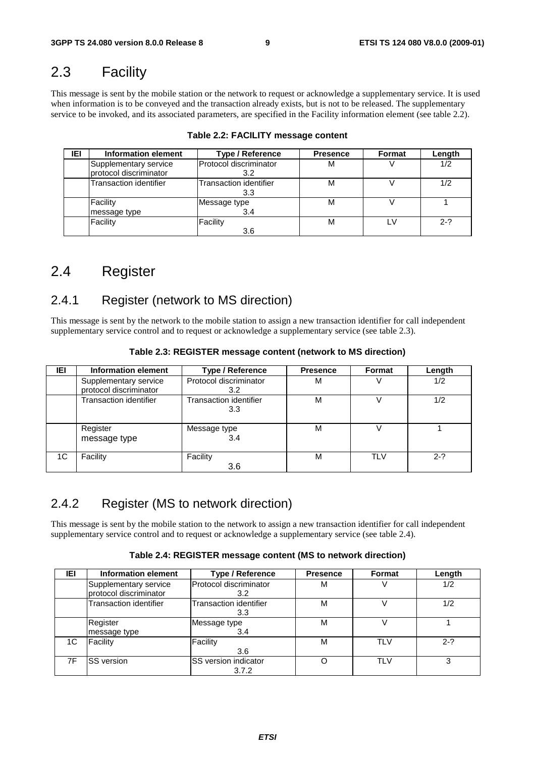## 2.3 Facility

This message is sent by the mobile station or the network to request or acknowledge a supplementary service. It is used when information is to be conveyed and the transaction already exists, but is not to be released. The supplementary service to be invoked, and its associated parameters, are specified in the Facility information element (see table 2.2).

**Table 2.2: FACILITY message content**

| IEI | Information element | Type / Reference | Presence | Format | Length |
|---|---|---|---|---|---|
| | Supplementary service protocol discriminator | Protocol discriminator 3.2 | M | V | 1/2 |
| | Transaction identifier | Transaction identifier 3.3 | M | V | 1/2 |
| | Facility message type | Message type 3.4 | M | V | 1 |
| | Facility | Facility 3.6 | M | LV | 2-? |

## 2.4 Register

### 2.4.1 Register (network to MS direction)

This message is sent by the network to the mobile station to assign a new transaction identifier for call independent supplementary service control and to request or acknowledge a supplementary service (see table 2.3).

**Table 2.3: REGISTER message content (network to MS direction)**

| IEI | Information element | Type / Reference | Presence | Format | Length |
|---|---|---|---|---|---|
| | Supplementary service protocol discriminator | Protocol discriminator 3.2 | M | V | 1/2 |
| | Transaction identifier | Transaction identifier 3.3 | M | V | 1/2 |
| | Register message type | Message type 3.4 | M | V | 1 |
| 1C | Facility | Facility 3.6 | M | TLV | 2-? |

### 2.4.2 Register (MS to network direction)

This message is sent by the mobile station to the network to assign a new transaction identifier for call independent supplementary service control and to request or acknowledge a supplementary service (see table 2.4).

**Table 2.4: REGISTER message content (MS to network direction)**

| IEI | Information element | Type / Reference | Presence | Format | Length |
|---|---|---|---|---|---|
| | Supplementary service protocol discriminator | Protocol discriminator 3.2 | M | V | 1/2 |
| | Transaction identifier | Transaction identifier 3.3 | M | V | 1/2 |
| | Register message type | Message type 3.4 | M | V | 1 |
| 1C | Facility | Facility 3.6 | M | TLV | 2-? |
| 7F | SS version | SS version indicator 3.7.2 | O | TLV | 3 |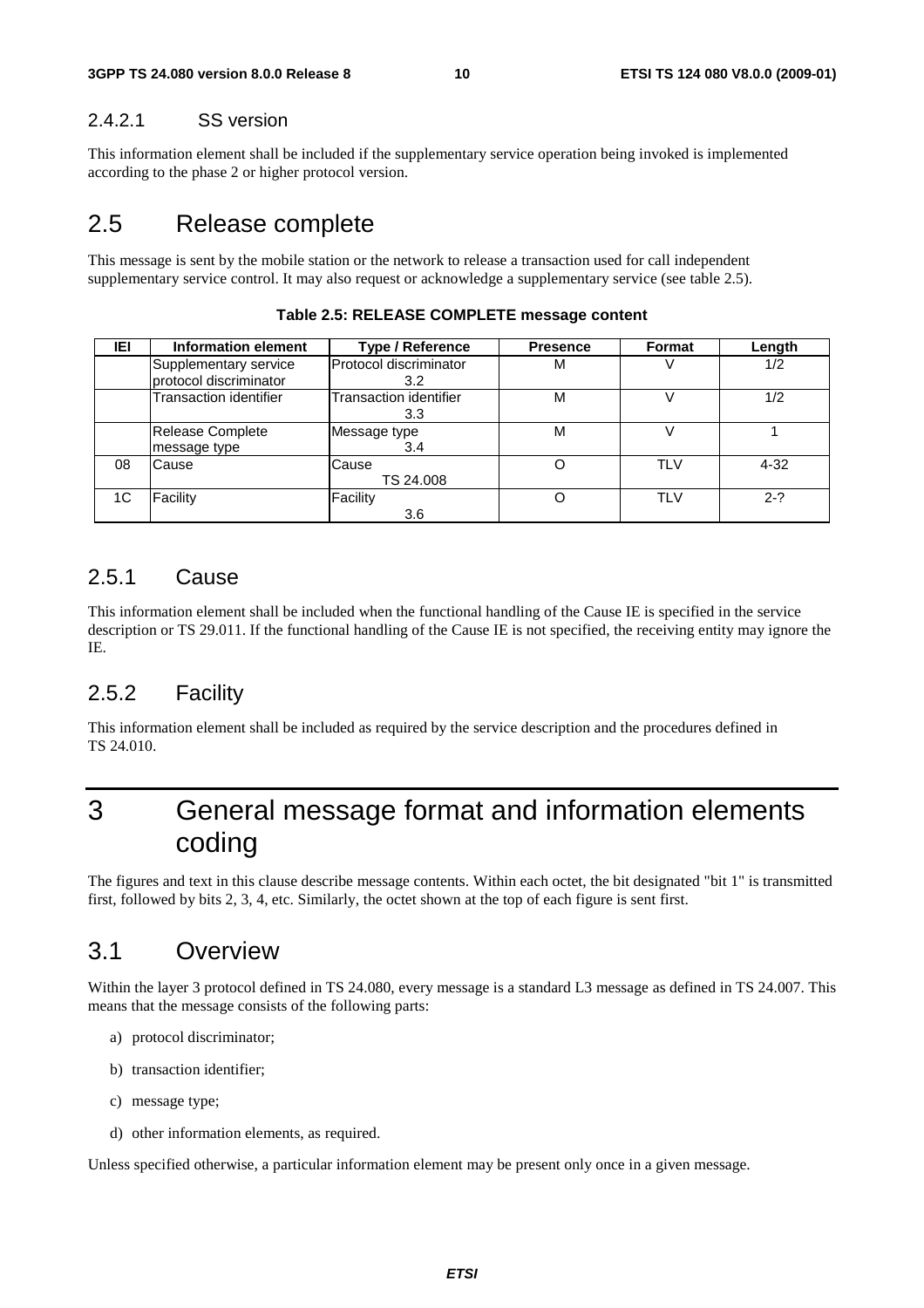#### 2.4.2.1 SS version

This information element shall be included if the supplementary service operation being invoked is implemented according to the phase 2 or higher protocol version.

## 2.5 Release complete

This message is sent by the mobile station or the network to release a transaction used for call independent supplementary service control. It may also request or acknowledge a supplementary service (see table 2.5).

**Table 2.5: RELEASE COMPLETE message content**

| IEI | Information element | Type / Reference | Presence | Format | Length |
|---|---|---|---|---|---|
| | Supplementary service protocol discriminator | Protocol discriminator 3.2 | M | V | 1/2 |
| | Transaction identifier | Transaction identifier 3.3 | M | V | 1/2 |
| | Release Complete message type | Message type 3.4 | M | V | 1 |
| 08 | Cause | Cause TS 24.008 | O | TLV | 4-32 |
| 1C | Facility | Facility 3.6 | O | TLV | 2-? |

### 2.5.1 Cause

This information element shall be included when the functional handling of the Cause IE is specified in the service description or TS 29.011. If the functional handling of the Cause IE is not specified, the receiving entity may ignore the IE.

### 2.5.2 Facility

This information element shall be included as required by the service description and the procedures defined in TS 24.010.

# 3 General message format and information elements coding

The figures and text in this clause describe message contents. Within each octet, the bit designated "bit 1" is transmitted first, followed by bits 2, 3, 4, etc. Similarly, the octet shown at the top of each figure is sent first.

## 3.1 Overview

Within the layer 3 protocol defined in TS 24.080, every message is a standard L3 message as defined in TS 24.007. This means that the message consists of the following parts:

a) protocol discriminator;

b) transaction identifier;

c) message type;

d) other information elements, as required.

Unless specified otherwise, a particular information element may be present only once in a given message.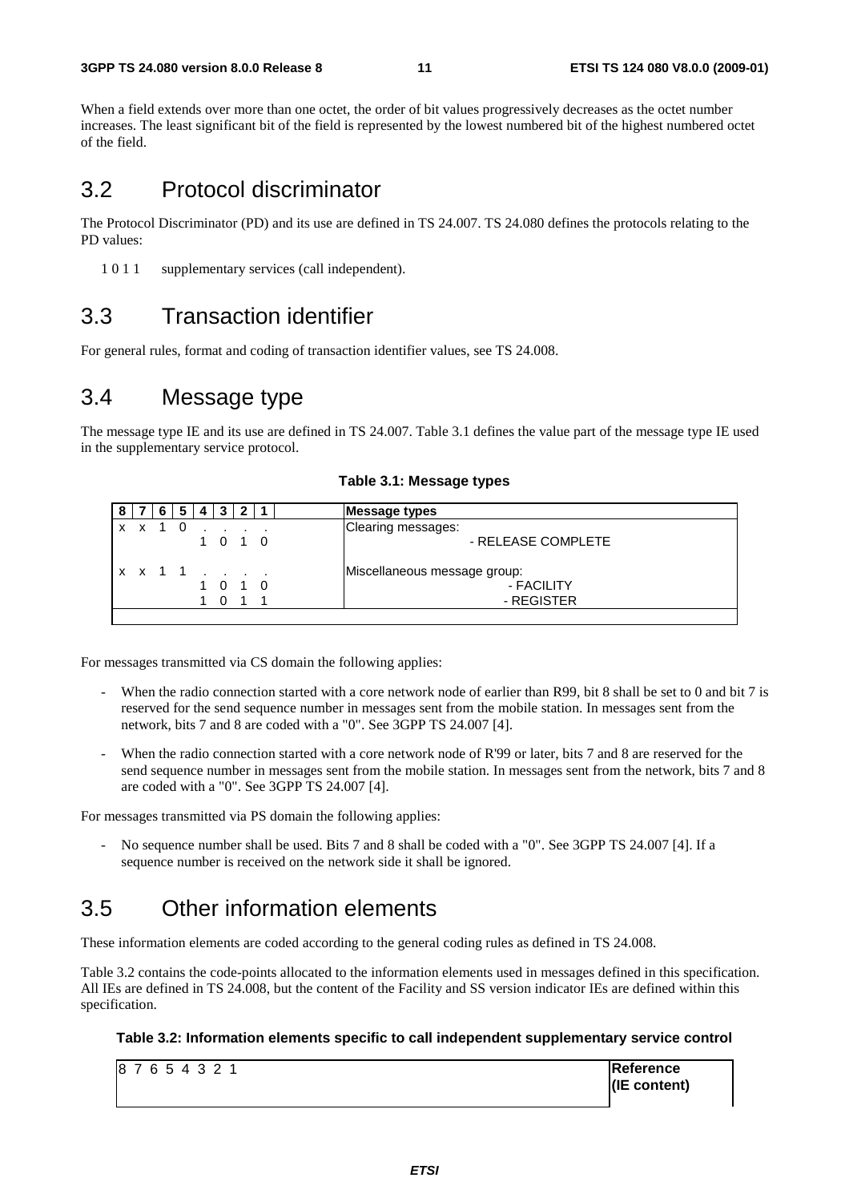When a field extends over more than one octet, the order of bit values progressively decreases as the octet number increases. The least significant bit of the field is represented by the lowest numbered bit of the highest numbered octet of the field.

## 3.2 Protocol discriminator

The Protocol Discriminator (PD) and its use are defined in TS 24.007. TS 24.080 defines the protocols relating to the PD values:

1 0 1 1 supplementary services (call independent).

## 3.3 Transaction identifier

For general rules, format and coding of transaction identifier values, see TS 24.008.

## 3.4 Message type

The message type IE and its use are defined in TS 24.007. Table 3.1 defines the value part of the message type IE used in the supplementary service protocol.

**Table 3.1: Message types**

| 8 | 7 | 6 | 5 | 4 | 3 | 2 | 1 | | Message types |
|---|---|---|---|---|---|---|---|---|---|
| x | x | 1 | 0 | . | . | . | . | | Clearing messages: |
| | | | | 1 | 0 | 1 | 0 | | - RELEASE COMPLETE |
| x | x | 1 | 1 | . | . | . | . | | Miscellaneous message group: |
| | | | | 1 | 0 | 1 | 0 | | - FACILITY |
| | | | | 1 | 0 | 1 | 1 | | - REGISTER |

For messages transmitted via CS domain the following applies:

- When the radio connection started with a core network node of earlier than R99, bit 8 shall be set to 0 and bit 7 is reserved for the send sequence number in messages sent from the mobile station. In messages sent from the network, bits 7 and 8 are coded with a "0". See 3GPP TS 24.007 [4].
- When the radio connection started with a core network node of R'99 or later, bits 7 and 8 are reserved for the send sequence number in messages sent from the mobile station. In messages sent from the network, bits 7 and 8 are coded with a "0". See 3GPP TS 24.007 [4].

For messages transmitted via PS domain the following applies:

- No sequence number shall be used. Bits 7 and 8 shall be coded with a "0". See 3GPP TS 24.007 [4]. If a sequence number is received on the network side it shall be ignored.

## 3.5 Other information elements

These information elements are coded according to the general coding rules as defined in TS 24.008.

Table 3.2 contains the code-points allocated to the information elements used in messages defined in this specification. All IEs are defined in TS 24.008, but the content of the Facility and SS version indicator IEs are defined within this specification.

**Table 3.2: Information elements specific to call independent supplementary service control**

| 8 7 6 5 4 3 2 1 | Reference (IE content) |
|---|---|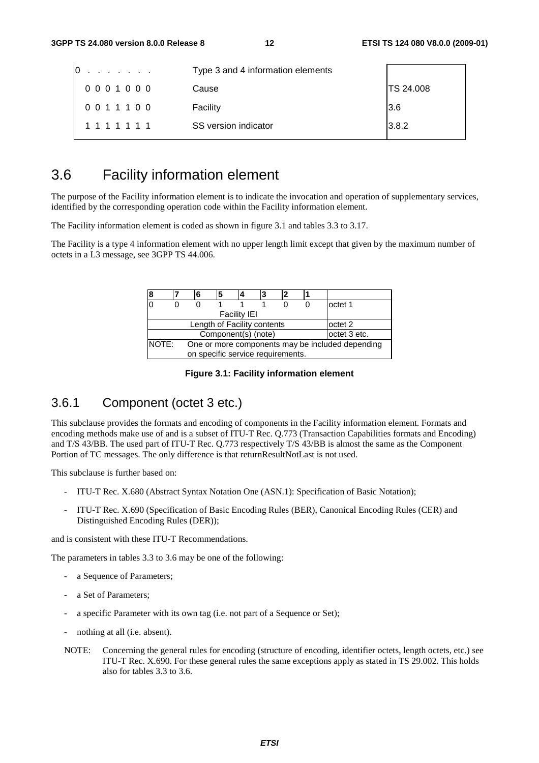| | | |
|---|---|---|
| 0 . . . . . . . | Type 3 and 4 information elements | |
| 0 0 0 1 0 0 0 | Cause | TS 24.008 |
| 0 0 1 1 1 0 0 | Facility | 3.6 |
| 1 1 1 1 1 1 1 | SS version indicator | 3.8.2 |

## 3.6 Facility information element

The purpose of the Facility information element is to indicate the invocation and operation of supplementary services, identified by the corresponding operation code within the Facility information element.

The Facility information element is coded as shown in figure 3.1 and tables 3.3 to 3.17.

The Facility is a type 4 information element with no upper length limit except that given by the maximum number of octets in a L3 message, see 3GPP TS 44.006.

| 8 | 7 | 6 | 5 | 4 | 3 | 2 | 1 | |
|---|---|---|---|---|---|---|---|---|
| 0 | 0 | 0 | 1 | 1 | 1 | 0 | 0 | octet 1 |
| Facility IEI | | | | | | | | |
| Length of Facility contents | | | | | | | | octet 2 |
| Component(s) (note) | | | | | | | | octet 3 etc. |
| NOTE: One or more components may be included depending on specific service requirements. | | | | | | | | |

**Figure 3.1: Facility information element**

### 3.6.1 Component (octet 3 etc.)

This subclause provides the formats and encoding of components in the Facility information element. Formats and encoding methods make use of and is a subset of ITU-T Rec. Q.773 (Transaction Capabilities formats and Encoding) and T/S 43/BB. The used part of ITU-T Rec. Q.773 respectively T/S 43/BB is almost the same as the Component Portion of TC messages. The only difference is that returnResultNotLast is not used.

This subclause is further based on:

- ITU-T Rec. X.680 (Abstract Syntax Notation One (ASN.1): Specification of Basic Notation);
- ITU-T Rec. X.690 (Specification of Basic Encoding Rules (BER), Canonical Encoding Rules (CER) and Distinguished Encoding Rules (DER));

and is consistent with these ITU-T Recommendations.

The parameters in tables 3.3 to 3.6 may be one of the following:

- a Sequence of Parameters;
- a Set of Parameters;
- a specific Parameter with its own tag (i.e. not part of a Sequence or Set);
- nothing at all (i.e. absent).

NOTE: Concerning the general rules for encoding (structure of encoding, identifier octets, length octets, etc.) see ITU-T Rec. X.690. For these general rules the same exceptions apply as stated in TS 29.002. This holds also for tables 3.3 to 3.6.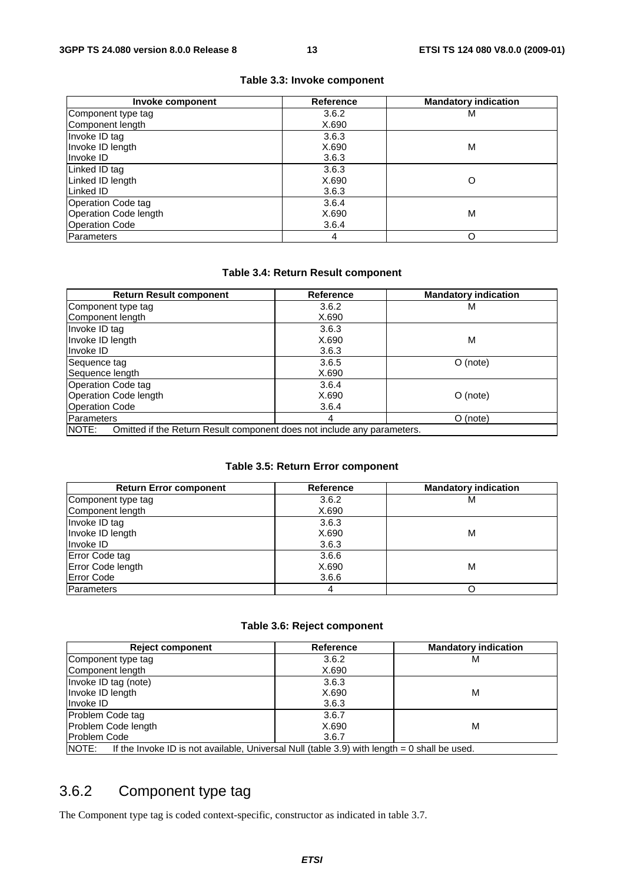**Table 3.3: Invoke component**

| Invoke component | Reference | Mandatory indication |
|---|---|---|
| Component type tag | 3.6.2 | M |
| Component length | X.690 | |
| Invoke ID tag | 3.6.3 | |
| Invoke ID length | X.690 | M |
| Invoke ID | 3.6.3 | |
| Linked ID tag | 3.6.3 | |
| Linked ID length | X.690 | O |
| Linked ID | 3.6.3 | |
| Operation Code tag | 3.6.4 | |
| Operation Code length | X.690 | M |
| Operation Code | 3.6.4 | |
| Parameters | 4 | O |

**Table 3.4: Return Result component**

| Return Result component | Reference | Mandatory indication |
|---|---|---|
| Component type tag | 3.6.2 | M |
| Component length | X.690 | |
| Invoke ID tag | 3.6.3 | |
| Invoke ID length | X.690 | M |
| Invoke ID | 3.6.3 | |
| Sequence tag | 3.6.5 | O (note) |
| Sequence length | X.690 | |
| Operation Code tag | 3.6.4 | |
| Operation Code length | X.690 | O (note) |
| Operation Code | 3.6.4 | |
| Parameters | 4 | O (note) |
| NOTE: Omitted if the Return Result component does not include any parameters. | | |

**Table 3.5: Return Error component**

| Return Error component | Reference | Mandatory indication |
|---|---|---|
| Component type tag | 3.6.2 | M |
| Component length | X.690 | |
| Invoke ID tag | 3.6.3 | |
| Invoke ID length | X.690 | M |
| Invoke ID | 3.6.3 | |
| Error Code tag | 3.6.6 | |
| Error Code length | X.690 | M |
| Error Code | 3.6.6 | |
| Parameters | 4 | O |

**Table 3.6: Reject component**

| Reject component | Reference | Mandatory indication |
|---|---|---|
| Component type tag | 3.6.2 | M |
| Component length | X.690 | |
| Invoke ID tag (note) | 3.6.3 | |
| Invoke ID length | X.690 | M |
| Invoke ID | 3.6.3 | |
| Problem Code tag | 3.6.7 | |
| Problem Code length | X.690 | M |
| Problem Code | 3.6.7 | |
| NOTE: If the Invoke ID is not available, Universal Null (table 3.9) with length = 0 shall be used. | | |

## 3.6.2 Component type tag

The Component type tag is coded context-specific, constructor as indicated in table 3.7.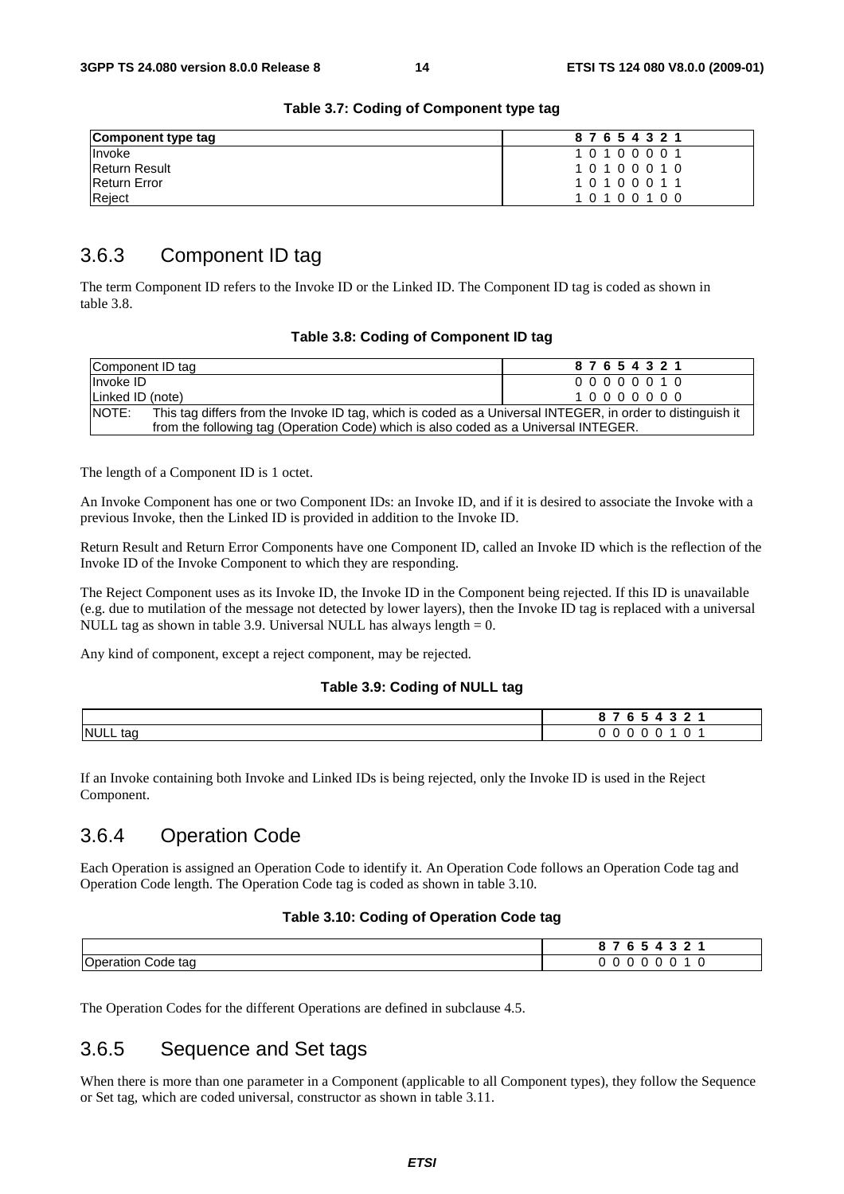**Table 3.7: Coding of Component type tag**

| Component type tag | 8 7 6 5 4 3 2 1 |
|---|---|
| Invoke | 1 0 1 0 0 0 0 1 |
| Return Result | 1 0 1 0 0 0 1 0 |
| Return Error | 1 0 1 0 0 0 1 1 |
| Reject | 1 0 1 0 0 1 0 0 |

## 3.6.3 Component ID tag

The term Component ID refers to the Invoke ID or the Linked ID. The Component ID tag is coded as shown in table 3.8.

**Table 3.8: Coding of Component ID tag**

| Component ID tag | 8 7 6 5 4 3 2 1 |
|---|---|
| Invoke ID | 0 0 0 0 0 0 1 0 |
| Linked ID (note) | 1 0 0 0 0 0 0 0 |
| NOTE: This tag differs from the Invoke ID tag, which is coded as a Universal INTEGER, in order to distinguish it from the following tag (Operation Code) which is also coded as a Universal INTEGER. | |

The length of a Component ID is 1 octet.

An Invoke Component has one or two Component IDs: an Invoke ID, and if it is desired to associate the Invoke with a previous Invoke, then the Linked ID is provided in addition to the Invoke ID.

Return Result and Return Error Components have one Component ID, called an Invoke ID which is the reflection of the Invoke ID of the Invoke Component to which they are responding.

The Reject Component uses as its Invoke ID, the Invoke ID in the Component being rejected. If this ID is unavailable (e.g. due to mutilation of the message not detected by lower layers), then the Invoke ID tag is replaced with a universal NULL tag as shown in table 3.9. Universal NULL has always length = 0.

Any kind of component, except a reject component, may be rejected.

**Table 3.9: Coding of NULL tag**

| | 8 7 6 5 4 3 2 1 |
|---|---|
| NULL tag | 0 0 0 0 0 1 0 1 |

If an Invoke containing both Invoke and Linked IDs is being rejected, only the Invoke ID is used in the Reject Component.

## 3.6.4 Operation Code

Each Operation is assigned an Operation Code to identify it. An Operation Code follows an Operation Code tag and Operation Code length. The Operation Code tag is coded as shown in table 3.10.

**Table 3.10: Coding of Operation Code tag**

| | 8 7 6 5 4 3 2 1 |
|---|---|
| Operation Code tag | 0 0 0 0 0 0 1 0 |

The Operation Codes for the different Operations are defined in subclause 4.5.

## 3.6.5 Sequence and Set tags

When there is more than one parameter in a Component (applicable to all Component types), they follow the Sequence or Set tag, which are coded universal, constructor as shown in table 3.11.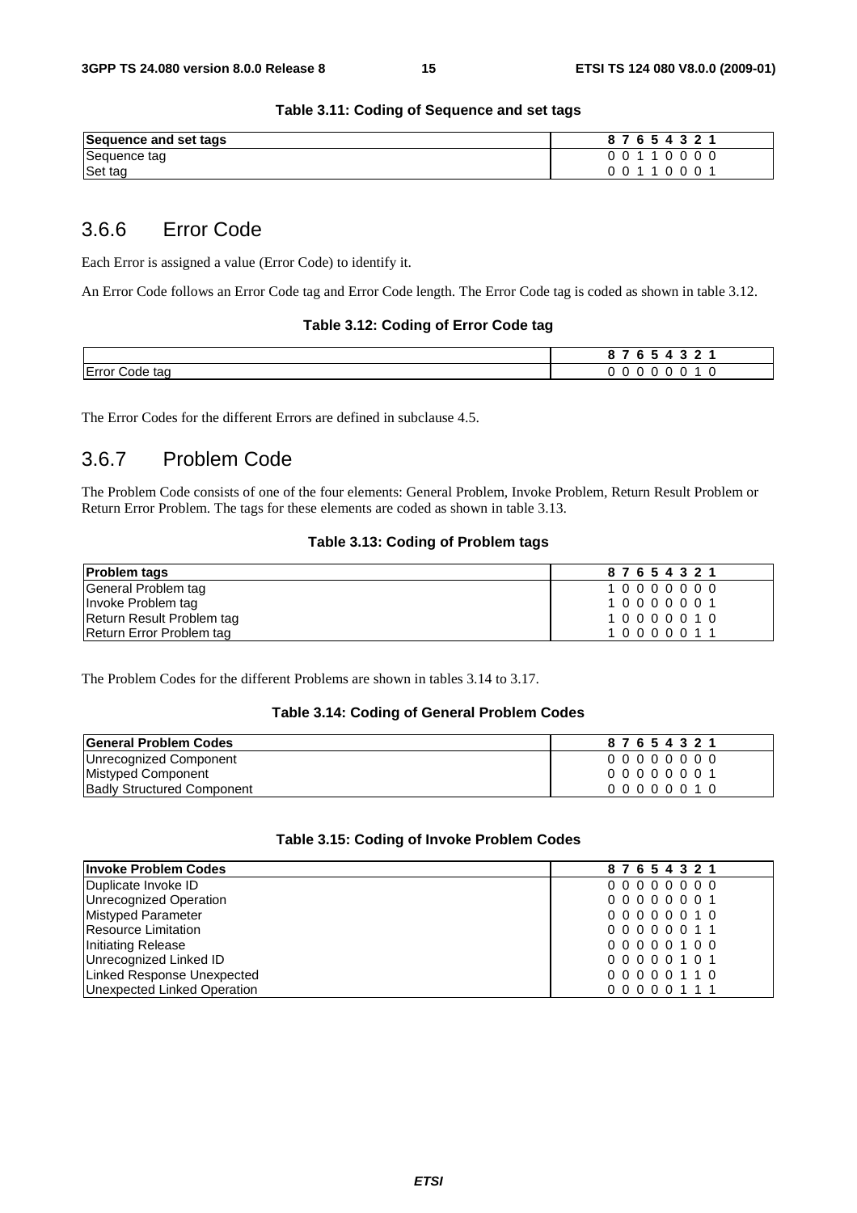**Table 3.11: Coding of Sequence and set tags**

| Sequence and set tags | 8 7 6 5 4 3 2 1 |
|---|---|
| Sequence tag | 0 0 1 1 0 0 0 0 |
| Set tag | 0 0 1 1 0 0 0 1 |

## 3.6.6 Error Code

Each Error is assigned a value (Error Code) to identify it.

An Error Code follows an Error Code tag and Error Code length. The Error Code tag is coded as shown in table 3.12.

**Table 3.12: Coding of Error Code tag**

| | 8 7 6 5 4 3 2 1 |
|---|---|
| Error Code tag | 0 0 0 0 0 0 1 0 |

The Error Codes for the different Errors are defined in subclause 4.5.

## 3.6.7 Problem Code

The Problem Code consists of one of the four elements: General Problem, Invoke Problem, Return Result Problem or Return Error Problem. The tags for these elements are coded as shown in table 3.13.

**Table 3.13: Coding of Problem tags**

| Problem tags | 8 7 6 5 4 3 2 1 |
|---|---|
| General Problem tag | 1 0 0 0 0 0 0 0 |
| Invoke Problem tag | 1 0 0 0 0 0 0 1 |
| Return Result Problem tag | 1 0 0 0 0 0 1 0 |
| Return Error Problem tag | 1 0 0 0 0 0 1 1 |

The Problem Codes for the different Problems are shown in tables 3.14 to 3.17.

**Table 3.14: Coding of General Problem Codes**

| General Problem Codes | 8 7 6 5 4 3 2 1 |
|---|---|
| Unrecognized Component | 0 0 0 0 0 0 0 0 |
| Mistyped Component | 0 0 0 0 0 0 0 1 |
| Badly Structured Component | 0 0 0 0 0 0 1 0 |

**Table 3.15: Coding of Invoke Problem Codes**

| Invoke Problem Codes | 8 7 6 5 4 3 2 1 |
|---|---|
| Duplicate Invoke ID | 0 0 0 0 0 0 0 0 |
| Unrecognized Operation | 0 0 0 0 0 0 0 1 |
| Mistyped Parameter | 0 0 0 0 0 0 1 0 |
| Resource Limitation | 0 0 0 0 0 0 1 1 |
| Initiating Release | 0 0 0 0 0 1 0 0 |
| Unrecognized Linked ID | 0 0 0 0 0 1 0 1 |
| Linked Response Unexpected | 0 0 0 0 0 1 1 0 |
| Unexpected Linked Operation | 0 0 0 0 0 1 1 1 |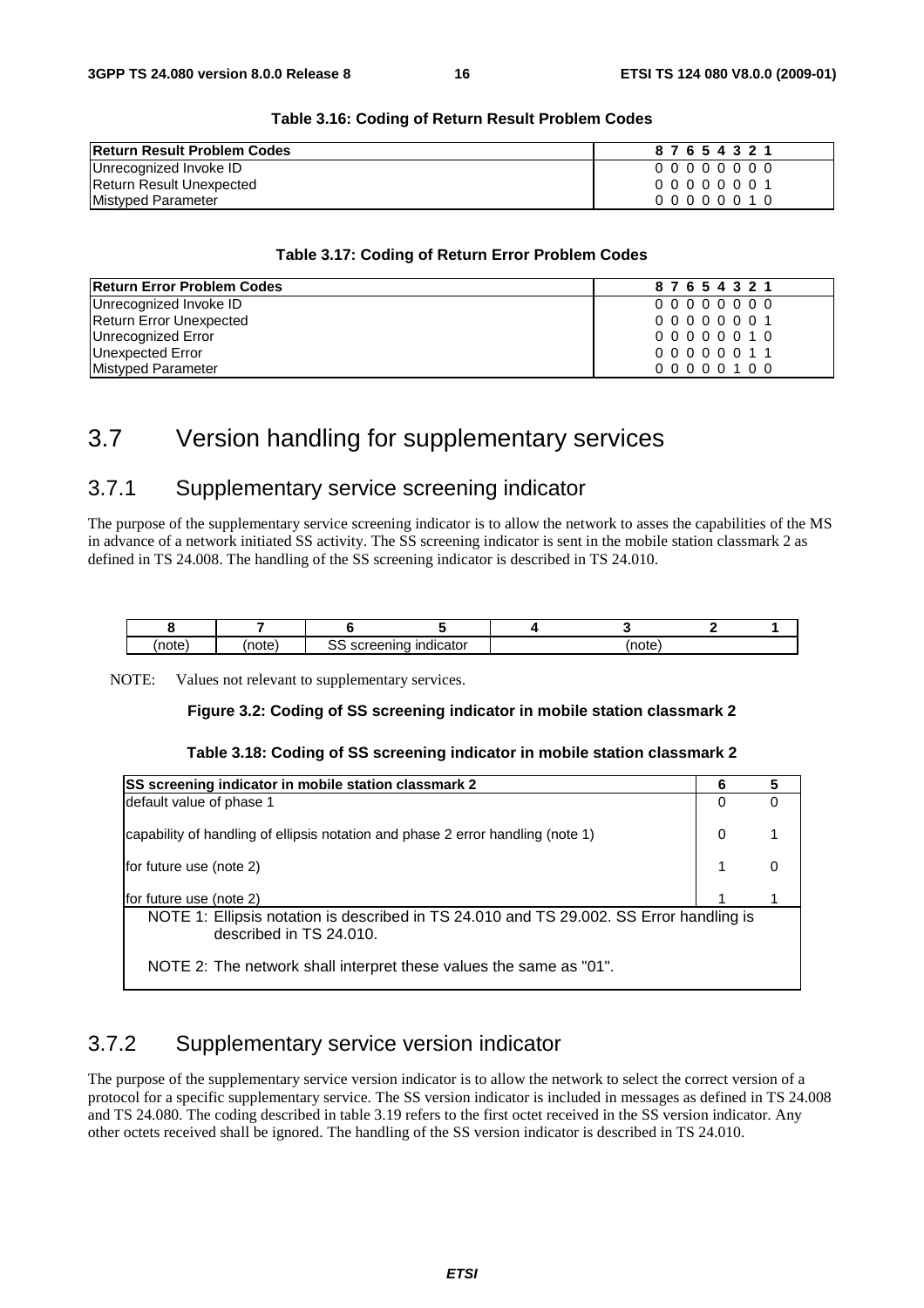**Table 3.16: Coding of Return Result Problem Codes**

| Return Result Problem Codes | 8 7 6 5 4 3 2 1 |
|---|---|
| Unrecognized Invoke ID | 0 0 0 0 0 0 0 0 |
| Return Result Unexpected | 0 0 0 0 0 0 0 1 |
| Mistyped Parameter | 0 0 0 0 0 0 1 0 |

**Table 3.17: Coding of Return Error Problem Codes**

| Return Error Problem Codes | 8 7 6 5 4 3 2 1 |
|---|---|
| Unrecognized Invoke ID | 0 0 0 0 0 0 0 0 |
| Return Error Unexpected | 0 0 0 0 0 0 0 1 |
| Unrecognized Error | 0 0 0 0 0 0 1 0 |
| Unexpected Error | 0 0 0 0 0 0 1 1 |
| Mistyped Parameter | 0 0 0 0 0 1 0 0 |

# 3.7 Version handling for supplementary services

## 3.7.1 Supplementary service screening indicator

The purpose of the supplementary service screening indicator is to allow the network to asses the capabilities of the MS in advance of a network initiated SS activity. The SS screening indicator is sent in the mobile station classmark 2 as defined in TS 24.008. The handling of the SS screening indicator is described in TS 24.010.

| 8 | 7 | 6 | 5 | 4 | 3 | 2 | 1 |
|---|---|---|---|---|---|---|---|
| (note) | (note) | SS screening indicator | | (note) | | | |

NOTE: Values not relevant to supplementary services.

**Figure 3.2: Coding of SS screening indicator in mobile station classmark 2**

**Table 3.18: Coding of SS screening indicator in mobile station classmark 2**

| SS screening indicator in mobile station classmark 2 | 6 | 5 |
|---|---|---|
| default value of phase 1 | 0 | 0 |
| capability of handling of ellipsis notation and phase 2 error handling (note 1) | 0 | 1 |
| for future use (note 2) | 1 | 0 |
| for future use (note 2) | 1 | 1 |
| NOTE 1: Ellipsis notation is described in TS 24.010 and TS 29.002. SS Error handling is described in TS 24.010.<br>NOTE 2: The network shall interpret these values the same as "01". | | |

## 3.7.2 Supplementary service version indicator

The purpose of the supplementary service version indicator is to allow the network to select the correct version of a protocol for a specific supplementary service. The SS version indicator is included in messages as defined in TS 24.008 and TS 24.080. The coding described in table 3.19 refers to the first octet received in the SS version indicator. Any other octets received shall be ignored. The handling of the SS version indicator is described in TS 24.010.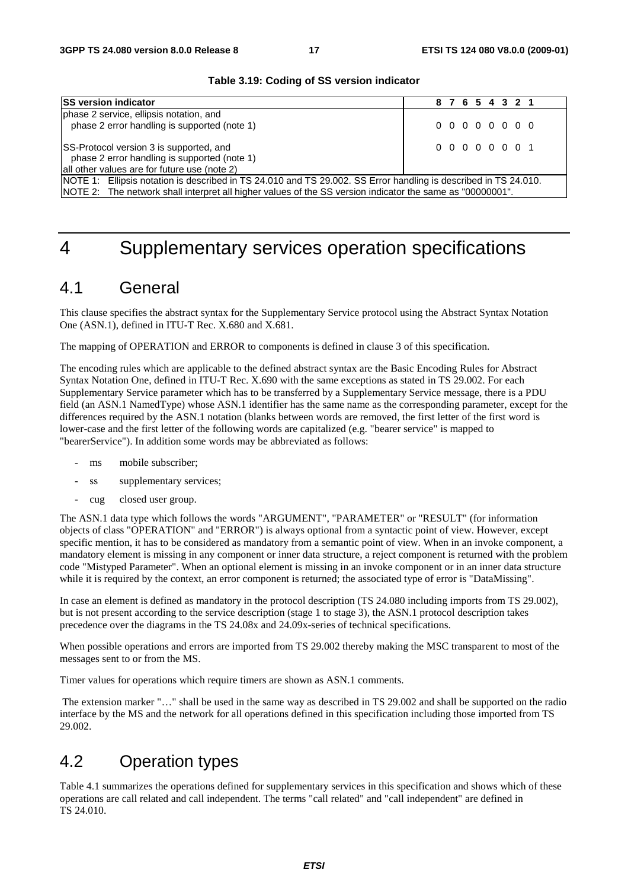**Table 3.19: Coding of SS version indicator**

| SS version indicator | 8 7 6 5 4 3 2 1 |
|---|---|
| phase 2 service, ellipsis notation, and phase 2 error handling is supported (note 1) | 0 0 0 0 0 0 0 0 |
| SS-Protocol version 3 is supported, and phase 2 error handling is supported (note 1) | 0 0 0 0 0 0 0 1 |
| all other values are for future use (note 2) | |
| NOTE 1: Ellipsis notation is described in TS 24.010 and TS 29.002. SS Error handling is described in TS 24.010. | |
| NOTE 2: The network shall interpret all higher values of the SS version indicator the same as "00000001". | |

# 4 Supplementary services operation specifications

## 4.1 General

This clause specifies the abstract syntax for the Supplementary Service protocol using the Abstract Syntax Notation One (ASN.1), defined in ITU-T Rec. X.680 and X.681.

The mapping of OPERATION and ERROR to components is defined in clause 3 of this specification.

The encoding rules which are applicable to the defined abstract syntax are the Basic Encoding Rules for Abstract Syntax Notation One, defined in ITU-T Rec. X.690 with the same exceptions as stated in TS 29.002. For each Supplementary Service parameter which has to be transferred by a Supplementary Service message, there is a PDU field (an ASN.1 NamedType) whose ASN.1 identifier has the same name as the corresponding parameter, except for the differences required by the ASN.1 notation (blanks between words are removed, the first letter of the first word is lower-case and the first letter of the following words are capitalized (e.g. "bearer service" is mapped to "bearerService"). In addition some words may be abbreviated as follows:

- ms mobile subscriber;
- ss supplementary services;
- cug closed user group.

The ASN.1 data type which follows the words "ARGUMENT", "PARAMETER" or "RESULT" (for information objects of class "OPERATION" and "ERROR") is always optional from a syntactic point of view. However, except specific mention, it has to be considered as mandatory from a semantic point of view. When in an invoke component, a mandatory element is missing in any component or inner data structure, a reject component is returned with the problem code "Mistyped Parameter". When an optional element is missing in an invoke component or in an inner data structure while it is required by the context, an error component is returned; the associated type of error is "DataMissing".

In case an element is defined as mandatory in the protocol description (TS 24.080 including imports from TS 29.002), but is not present according to the service description (stage 1 to stage 3), the ASN.1 protocol description takes precedence over the diagrams in the TS 24.08x and 24.09x-series of technical specifications.

When possible operations and errors are imported from TS 29.002 thereby making the MSC transparent to most of the messages sent to or from the MS.

Timer values for operations which require timers are shown as ASN.1 comments.

The extension marker "…" shall be used in the same way as described in TS 29.002 and shall be supported on the radio interface by the MS and the network for all operations defined in this specification including those imported from TS 29.002.

## 4.2 Operation types

Table 4.1 summarizes the operations defined for supplementary services in this specification and shows which of these operations are call related and call independent. The terms "call related" and "call independent" are defined in TS 24.010.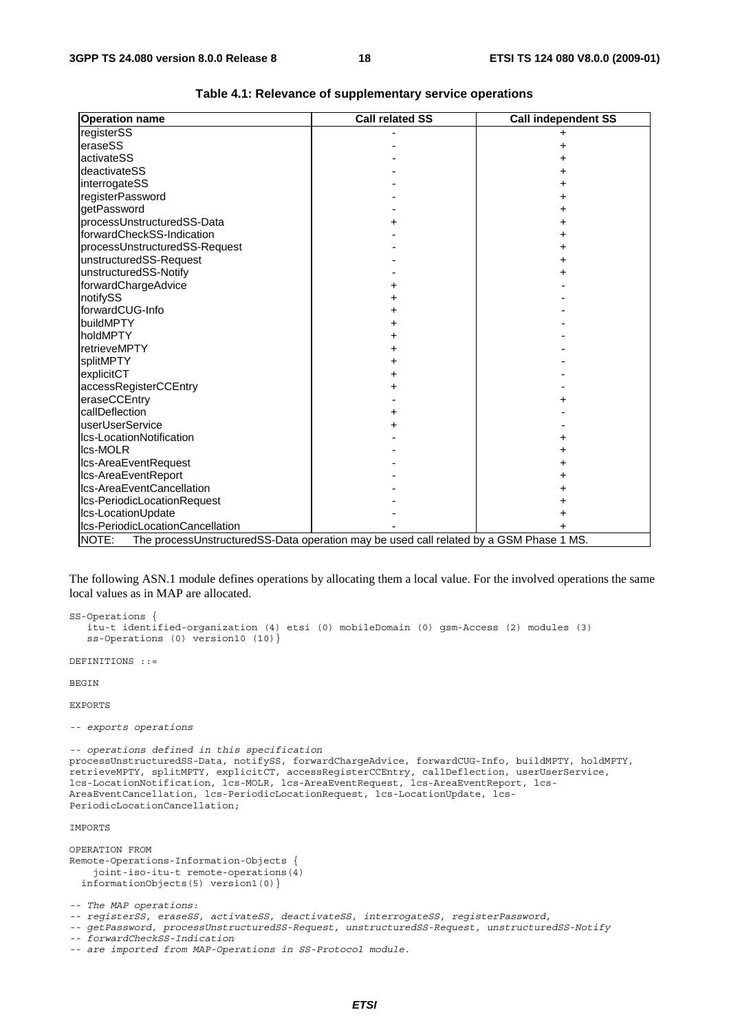**Table 4.1: Relevance of supplementary service operations**

| Operation name | Call related SS | Call independent SS |
|---|---|---|
| registerSS | - | + |
| eraseSS | - | + |
| activateSS | - | + |
| deactivateSS | - | + |
| interrogateSS | - | + |
| registerPassword | - | + |
| getPassword | - | + |
| processUnstructuredSS-Data | + | + |
| forwardCheckSS-Indication | - | + |
| processUnstructuredSS-Request | - | + |
| unstructuredSS-Request | - | + |
| unstructuredSS-Notify | - | + |
| forwardChargeAdvice | + | - |
| notifySS | + | - |
| forwardCUG-Info | + | - |
| buildMPTY | + | - |
| holdMPTY | + | - |
| retrieveMPTY | + | - |
| splitMPTY | + | - |
| explicitCT | + | - |
| accessRegisterCCEntry | + | - |
| eraseCCEntry | - | + |
| callDeflection | + | - |
| userUserService | + | - |
| lcs-LocationNotification | - | + |
| lcs-MOLR | - | + |
| lcs-AreaEventRequest | - | + |
| lcs-AreaEventReport | - | + |
| lcs-AreaEventCancellation | - | + |
| lcs-PeriodicLocationRequest | - | + |
| lcs-LocationUpdate | - | + |
| lcs-PeriodicLocationCancellation | - | + |
| NOTE: The processUnstructuredSS-Data operation may be used call related by a GSM Phase 1 MS. | | |

The following ASN.1 module defines operations by allocating them a local value. For the involved operations the same local values as in MAP are allocated.

```
SS-Operations {
   itu-t identified-organization (4) etsi (0) mobileDomain (0) gsm-Access (2) modules (3)
   ss-Operations (0) version10 (10)}

DEFINITIONS ::=

BEGIN

EXPORTS

-- exports operations

-- operations defined in this specification
processUnstructuredSS-Data, notifySS, forwardChargeAdvice, forwardCUG-Info, buildMPTY, holdMPTY,
retrieveMPTY, splitMPTY, explicitCT, accessRegisterCCEntry, callDeflection, userUserService,
lcs-LocationNotification, lcs-MOLR, lcs-AreaEventRequest, lcs-AreaEventReport, lcs-
AreaEventCancellation, lcs-PeriodicLocationRequest, lcs-LocationUpdate, lcs-
PeriodicLocationCancellation;

IMPORTS

OPERATION FROM
Remote-Operations-Information-Objects {
    joint-iso-itu-t remote-operations(4)
  informationObjects(5) version1(0)}

-- The MAP operations:
-- registerSS, eraseSS, activateSS, deactivateSS, interrogateSS, registerPassword,
-- getPassword, processUnstructuredSS-Request, unstructuredSS-Request, unstructuredSS-Notify
-- forwardCheckSS-Indication
-- are imported from MAP-Operations in SS-Protocol module.
```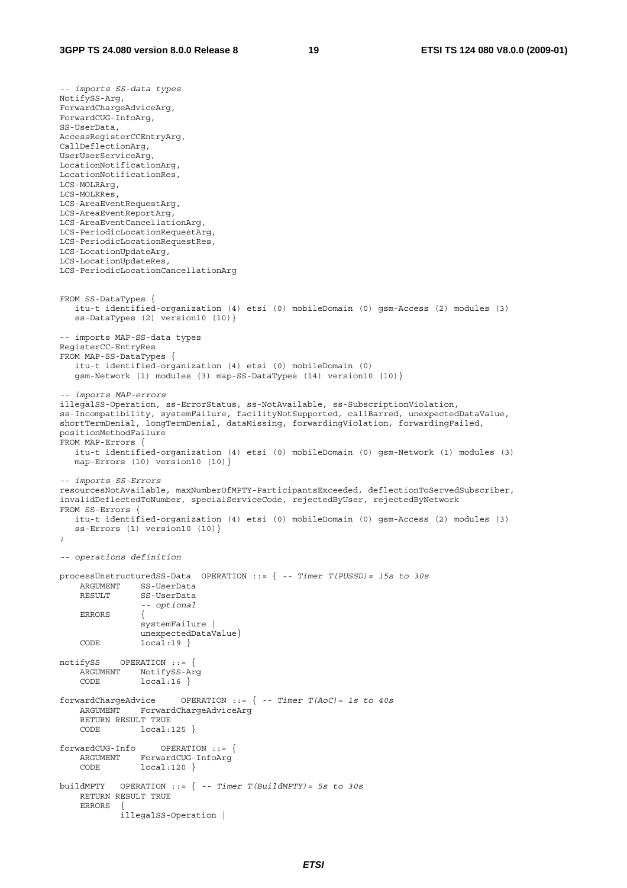```
-- imports SS-data types
NotifySS-Arg,
ForwardChargeAdviceArg,
ForwardCUG-InfoArg,
SS-UserData,
AccessRegisterCCEntryArg,
CallDeflectionArg,
UserUserServiceArg,
LocationNotificationArg,
LocationNotificationRes,
LCS-MOLRArg,
LCS-MOLRRes,
LCS-AreaEventRequestArg,
LCS-AreaEventReportArg,
LCS-AreaEventCancellationArg,
LCS-PeriodicLocationRequestArg,
LCS-PeriodicLocationRequestRes,
LCS-LocationUpdateArg,
LCS-LocationUpdateRes,
LCS-PeriodicLocationCancellationArg

FROM SS-DataTypes {
   itu-t identified-organization (4) etsi (0) mobileDomain (0) gsm-Access (2) modules (3)
   ss-DataTypes (2) version10 (10)}

-- imports MAP-SS-data types
RegisterCC-EntryRes
FROM MAP-SS-DataTypes {
   itu-t identified-organization (4) etsi (0) mobileDomain (0)
   gsm-Network (1) modules (3) map-SS-DataTypes (14) version10 (10)}

-- imports MAP-errors
illegalSS-Operation, ss-ErrorStatus, ss-NotAvailable, ss-SubscriptionViolation,
ss-Incompatibility, systemFailure, facilityNotSupported, callBarred, unexpectedDataValue,
shortTermDenial, longTermDenial, dataMissing, forwardingViolation, forwardingFailed,
positionMethodFailure
FROM MAP-Errors {
   itu-t identified-organization (4) etsi (0) mobileDomain (0) gsm-Network (1) modules (3)
   map-Errors (10) version10 (10)}

-- imports SS-Errors
resourcesNotAvailable, maxNumberOfMPTY-ParticipantsExceeded, deflectionToServedSubscriber,
invalidDeflectedToNumber, specialServiceCode, rejectedByUser, rejectedByNetwork
FROM SS-Errors {
   itu-t identified-organization (4) etsi (0) mobileDomain (0) gsm-Access (2) modules (3)
   ss-Errors (1) version10 (10)}
;

-- operations definition

processUnstructuredSS-Data  OPERATION ::= { -- Timer T(PUSSD)= 15s to 30s
    ARGUMENT    SS-UserData
    RESULT      SS-UserData
                -- optional
    ERRORS      {
                systemFailure |
                unexpectedDataValue}
    CODE        local:19 }

notifySS    OPERATION ::= {
    ARGUMENT    NotifySS-Arg
    CODE        local:16 }

forwardChargeAdvice     OPERATION ::= { -- Timer T(AoC)= 1s to 40s
    ARGUMENT    ForwardChargeAdviceArg
    RETURN RESULT TRUE
    CODE        local:125 }

forwardCUG-Info     OPERATION ::= {
    ARGUMENT    ForwardCUG-InfoArg
    CODE        local:120 }

buildMPTY   OPERATION ::= { -- Timer T(BuildMPTY)= 5s to 30s
    RETURN RESULT TRUE
    ERRORS  {
            illegalSS-Operation |
```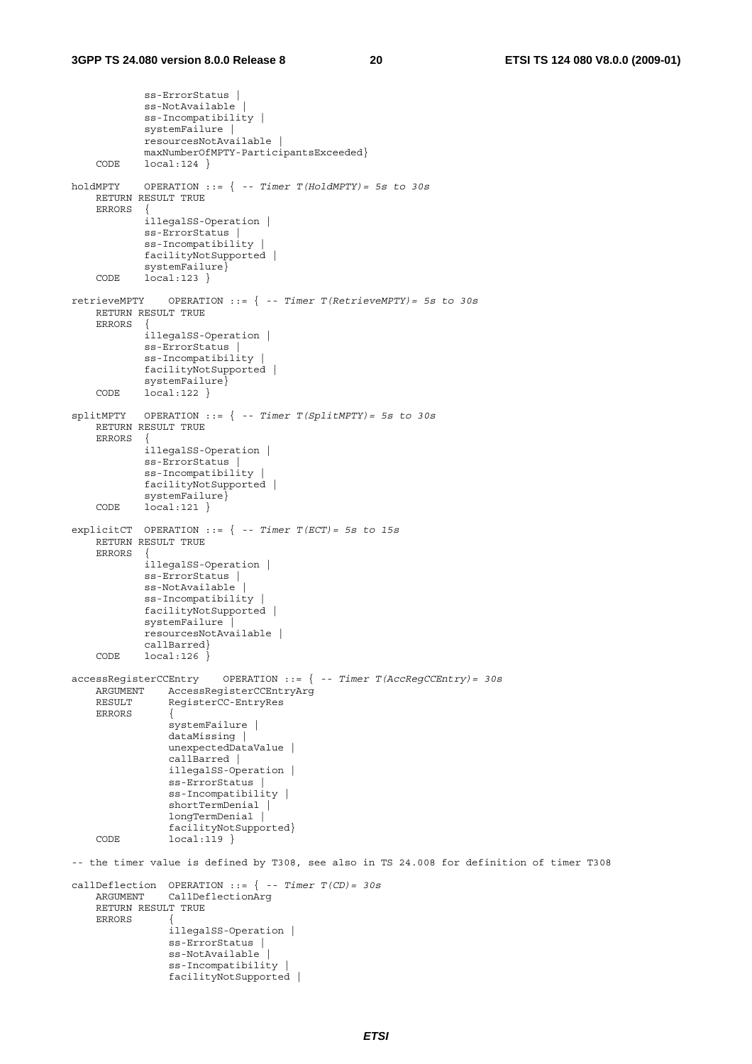```
            ss-ErrorStatus |
            ss-NotAvailable |
            ss-Incompatibility |
            systemFailure |
            resourcesNotAvailable |
            maxNumberOfMPTY-ParticipantsExceeded}
    CODE    local:124 }

holdMPTY    OPERATION ::= { -- Timer T(HoldMPTY)= 5s to 30s
    RETURN RESULT TRUE
    ERRORS  {
            illegalSS-Operation |
            ss-ErrorStatus |
            ss-Incompatibility |
            facilityNotSupported |
            systemFailure}
    CODE    local:123 }

retrieveMPTY    OPERATION ::= { -- Timer T(RetrieveMPTY)= 5s to 30s
    RETURN RESULT TRUE
    ERRORS  {
            illegalSS-Operation |
            ss-ErrorStatus |
            ss-Incompatibility |
            facilityNotSupported |
            systemFailure}
    CODE    local:122 }

splitMPTY   OPERATION ::= { -- Timer T(SplitMPTY)= 5s to 30s
    RETURN RESULT TRUE
    ERRORS  {
            illegalSS-Operation |
            ss-ErrorStatus |
            ss-Incompatibility |
            facilityNotSupported |
            systemFailure}
    CODE    local:121 }

explicitCT  OPERATION ::= { -- Timer T(ECT)= 5s to 15s
    RETURN RESULT TRUE
    ERRORS  {
            illegalSS-Operation |
            ss-ErrorStatus |
            ss-NotAvailable |
            ss-Incompatibility |
            facilityNotSupported |
            systemFailure |
            resourcesNotAvailable |
            callBarred}
    CODE    local:126 }

accessRegisterCCEntry    OPERATION ::= { -- Timer T(AccRegCCEntry)= 30s
    ARGUMENT    AccessRegisterCCEntryArg
    RESULT      RegisterCC-EntryRes
    ERRORS      {
                systemFailure |
                dataMissing |
                unexpectedDataValue |
                callBarred |
                illegalSS-Operation |
                ss-ErrorStatus |
                ss-Incompatibility |
                shortTermDenial |
                longTermDenial |
                facilityNotSupported}
    CODE        local:119 }

-- the timer value is defined by T308, see also in TS 24.008 for definition of timer T308

callDeflection  OPERATION ::= { -- Timer T(CD)= 30s
    ARGUMENT    CallDeflectionArg
    RETURN RESULT TRUE
    ERRORS      {
                illegalSS-Operation |
                ss-ErrorStatus |
                ss-NotAvailable |
                ss-Incompatibility |
                facilityNotSupported |
```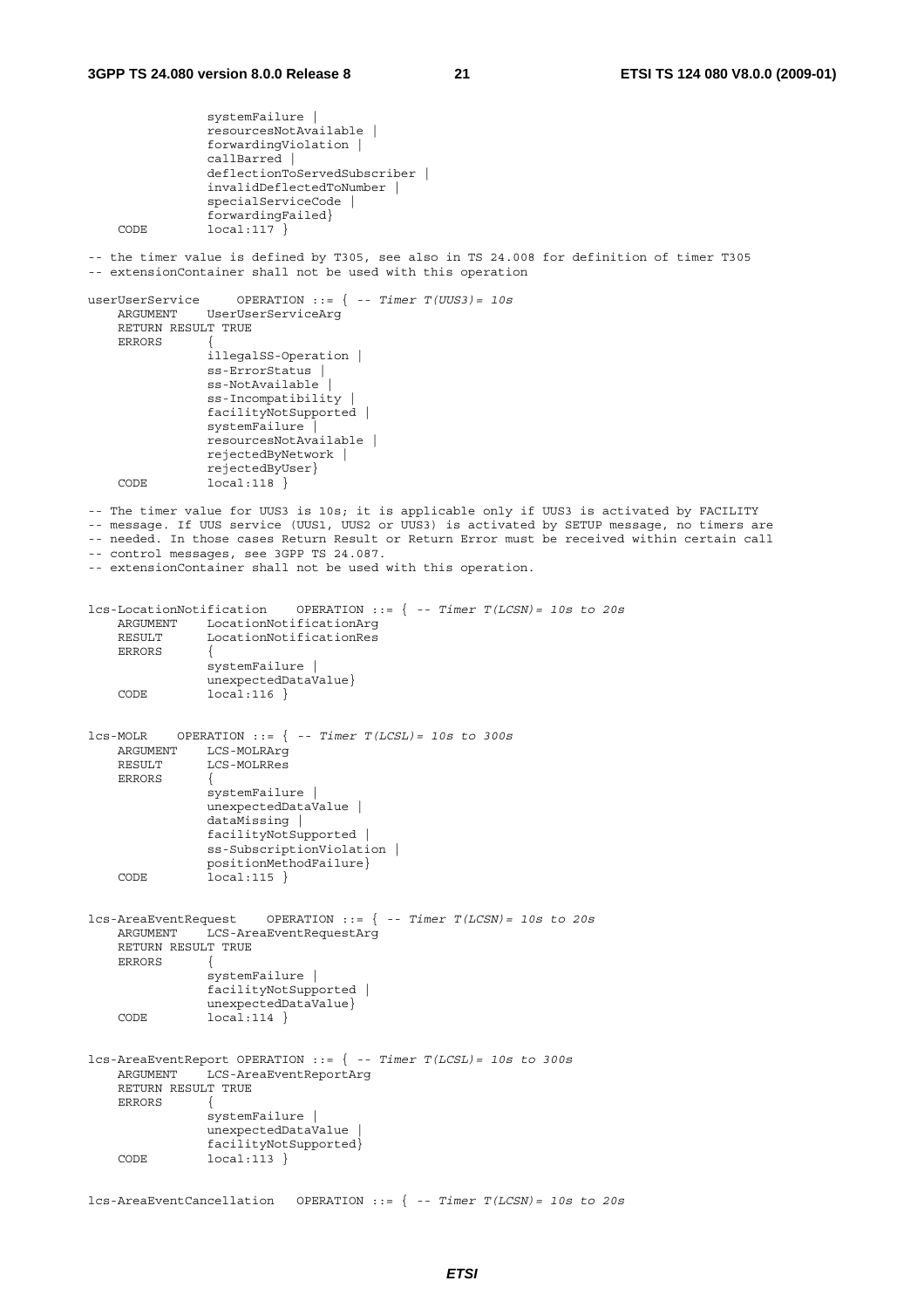```
                systemFailure |
                resourcesNotAvailable |
                forwardingViolation |
                callBarred |
                deflectionToServedSubscriber |
                invalidDeflectedToNumber |
                specialServiceCode |
                forwardingFailed}
    CODE        local:117 }

-- the timer value is defined by T305, see also in TS 24.008 for definition of timer T305
-- extensionContainer shall not be used with this operation

userUserService     OPERATION ::= { -- Timer T(UUS3)= 10s
    ARGUMENT    UserUserServiceArg
    RETURN RESULT TRUE
    ERRORS      {
                illegalSS-Operation |
                ss-ErrorStatus |
                ss-NotAvailable |
                ss-Incompatibility |
                facilityNotSupported |
                systemFailure |
                resourcesNotAvailable |
                rejectedByNetwork |
                rejectedByUser}
    CODE        local:118 }

-- The timer value for UUS3 is 10s; it is applicable only if UUS3 is activated by FACILITY
-- message. If UUS service (UUS1, UUS2 or UUS3) is activated by SETUP message, no timers are
-- needed. In those cases Return Result or Return Error must be received within certain call
-- control messages, see 3GPP TS 24.087.
-- extensionContainer shall not be used with this operation.


lcs-LocationNotification    OPERATION ::= { -- Timer T(LCSN)= 10s to 20s
    ARGUMENT    LocationNotificationArg
    RESULT      LocationNotificationRes
    ERRORS      {
                systemFailure |
                unexpectedDataValue}
    CODE        local:116 }


lcs-MOLR    OPERATION ::= { -- Timer T(LCSL)= 10s to 300s
    ARGUMENT    LCS-MOLRArg
    RESULT      LCS-MOLRRes
    ERRORS      {
                systemFailure |
                unexpectedDataValue |
                dataMissing |
                facilityNotSupported |
                ss-SubscriptionViolation |
                positionMethodFailure}
    CODE        local:115 }


lcs-AreaEventRequest    OPERATION ::= { -- Timer T(LCSN)= 10s to 20s
    ARGUMENT    LCS-AreaEventRequestArg
    RETURN RESULT TRUE
    ERRORS      {
                systemFailure |
                facilityNotSupported |
                unexpectedDataValue}
    CODE        local:114 }


lcs-AreaEventReport OPERATION ::= { -- Timer T(LCSL)= 10s to 300s
    ARGUMENT    LCS-AreaEventReportArg
    RETURN RESULT TRUE
    ERRORS      {
                systemFailure |
                unexpectedDataValue |
                facilityNotSupported}
    CODE        local:113 }


lcs-AreaEventCancellation   OPERATION ::= { -- Timer T(LCSN)= 10s to 20s
```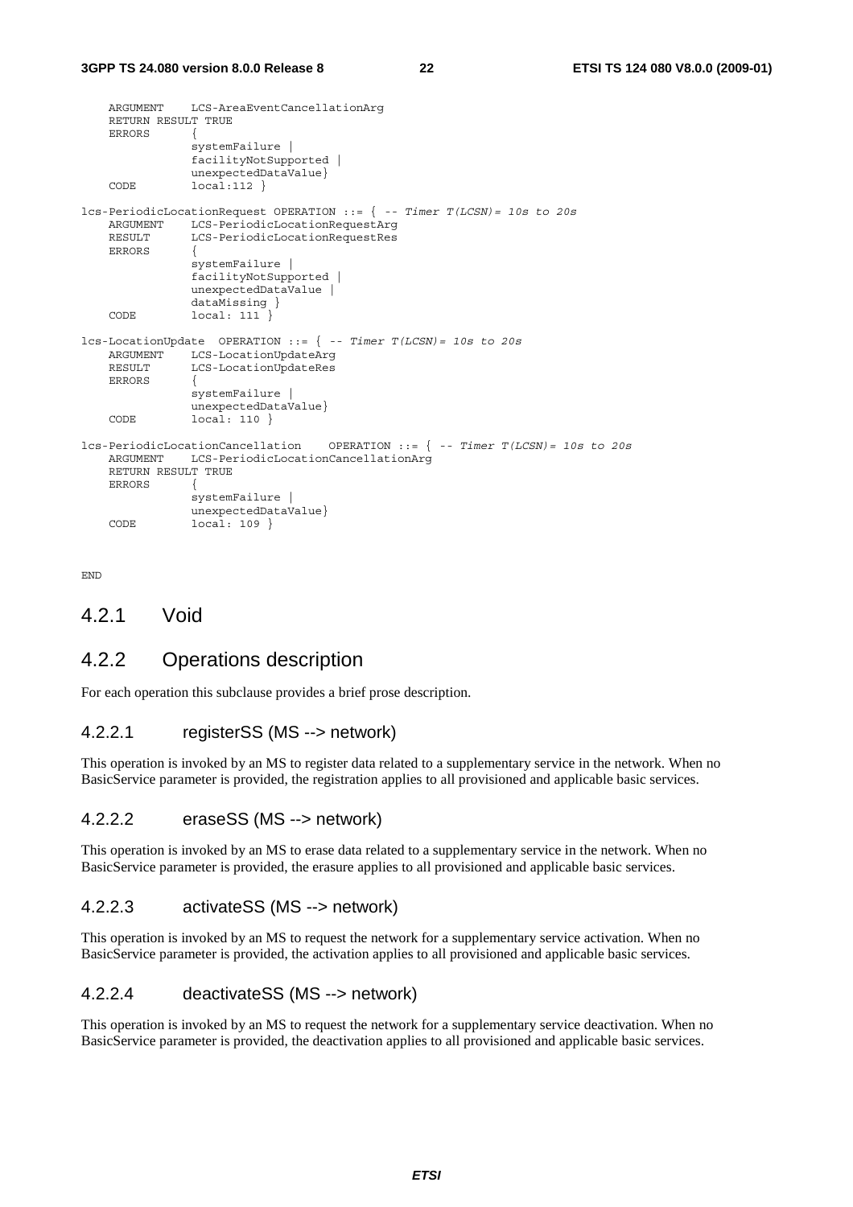```
	ARGUMENT	LCS-AreaEventCancellationArg
	RETURN RESULT TRUE
	ERRORS		{
				systemFailure |
				facilityNotSupported |
				unexpectedDataValue}
	CODE		local:112 }

lcs-PeriodicLocationRequest OPERATION ::= { -- Timer T(LCSN)= 10s to 20s
	ARGUMENT	LCS-PeriodicLocationRequestArg
	RESULT		LCS-PeriodicLocationRequestRes
	ERRORS		{
				systemFailure |
				facilityNotSupported |
				unexpectedDataValue |
				dataMissing }
	CODE		local: 111 }

lcs-LocationUpdate  OPERATION ::= { -- Timer T(LCSN)= 10s to 20s
	ARGUMENT	LCS-LocationUpdateArg
	RESULT		LCS-LocationUpdateRes
	ERRORS		{
				systemFailure |
				unexpectedDataValue}
	CODE		local: 110 }

lcs-PeriodicLocationCancellation    OPERATION ::= { -- Timer T(LCSN)= 10s to 20s
	ARGUMENT	LCS-PeriodicLocationCancellationArg
	RETURN RESULT TRUE
	ERRORS		{
				systemFailure |
				unexpectedDataValue}
	CODE		local: 109 }


END
```

## 4.2.1 Void

## 4.2.2 Operations description

For each operation this subclause provides a brief prose description.

### 4.2.2.1 registerSS (MS --> network)

This operation is invoked by an MS to register data related to a supplementary service in the network. When no BasicService parameter is provided, the registration applies to all provisioned and applicable basic services.

### 4.2.2.2 eraseSS (MS --> network)

This operation is invoked by an MS to erase data related to a supplementary service in the network. When no BasicService parameter is provided, the erasure applies to all provisioned and applicable basic services.

### 4.2.2.3 activateSS (MS --> network)

This operation is invoked by an MS to request the network for a supplementary service activation. When no BasicService parameter is provided, the activation applies to all provisioned and applicable basic services.

### 4.2.2.4 deactivateSS (MS --> network)

This operation is invoked by an MS to request the network for a supplementary service deactivation. When no BasicService parameter is provided, the deactivation applies to all provisioned and applicable basic services.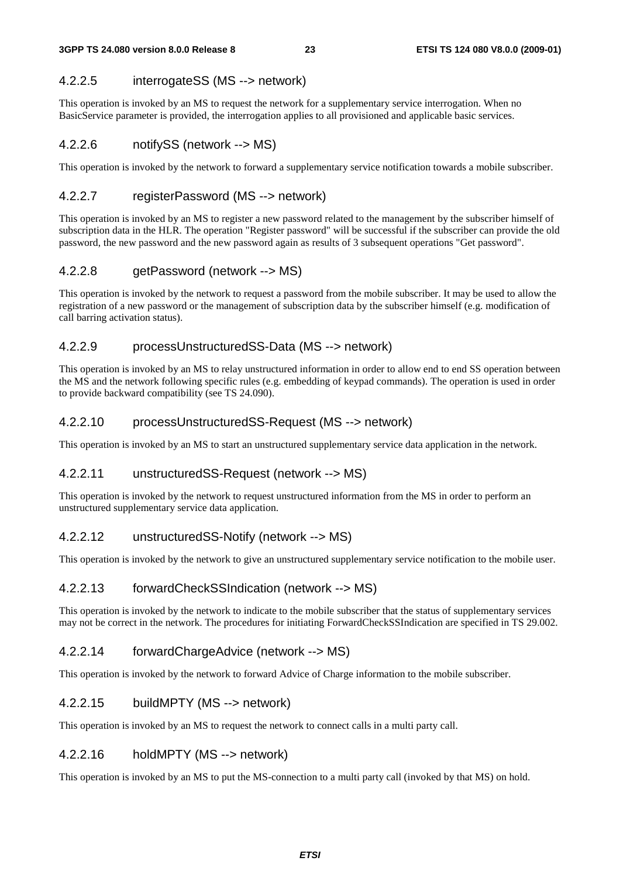#### 4.2.2.5 interrogateSS (MS --> network)

This operation is invoked by an MS to request the network for a supplementary service interrogation. When no BasicService parameter is provided, the interrogation applies to all provisioned and applicable basic services.

#### 4.2.2.6 notifySS (network --> MS)

This operation is invoked by the network to forward a supplementary service notification towards a mobile subscriber.

#### 4.2.2.7 registerPassword (MS --> network)

This operation is invoked by an MS to register a new password related to the management by the subscriber himself of subscription data in the HLR. The operation "Register password" will be successful if the subscriber can provide the old password, the new password and the new password again as results of 3 subsequent operations "Get password".

#### 4.2.2.8 getPassword (network --> MS)

This operation is invoked by the network to request a password from the mobile subscriber. It may be used to allow the registration of a new password or the management of subscription data by the subscriber himself (e.g. modification of call barring activation status).

#### 4.2.2.9 processUnstructuredSS-Data (MS --> network)

This operation is invoked by an MS to relay unstructured information in order to allow end to end SS operation between the MS and the network following specific rules (e.g. embedding of keypad commands). The operation is used in order to provide backward compatibility (see TS 24.090).

#### 4.2.2.10 processUnstructuredSS-Request (MS --> network)

This operation is invoked by an MS to start an unstructured supplementary service data application in the network.

#### 4.2.2.11 unstructuredSS-Request (network --> MS)

This operation is invoked by the network to request unstructured information from the MS in order to perform an unstructured supplementary service data application.

#### 4.2.2.12 unstructuredSS-Notify (network --> MS)

This operation is invoked by the network to give an unstructured supplementary service notification to the mobile user.

#### 4.2.2.13 forwardCheckSSIndication (network --> MS)

This operation is invoked by the network to indicate to the mobile subscriber that the status of supplementary services may not be correct in the network. The procedures for initiating ForwardCheckSSIndication are specified in TS 29.002.

#### 4.2.2.14 forwardChargeAdvice (network --> MS)

This operation is invoked by the network to forward Advice of Charge information to the mobile subscriber.

#### 4.2.2.15 buildMPTY (MS --> network)

This operation is invoked by an MS to request the network to connect calls in a multi party call.

#### 4.2.2.16 holdMPTY (MS --> network)

This operation is invoked by an MS to put the MS-connection to a multi party call (invoked by that MS) on hold.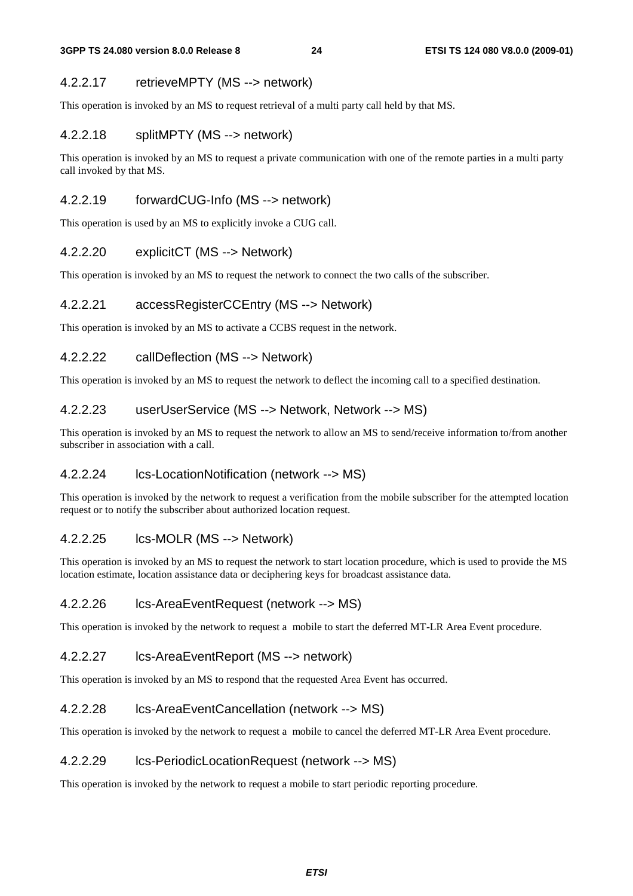#### 4.2.2.17 retrieveMPTY (MS --> network)

This operation is invoked by an MS to request retrieval of a multi party call held by that MS.

#### 4.2.2.18 splitMPTY (MS --> network)

This operation is invoked by an MS to request a private communication with one of the remote parties in a multi party call invoked by that MS.

#### 4.2.2.19 forwardCUG-Info (MS --> network)

This operation is used by an MS to explicitly invoke a CUG call.

#### 4.2.2.20 explicitCT (MS --> Network)

This operation is invoked by an MS to request the network to connect the two calls of the subscriber.

#### 4.2.2.21 accessRegisterCCEntry (MS --> Network)

This operation is invoked by an MS to activate a CCBS request in the network.

#### 4.2.2.22 callDeflection (MS --> Network)

This operation is invoked by an MS to request the network to deflect the incoming call to a specified destination.

#### 4.2.2.23 userUserService (MS --> Network, Network --> MS)

This operation is invoked by an MS to request the network to allow an MS to send/receive information to/from another subscriber in association with a call.

#### 4.2.2.24 lcs-LocationNotification (network --> MS)

This operation is invoked by the network to request a verification from the mobile subscriber for the attempted location request or to notify the subscriber about authorized location request.

#### 4.2.2.25 lcs-MOLR (MS --> Network)

This operation is invoked by an MS to request the network to start location procedure, which is used to provide the MS location estimate, location assistance data or deciphering keys for broadcast assistance data.

#### 4.2.2.26 lcs-AreaEventRequest (network --> MS)

This operation is invoked by the network to request a mobile to start the deferred MT-LR Area Event procedure.

#### 4.2.2.27 lcs-AreaEventReport (MS --> network)

This operation is invoked by an MS to respond that the requested Area Event has occurred.

#### 4.2.2.28 lcs-AreaEventCancellation (network --> MS)

This operation is invoked by the network to request a mobile to cancel the deferred MT-LR Area Event procedure.

#### 4.2.2.29 lcs-PeriodicLocationRequest (network --> MS)

This operation is invoked by the network to request a mobile to start periodic reporting procedure.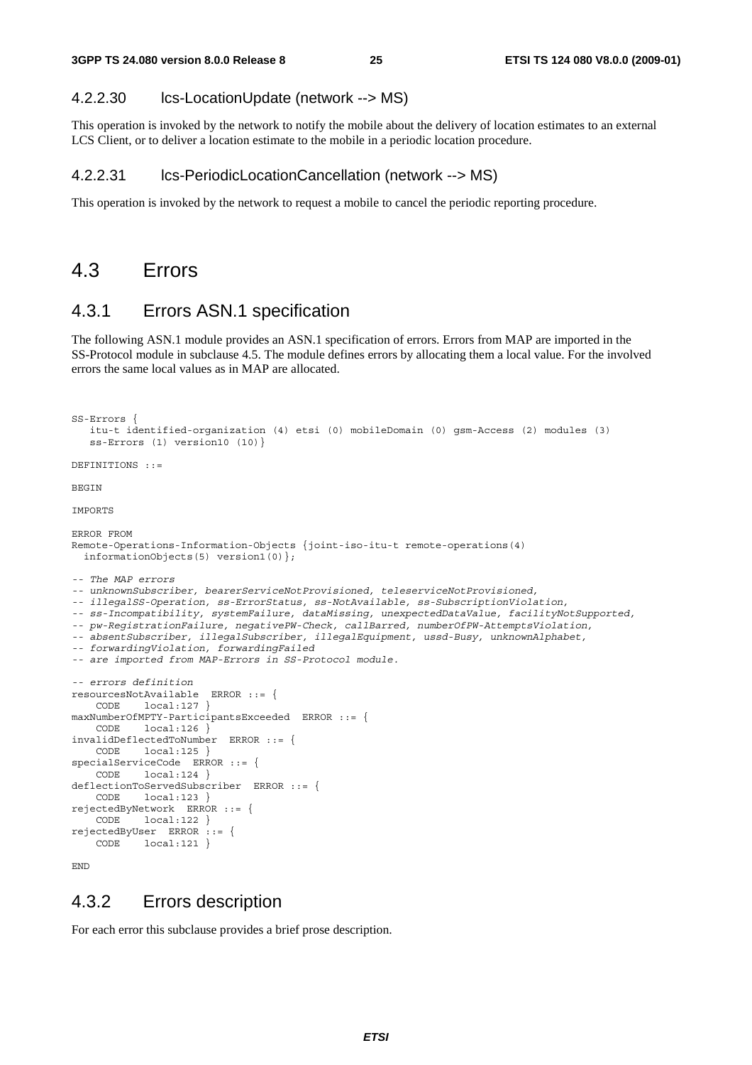#### 4.2.2.30 lcs-LocationUpdate (network --> MS)

This operation is invoked by the network to notify the mobile about the delivery of location estimates to an external LCS Client, or to deliver a location estimate to the mobile in a periodic location procedure.

#### 4.2.2.31 lcs-PeriodicLocationCancellation (network --> MS)

This operation is invoked by the network to request a mobile to cancel the periodic reporting procedure.

## 4.3 Errors

### 4.3.1 Errors ASN.1 specification

The following ASN.1 module provides an ASN.1 specification of errors. Errors from MAP are imported in the SS-Protocol module in subclause 4.5. The module defines errors by allocating them a local value. For the involved errors the same local values as in MAP are allocated.

```
SS-Errors {
   itu-t identified-organization (4) etsi (0) mobileDomain (0) gsm-Access (2) modules (3)
   ss-Errors (1) version10 (10)}

DEFINITIONS ::=

BEGIN

IMPORTS

ERROR FROM
Remote-Operations-Information-Objects {joint-iso-itu-t remote-operations(4)
  informationObjects(5) version1(0)};

-- The MAP errors
-- unknownSubscriber, bearerServiceNotProvisioned, teleserviceNotProvisioned,
-- illegalSS-Operation, ss-ErrorStatus, ss-NotAvailable, ss-SubscriptionViolation,
-- ss-Incompatibility, systemFailure, dataMissing, unexpectedDataValue, facilityNotSupported,
-- pw-RegistrationFailure, negativePW-Check, callBarred, numberOfPW-AttemptsViolation,
-- absentSubscriber, illegalSubscriber, illegalEquipment, ussd-Busy, unknownAlphabet,
-- forwardingViolation, forwardingFailed
-- are imported from MAP-Errors in SS-Protocol module.

-- errors definition
resourcesNotAvailable  ERROR ::= {
    CODE    local:127 }
maxNumberOfMPTY-ParticipantsExceeded  ERROR ::= {
    CODE    local:126 }
invalidDeflectedToNumber  ERROR ::= {
    CODE    local:125 }
specialServiceCode  ERROR ::= {
    CODE    local:124 }
deflectionToServedSubscriber  ERROR ::= {
    CODE    local:123 }
rejectedByNetwork  ERROR ::= {
    CODE    local:122 }
rejectedByUser  ERROR ::= {
    CODE    local:121 }

END
```

### 4.3.2 Errors description

For each error this subclause provides a brief prose description.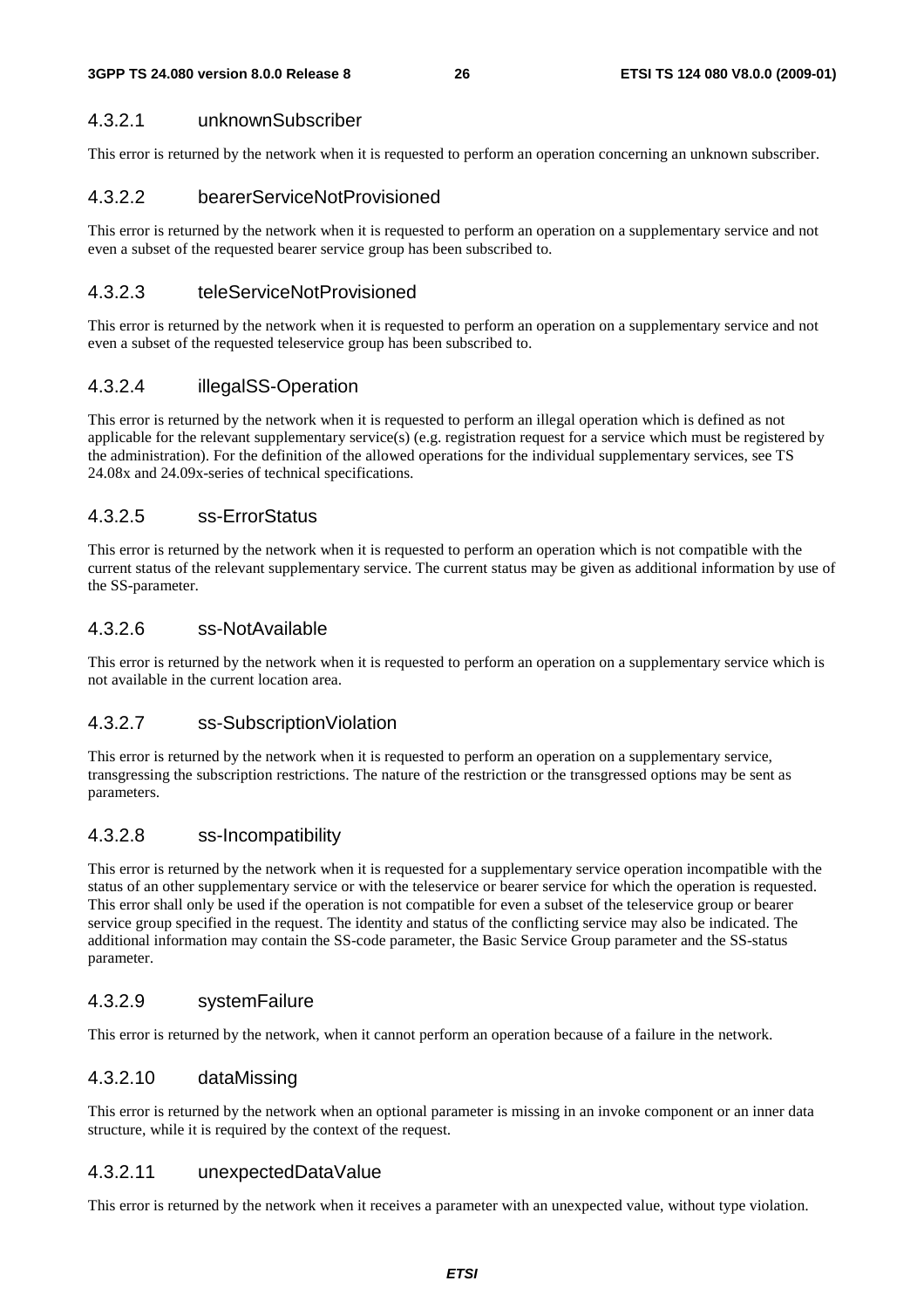#### 4.3.2.1 unknownSubscriber

This error is returned by the network when it is requested to perform an operation concerning an unknown subscriber.

#### 4.3.2.2 bearerServiceNotProvisioned

This error is returned by the network when it is requested to perform an operation on a supplementary service and not even a subset of the requested bearer service group has been subscribed to.

#### 4.3.2.3 teleServiceNotProvisioned

This error is returned by the network when it is requested to perform an operation on a supplementary service and not even a subset of the requested teleservice group has been subscribed to.

#### 4.3.2.4 illegalSS-Operation

This error is returned by the network when it is requested to perform an illegal operation which is defined as not applicable for the relevant supplementary service(s) (e.g. registration request for a service which must be registered by the administration). For the definition of the allowed operations for the individual supplementary services, see TS 24.08x and 24.09x-series of technical specifications.

#### 4.3.2.5 ss-ErrorStatus

This error is returned by the network when it is requested to perform an operation which is not compatible with the current status of the relevant supplementary service. The current status may be given as additional information by use of the SS-parameter.

#### 4.3.2.6 ss-NotAvailable

This error is returned by the network when it is requested to perform an operation on a supplementary service which is not available in the current location area.

#### 4.3.2.7 ss-SubscriptionViolation

This error is returned by the network when it is requested to perform an operation on a supplementary service, transgressing the subscription restrictions. The nature of the restriction or the transgressed options may be sent as parameters.

#### 4.3.2.8 ss-Incompatibility

This error is returned by the network when it is requested for a supplementary service operation incompatible with the status of an other supplementary service or with the teleservice or bearer service for which the operation is requested. This error shall only be used if the operation is not compatible for even a subset of the teleservice group or bearer service group specified in the request. The identity and status of the conflicting service may also be indicated. The additional information may contain the SS-code parameter, the Basic Service Group parameter and the SS-status parameter.

#### 4.3.2.9 systemFailure

This error is returned by the network, when it cannot perform an operation because of a failure in the network.

#### 4.3.2.10 dataMissing

This error is returned by the network when an optional parameter is missing in an invoke component or an inner data structure, while it is required by the context of the request.

#### 4.3.2.11 unexpectedDataValue

This error is returned by the network when it receives a parameter with an unexpected value, without type violation.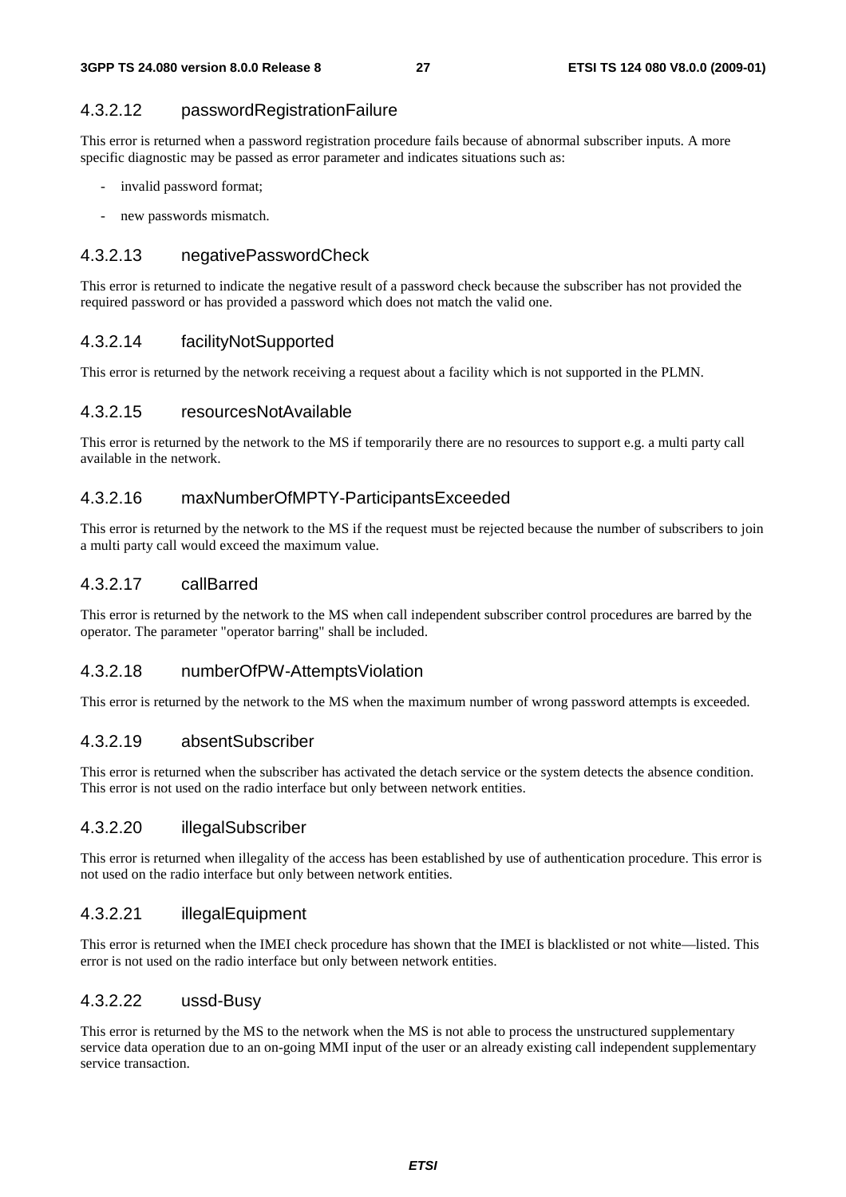### 4.3.2.12 passwordRegistrationFailure

This error is returned when a password registration procedure fails because of abnormal subscriber inputs. A more specific diagnostic may be passed as error parameter and indicates situations such as:

- invalid password format;
- new passwords mismatch.

### 4.3.2.13 negativePasswordCheck

This error is returned to indicate the negative result of a password check because the subscriber has not provided the required password or has provided a password which does not match the valid one.

### 4.3.2.14 facilityNotSupported

This error is returned by the network receiving a request about a facility which is not supported in the PLMN.

### 4.3.2.15 resourcesNotAvailable

This error is returned by the network to the MS if temporarily there are no resources to support e.g. a multi party call available in the network.

### 4.3.2.16 maxNumberOfMPTY-ParticipantsExceeded

This error is returned by the network to the MS if the request must be rejected because the number of subscribers to join a multi party call would exceed the maximum value.

### 4.3.2.17 callBarred

This error is returned by the network to the MS when call independent subscriber control procedures are barred by the operator. The parameter "operator barring" shall be included.

### 4.3.2.18 numberOfPW-AttemptsViolation

This error is returned by the network to the MS when the maximum number of wrong password attempts is exceeded.

### 4.3.2.19 absentSubscriber

This error is returned when the subscriber has activated the detach service or the system detects the absence condition. This error is not used on the radio interface but only between network entities.

### 4.3.2.20 illegalSubscriber

This error is returned when illegality of the access has been established by use of authentication procedure. This error is not used on the radio interface but only between network entities.

### 4.3.2.21 illegalEquipment

This error is returned when the IMEI check procedure has shown that the IMEI is blacklisted or not white—listed. This error is not used on the radio interface but only between network entities.

### 4.3.2.22 ussd-Busy

This error is returned by the MS to the network when the MS is not able to process the unstructured supplementary service data operation due to an on-going MMI input of the user or an already existing call independent supplementary service transaction.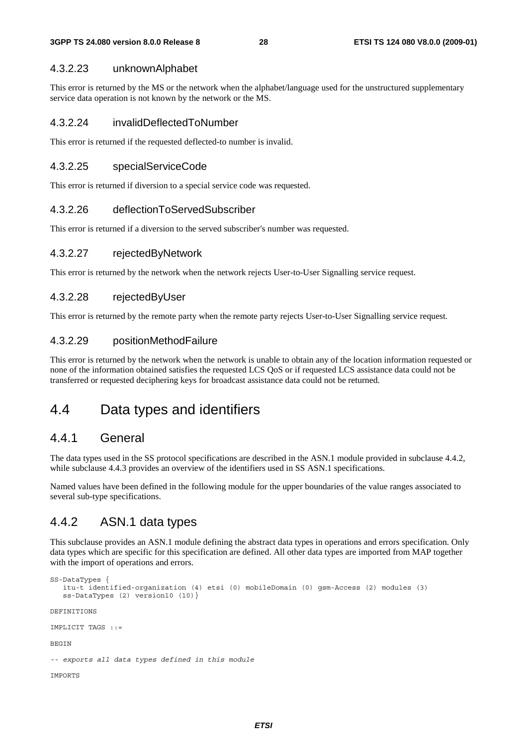#### 4.3.2.23 unknownAlphabet

This error is returned by the MS or the network when the alphabet/language used for the unstructured supplementary service data operation is not known by the network or the MS.

#### 4.3.2.24 invalidDeflectedToNumber

This error is returned if the requested deflected-to number is invalid.

#### 4.3.2.25 specialServiceCode

This error is returned if diversion to a special service code was requested.

#### 4.3.2.26 deflectionToServedSubscriber

This error is returned if a diversion to the served subscriber's number was requested.

#### 4.3.2.27 rejectedByNetwork

This error is returned by the network when the network rejects User-to-User Signalling service request.

#### 4.3.2.28 rejectedByUser

This error is returned by the remote party when the remote party rejects User-to-User Signalling service request.

#### 4.3.2.29 positionMethodFailure

This error is returned by the network when the network is unable to obtain any of the location information requested or none of the information obtained satisfies the requested LCS QoS or if requested LCS assistance data could not be transferred or requested deciphering keys for broadcast assistance data could not be returned.

## 4.4 Data types and identifiers

### 4.4.1 General

The data types used in the SS protocol specifications are described in the ASN.1 module provided in subclause 4.4.2, while subclause 4.4.3 provides an overview of the identifiers used in SS ASN.1 specifications.

Named values have been defined in the following module for the upper boundaries of the value ranges associated to several sub-type specifications.

### 4.4.2 ASN.1 data types

This subclause provides an ASN.1 module defining the abstract data types in operations and errors specification. Only data types which are specific for this specification are defined. All other data types are imported from MAP together with the import of operations and errors.

```
SS-DataTypes {
   itu-t identified-organization (4) etsi (0) mobileDomain (0) gsm-Access (2) modules (3)
   ss-DataTypes (2) version10 (10)}

DEFINITIONS

IMPLICIT TAGS ::=

BEGIN

-- exports all data types defined in this module

IMPORTS
```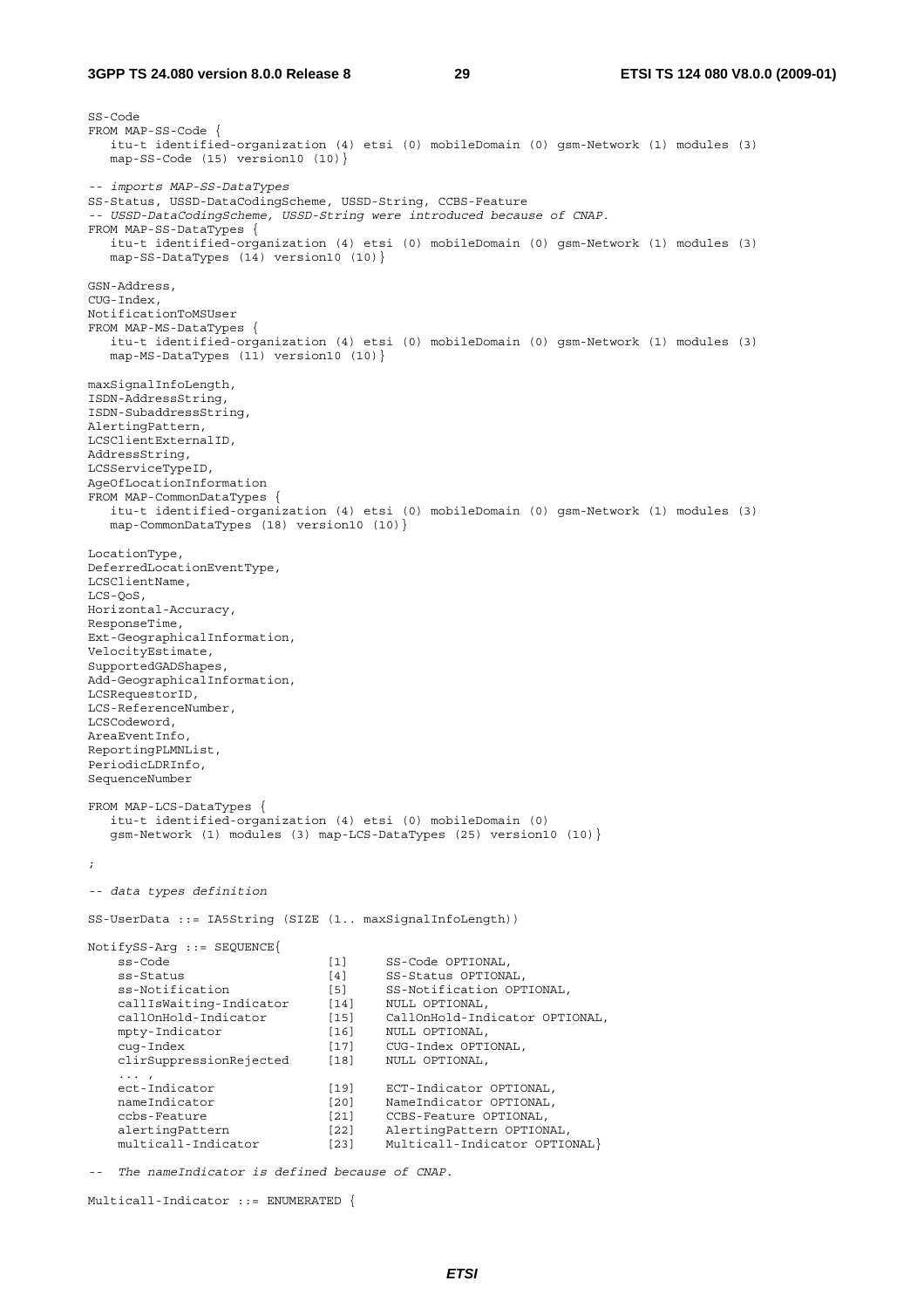```
SS-Code
FROM MAP-SS-Code {
   itu-t identified-organization (4) etsi (0) mobileDomain (0) gsm-Network (1) modules (3)
   map-SS-Code (15) version10 (10)}

-- imports MAP-SS-DataTypes
SS-Status, USSD-DataCodingScheme, USSD-String, CCBS-Feature
-- USSD-DataCodingScheme, USSD-String were introduced because of CNAP.
FROM MAP-SS-DataTypes {
   itu-t identified-organization (4) etsi (0) mobileDomain (0) gsm-Network (1) modules (3)
   map-SS-DataTypes (14) version10 (10)}

GSN-Address,
CUG-Index,
NotificationToMSUser
FROM MAP-MS-DataTypes {
   itu-t identified-organization (4) etsi (0) mobileDomain (0) gsm-Network (1) modules (3)
   map-MS-DataTypes (11) version10 (10)}

maxSignalInfoLength,
ISDN-AddressString,
ISDN-SubaddressString,
AlertingPattern,
LCSClientExternalID,
AddressString,
LCSServiceTypeID,
AgeOfLocationInformation
FROM MAP-CommonDataTypes {
   itu-t identified-organization (4) etsi (0) mobileDomain (0) gsm-Network (1) modules (3)
   map-CommonDataTypes (18) version10 (10)}

LocationType,
DeferredLocationEventType,
LCSClientName,
LCS-QoS,
Horizontal-Accuracy,
ResponseTime,
Ext-GeographicalInformation,
VelocityEstimate,
SupportedGADShapes,
Add-GeographicalInformation,
LCSRequestorID,
LCS-ReferenceNumber,
LCSCodeword,
AreaEventInfo,
ReportingPLMNList,
PeriodicLDRInfo,
SequenceNumber

FROM MAP-LCS-DataTypes {
   itu-t identified-organization (4) etsi (0) mobileDomain (0)
   gsm-Network (1) modules (3) map-LCS-DataTypes (25) version10 (10)}

;

-- data types definition

SS-UserData ::= IA5String (SIZE (1.. maxSignalInfoLength))

NotifySS-Arg ::= SEQUENCE{
    ss-Code                     [1]     SS-Code OPTIONAL,
    ss-Status                   [4]     SS-Status OPTIONAL,
    ss-Notification             [5]     SS-Notification OPTIONAL,
    callIsWaiting-Indicator     [14]    NULL OPTIONAL,
    callOnHold-Indicator        [15]    CallOnHold-Indicator OPTIONAL,
    mpty-Indicator              [16]    NULL OPTIONAL,
    cug-Index                   [17]    CUG-Index OPTIONAL,
    clirSuppressionRejected     [18]    NULL OPTIONAL,
    ... ,
    ect-Indicator               [19]    ECT-Indicator OPTIONAL,
    nameIndicator               [20]    NameIndicator OPTIONAL,
    ccbs-Feature                [21]    CCBS-Feature OPTIONAL,
    alertingPattern             [22]    AlertingPattern OPTIONAL,
    multicall-Indicator         [23]    Multicall-Indicator OPTIONAL}

--  The nameIndicator is defined because of CNAP.

Multicall-Indicator ::= ENUMERATED {
```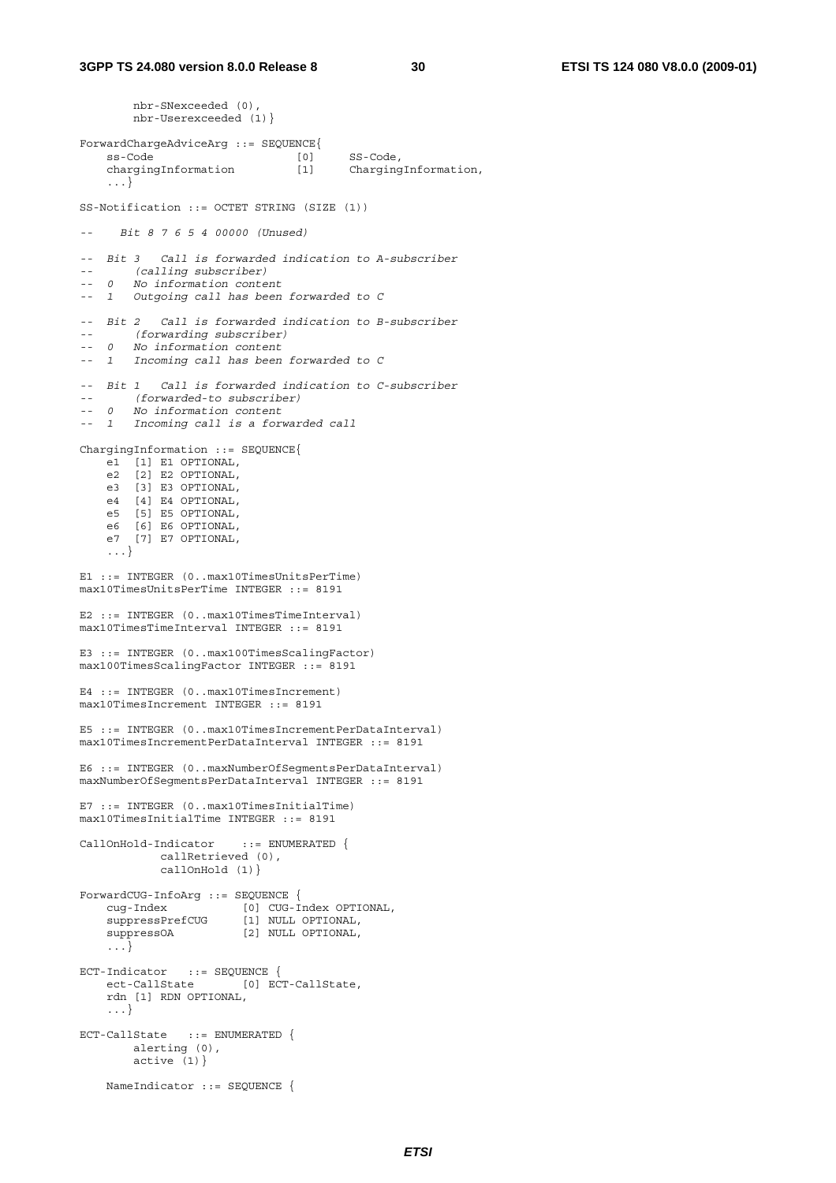```
        nbr-SNexceeded (0),
        nbr-Userexceeded (1)}

ForwardChargeAdviceArg ::= SEQUENCE{
    ss-Code                     [0]     SS-Code,
    chargingInformation         [1]     ChargingInformation,
    ...}

SS-Notification ::= OCTET STRING (SIZE (1))

--    Bit 8 7 6 5 4 00000 (Unused)

-- Bit 3   Call is forwarded indication to A-subscriber
--      (calling subscriber)
-- 0   No information content
-- 1   Outgoing call has been forwarded to C

-- Bit 2   Call is forwarded indication to B-subscriber
--      (forwarding subscriber)
-- 0   No information content
-- 1   Incoming call has been forwarded to C

-- Bit 1   Call is forwarded indication to C-subscriber
--      (forwarded-to subscriber)
-- 0   No information content
-- 1   Incoming call is a forwarded call

ChargingInformation ::= SEQUENCE{
    e1  [1] E1 OPTIONAL,
    e2  [2] E2 OPTIONAL,
    e3  [3] E3 OPTIONAL,
    e4  [4] E4 OPTIONAL,
    e5  [5] E5 OPTIONAL,
    e6  [6] E6 OPTIONAL,
    e7  [7] E7 OPTIONAL,
    ...}

E1 ::= INTEGER (0..max10TimesUnitsPerTime)
max10TimesUnitsPerTime INTEGER ::= 8191

E2 ::= INTEGER (0..max10TimesTimeInterval)
max10TimesTimeInterval INTEGER ::= 8191

E3 ::= INTEGER (0..max100TimesScalingFactor)
max100TimesScalingFactor INTEGER ::= 8191

E4 ::= INTEGER (0..max10TimesIncrement)
max10TimesIncrement INTEGER ::= 8191

E5 ::= INTEGER (0..max10TimesIncrementPerDataInterval)
max10TimesIncrementPerDataInterval INTEGER ::= 8191

E6 ::= INTEGER (0..maxNumberOfSegmentsPerDataInterval)
maxNumberOfSegmentsPerDataInterval INTEGER ::= 8191

E7 ::= INTEGER (0..max10TimesInitialTime)
max10TimesInitialTime INTEGER ::= 8191

CallOnHold-Indicator    ::= ENUMERATED {
            callRetrieved (0),
            callOnHold (1)}

ForwardCUG-InfoArg ::= SEQUENCE {
    cug-Index           [0] CUG-Index OPTIONAL,
    suppressPrefCUG     [1] NULL OPTIONAL,
    suppressOA          [2] NULL OPTIONAL,
    ...}

ECT-Indicator   ::= SEQUENCE {
    ect-CallState       [0] ECT-CallState,
    rdn [1] RDN OPTIONAL,
    ...}

ECT-CallState   ::= ENUMERATED {
        alerting (0),
        active (1)}

    NameIndicator ::= SEQUENCE {
```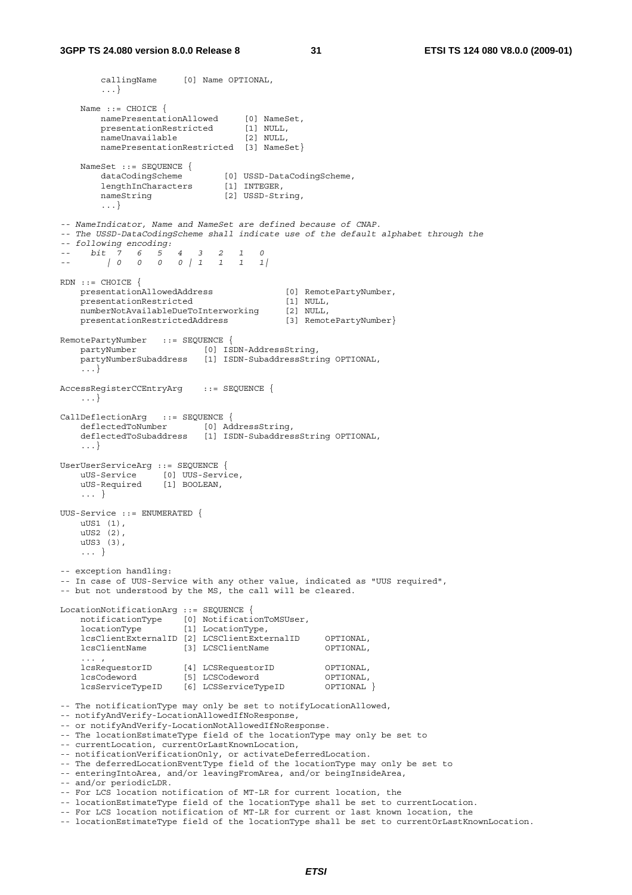```
        callingName     [0] Name OPTIONAL,
        ...}

    Name ::= CHOICE {
        namePresentationAllowed     [0] NameSet,
        presentationRestricted      [1] NULL,
        nameUnavailable             [2] NULL,
        namePresentationRestricted  [3] NameSet}

    NameSet ::= SEQUENCE {
        dataCodingScheme        [0] USSD-DataCodingScheme,
        lengthInCharacters      [1] INTEGER,
        nameString              [2] USSD-String,
        ...}

-- NameIndicator, Name and NameSet are defined because of CNAP.
-- The USSD-DataCodingScheme shall indicate use of the default alphabet through the
-- following encoding:
--    bit  7   6   5   4   3   2   1   0
--       | 0   0   0   0 | 1   1   1   1|

RDN ::= CHOICE {
    presentationAllowedAddress              [0] RemotePartyNumber,
    presentationRestricted                  [1] NULL,
    numberNotAvailableDueToInterworking     [2] NULL,
    presentationRestrictedAddress           [3] RemotePartyNumber}

RemotePartyNumber   ::= SEQUENCE {
    partyNumber             [0] ISDN-AddressString,
    partyNumberSubaddress   [1] ISDN-SubaddressString OPTIONAL,
    ...}

AccessRegisterCCEntryArg    ::= SEQUENCE {
    ...}

CallDeflectionArg   ::= SEQUENCE {
    deflectedToNumber       [0] AddressString,
    deflectedToSubaddress   [1] ISDN-SubaddressString OPTIONAL,
    ...}

UserUserServiceArg ::= SEQUENCE {
    uUS-Service     [0] UUS-Service,
    uUS-Required    [1] BOOLEAN,
    ... }

UUS-Service ::= ENUMERATED {
    uUS1 (1),
    uUS2 (2),
    uUS3 (3),
    ... }

-- exception handling:
-- In case of UUS-Service with any other value, indicated as "UUS required",
-- but not understood by the MS, the call will be cleared.

LocationNotificationArg ::= SEQUENCE {
    notificationType    [0] NotificationToMSUser,
    locationType        [1] LocationType,
    lcsClientExternalID [2] LCSClientExternalID     OPTIONAL,
    lcsClientName       [3] LCSClientName           OPTIONAL,
    ... ,
    lcsRequestorID      [4] LCSRequestorID          OPTIONAL,
    lcsCodeword         [5] LCSCodeword             OPTIONAL,
    lcsServiceTypeID    [6] LCSServiceTypeID        OPTIONAL }

-- The notificationType may only be set to notifyLocationAllowed,
-- notifyAndVerify-LocationAllowedIfNoResponse,
-- or notifyAndVerify-LocationNotAllowedIfNoResponse.
-- The locationEstimateType field of the locationType may only be set to
-- currentLocation, currentOrLastKnownLocation,
-- notificationVerificationOnly, or activateDeferredLocation.
-- The deferredLocationEventType field of the locationType may only be set to
-- enteringIntoArea, and/or leavingFromArea, and/or beingInsideArea,
-- and/or periodicLDR.
-- For LCS location notification of MT-LR for current location, the
-- locationEstimateType field of the locationType shall be set to currentLocation.
-- For LCS location notification of MT-LR for current or last known location, the
-- locationEstimateType field of the locationType shall be set to currentOrLastKnownLocation.
```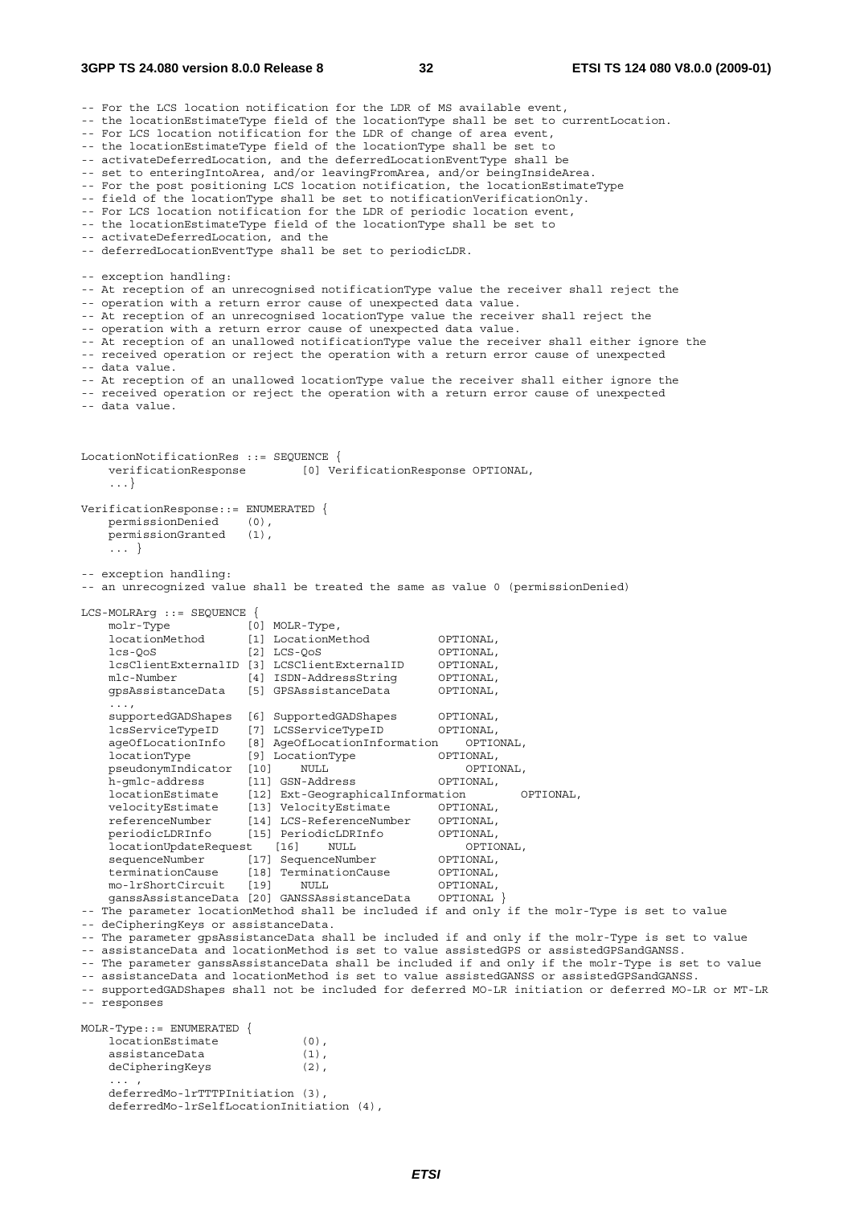```
-- For the LCS location notification for the LDR of MS available event,
-- the locationEstimateType field of the locationType shall be set to currentLocation.
-- For LCS location notification for the LDR of change of area event,
-- the locationEstimateType field of the locationType shall be set to
-- activateDeferredLocation, and the deferredLocationEventType shall be
-- set to enteringIntoArea, and/or leavingFromArea, and/or beingInsideArea.
-- For the post positioning LCS location notification, the locationEstimateType
-- field of the locationType shall be set to notificationVerificationOnly.
-- For LCS location notification for the LDR of periodic location event,
-- the locationEstimateType field of the locationType shall be set to
-- activateDeferredLocation, and the
-- deferredLocationEventType shall be set to periodicLDR.

-- exception handling:
-- At reception of an unrecognised notificationType value the receiver shall reject the
-- operation with a return error cause of unexpected data value.
-- At reception of an unrecognised locationType value the receiver shall reject the
-- operation with a return error cause of unexpected data value.
-- At reception of an unallowed notificationType value the receiver shall either ignore the
-- received operation or reject the operation with a return error cause of unexpected
-- data value.
-- At reception of an unallowed locationType value the receiver shall either ignore the
-- received operation or reject the operation with a return error cause of unexpected
-- data value.



LocationNotificationRes ::= SEQUENCE {
    verificationResponse        [0] VerificationResponse OPTIONAL,
    ...}

VerificationResponse::= ENUMERATED {
    permissionDenied    (0),
    permissionGranted   (1),
    ... }

-- exception handling:
-- an unrecognized value shall be treated the same as value 0 (permissionDenied)

LCS-MOLRArg ::= SEQUENCE {
    molr-Type           [0] MOLR-Type,
    locationMethod      [1] LocationMethod          OPTIONAL,
    lcs-QoS             [2] LCS-QoS                 OPTIONAL,
    lcsClientExternalID [3] LCSClientExternalID     OPTIONAL,
    mlc-Number          [4] ISDN-AddressString      OPTIONAL,
    gpsAssistanceData   [5] GPSAssistanceData       OPTIONAL,
    ...,
    supportedGADShapes  [6] SupportedGADShapes      OPTIONAL,
    lcsServiceTypeID    [7] LCSServiceTypeID        OPTIONAL,
    ageOfLocationInfo   [8] AgeOfLocationInformation    OPTIONAL,
    locationType        [9] LocationType            OPTIONAL,
    pseudonymIndicator  [10]    NULL                    OPTIONAL,
    h-gmlc-address      [11] GSN-Address            OPTIONAL,
    locationEstimate    [12] Ext-GeographicalInformation        OPTIONAL,
    velocityEstimate    [13] VelocityEstimate       OPTIONAL,
    referenceNumber     [14] LCS-ReferenceNumber    OPTIONAL,
    periodicLDRInfo     [15] PeriodicLDRInfo        OPTIONAL,
    locationUpdateRequest   [16]    NULL                OPTIONAL,
    sequenceNumber      [17] SequenceNumber         OPTIONAL,
    terminationCause    [18] TerminationCause       OPTIONAL,
    mo-lrShortCircuit   [19]    NULL                OPTIONAL,
    ganssAssistanceData [20] GANSSAssistanceData    OPTIONAL }
-- The parameter locationMethod shall be included if and only if the molr-Type is set to value
-- deCipheringKeys or assistanceData.
-- The parameter gpsAssistanceData shall be included if and only if the molr-Type is set to value
-- assistanceData and locationMethod is set to value assistedGPS or assistedGPSandGANSS.
-- The parameter ganssAssistanceData shall be included if and only if the molr-Type is set to value
-- assistanceData and locationMethod is set to value assistedGANSS or assistedGPSandGANSS.
-- supportedGADShapes shall not be included for deferred MO-LR initiation or deferred MO-LR or MT-LR
-- responses

MOLR-Type::= ENUMERATED {
    locationEstimate            (0),
    assistanceData              (1),
    deCipheringKeys             (2),
    ... ,
    deferredMo-lrTTTPInitiation (3),
    deferredMo-lrSelfLocationInitiation (4),
```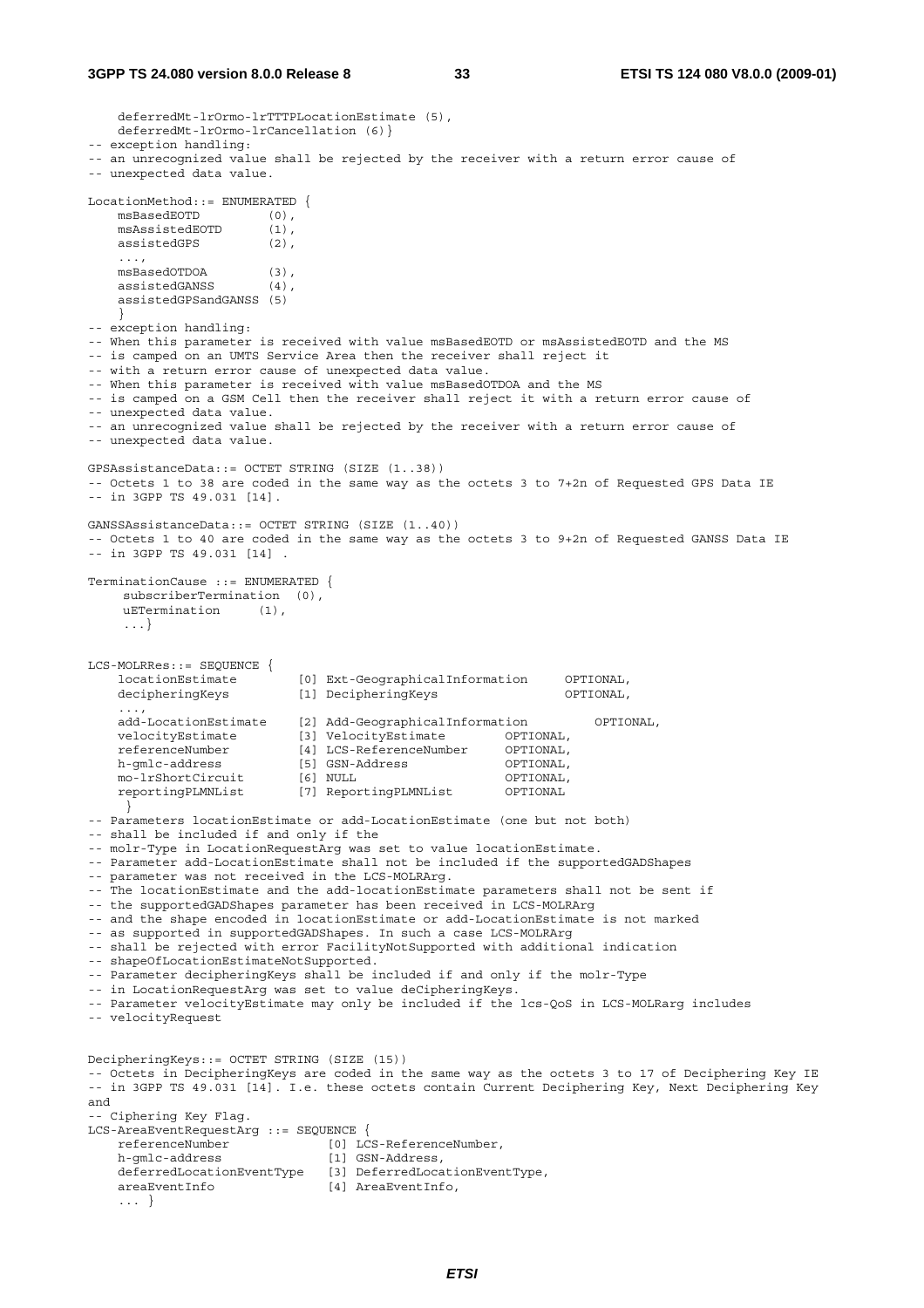```
    deferredMt-lrOrmo-lrTTTPLocationEstimate (5),
    deferredMt-lrOrmo-lrCancellation (6)}
-- exception handling:
-- an unrecognized value shall be rejected by the receiver with a return error cause of
-- unexpected data value.

LocationMethod::= ENUMERATED {
    msBasedEOTD         (0),
    msAssistedEOTD      (1),
    assistedGPS         (2),
    ...,
    msBasedOTDOA        (3),
    assistedGANSS       (4),
    assistedGPSandGANSS (5)
    }
-- exception handling:
-- When this parameter is received with value msBasedEOTD or msAssistedEOTD and the MS
-- is camped on an UMTS Service Area then the receiver shall reject it
-- with a return error cause of unexpected data value.
-- When this parameter is received with value msBasedOTDOA and the MS
-- is camped on a GSM Cell then the receiver shall reject it with a return error cause of
-- unexpected data value.
-- an unrecognized value shall be rejected by the receiver with a return error cause of
-- unexpected data value.

GPSAssistanceData::= OCTET STRING (SIZE (1..38))
-- Octets 1 to 38 are coded in the same way as the octets 3 to 7+2n of Requested GPS Data IE
-- in 3GPP TS 49.031 [14].

GANSSAssistanceData::= OCTET STRING (SIZE (1..40))
-- Octets 1 to 40 are coded in the same way as the octets 3 to 9+2n of Requested GANSS Data IE
-- in 3GPP TS 49.031 [14] .

TerminationCause ::= ENUMERATED {
     subscriberTermination  (0),
     uETermination     (1),
     ...}


LCS-MOLRRes::= SEQUENCE {
    locationEstimate        [0] Ext-GeographicalInformation     OPTIONAL,
    decipheringKeys         [1] DecipheringKeys                 OPTIONAL,
    ...,
    add-LocationEstimate    [2] Add-GeographicalInformation         OPTIONAL,
    velocityEstimate        [3] VelocityEstimate        OPTIONAL,
    referenceNumber         [4] LCS-ReferenceNumber     OPTIONAL,
    h-gmlc-address          [5] GSN-Address             OPTIONAL,
    mo-lrShortCircuit       [6] NULL                    OPTIONAL,
    reportingPLMNList       [7] ReportingPLMNList       OPTIONAL
     }
-- Parameters locationEstimate or add-LocationEstimate (one but not both)
-- shall be included if and only if the
-- molr-Type in LocationRequestArg was set to value locationEstimate.
-- Parameter add-LocationEstimate shall not be included if the supportedGADShapes
-- parameter was not received in the LCS-MOLRArg.
-- The locationEstimate and the add-locationEstimate parameters shall not be sent if
-- the supportedGADShapes parameter has been received in LCS-MOLRArg
-- and the shape encoded in locationEstimate or add-LocationEstimate is not marked
-- as supported in supportedGADShapes. In such a case LCS-MOLRArg
-- shall be rejected with error FacilityNotSupported with additional indication
-- shapeOfLocationEstimateNotSupported.
-- Parameter decipheringKeys shall be included if and only if the molr-Type
-- in LocationRequestArg was set to value deCipheringKeys.
-- Parameter velocityEstimate may only be included if the lcs-QoS in LCS-MOLRarg includes
-- velocityRequest


DecipheringKeys::= OCTET STRING (SIZE (15))
-- Octets in DecipheringKeys are coded in the same way as the octets 3 to 17 of Deciphering Key IE
-- in 3GPP TS 49.031 [14]. I.e. these octets contain Current Deciphering Key, Next Deciphering Key
and
-- Ciphering Key Flag.
LCS-AreaEventRequestArg ::= SEQUENCE {
    referenceNumber             [0] LCS-ReferenceNumber,
    h-gmlc-address              [1] GSN-Address,
    deferredLocationEventType   [3] DeferredLocationEventType,
    areaEventInfo               [4] AreaEventInfo,
    ... }
```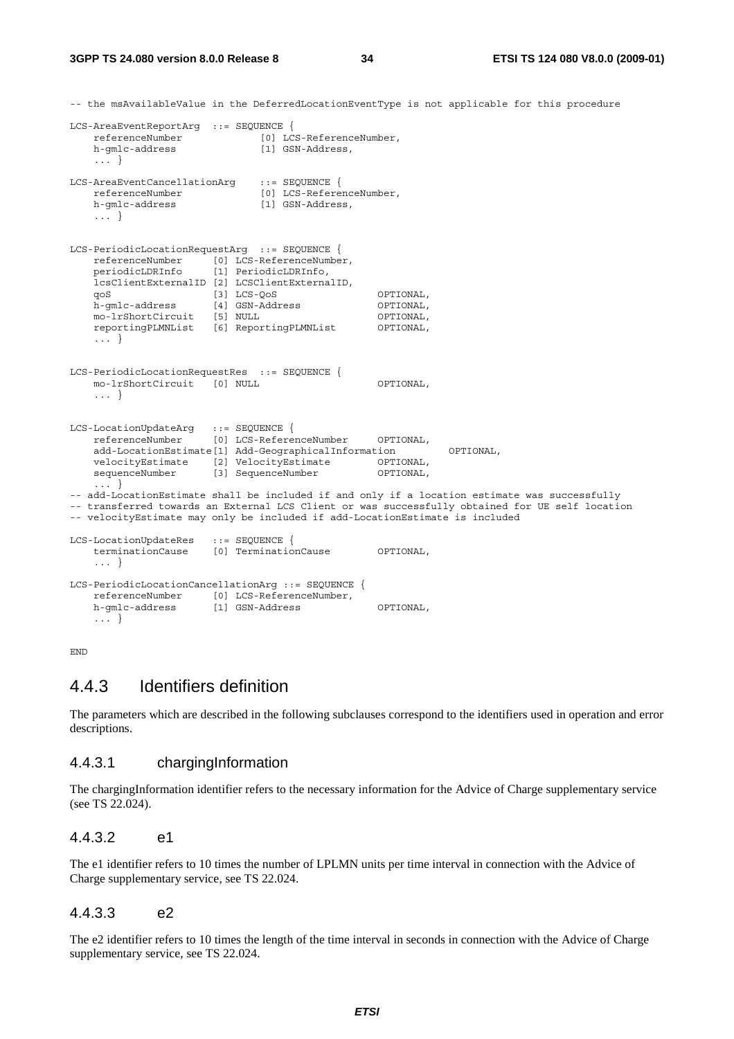```
-- the msAvailableValue in the DeferredLocationEventType is not applicable for this procedure

LCS-AreaEventReportArg  ::= SEQUENCE {
    referenceNumber             [0] LCS-ReferenceNumber,
    h-gmlc-address              [1] GSN-Address,
    ... }

LCS-AreaEventCancellationArg    ::= SEQUENCE {
    referenceNumber             [0] LCS-ReferenceNumber,
    h-gmlc-address              [1] GSN-Address,
    ... }


LCS-PeriodicLocationRequestArg  ::= SEQUENCE {
    referenceNumber     [0] LCS-ReferenceNumber,
    periodicLDRInfo     [1] PeriodicLDRInfo,
    lcsClientExternalID [2] LCSClientExternalID,
    qoS                 [3] LCS-QoS                 OPTIONAL,
    h-gmlc-address      [4] GSN-Address             OPTIONAL,
    mo-lrShortCircuit   [5] NULL                    OPTIONAL,
    reportingPLMNList   [6] ReportingPLMNList       OPTIONAL,
    ... }


LCS-PeriodicLocationRequestRes  ::= SEQUENCE {
    mo-lrShortCircuit   [0] NULL                    OPTIONAL,
    ... }


LCS-LocationUpdateArg   ::= SEQUENCE {
    referenceNumber     [0] LCS-ReferenceNumber     OPTIONAL,
    add-LocationEstimate[1] Add-GeographicalInformation         OPTIONAL,
    velocityEstimate    [2] VelocityEstimate        OPTIONAL,
    sequenceNumber      [3] SequenceNumber          OPTIONAL,
    ... }
-- add-LocationEstimate shall be included if and only if a location estimate was successfully
-- transferred towards an External LCS Client or was successfully obtained for UE self location
-- velocityEstimate may only be included if add-LocationEstimate is included

LCS-LocationUpdateRes   ::= SEQUENCE {
    terminationCause    [0] TerminationCause        OPTIONAL,
    ... }

LCS-PeriodicLocationCancellationArg ::= SEQUENCE {
    referenceNumber     [0] LCS-ReferenceNumber,
    h-gmlc-address      [1] GSN-Address             OPTIONAL,
    ... }


END
```

## 4.4.3 Identifiers definition

The parameters which are described in the following subclauses correspond to the identifiers used in operation and error descriptions.

### 4.4.3.1 chargingInformation

The chargingInformation identifier refers to the necessary information for the Advice of Charge supplementary service (see TS 22.024).

### 4.4.3.2 e1

The e1 identifier refers to 10 times the number of LPLMN units per time interval in connection with the Advice of Charge supplementary service, see TS 22.024.

### 4.4.3.3 e2

The e2 identifier refers to 10 times the length of the time interval in seconds in connection with the Advice of Charge supplementary service, see TS 22.024.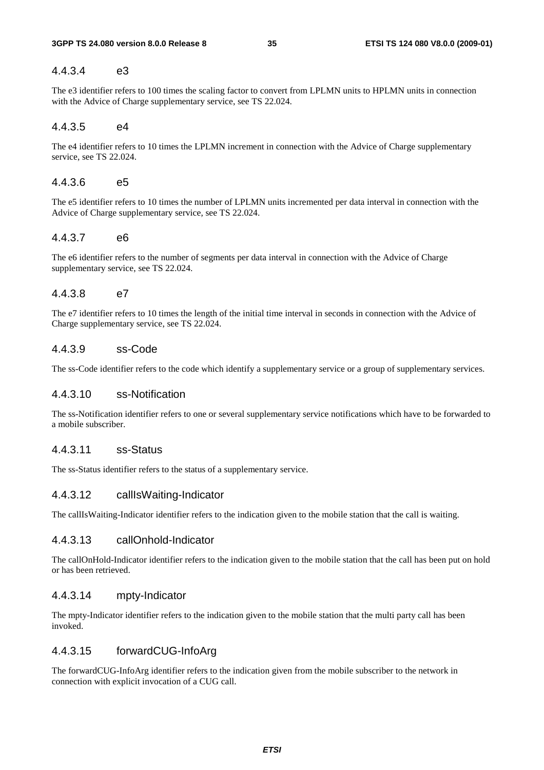#### 4.4.3.4 e3

The e3 identifier refers to 100 times the scaling factor to convert from LPLMN units to HPLMN units in connection with the Advice of Charge supplementary service, see TS 22.024.

#### 4.4.3.5 e4

The e4 identifier refers to 10 times the LPLMN increment in connection with the Advice of Charge supplementary service, see TS 22.024.

#### 4.4.3.6 e5

The e5 identifier refers to 10 times the number of LPLMN units incremented per data interval in connection with the Advice of Charge supplementary service, see TS 22.024.

#### 4.4.3.7 e6

The e6 identifier refers to the number of segments per data interval in connection with the Advice of Charge supplementary service, see TS 22.024.

#### 4.4.3.8 e7

The e7 identifier refers to 10 times the length of the initial time interval in seconds in connection with the Advice of Charge supplementary service, see TS 22.024.

#### 4.4.3.9 ss-Code

The ss-Code identifier refers to the code which identify a supplementary service or a group of supplementary services.

#### 4.4.3.10 ss-Notification

The ss-Notification identifier refers to one or several supplementary service notifications which have to be forwarded to a mobile subscriber.

#### 4.4.3.11 ss-Status

The ss-Status identifier refers to the status of a supplementary service.

#### 4.4.3.12 callIsWaiting-Indicator

The callIsWaiting-Indicator identifier refers to the indication given to the mobile station that the call is waiting.

#### 4.4.3.13 callOnhold-Indicator

The callOnHold-Indicator identifier refers to the indication given to the mobile station that the call has been put on hold or has been retrieved.

#### 4.4.3.14 mpty-Indicator

The mpty-Indicator identifier refers to the indication given to the mobile station that the multi party call has been invoked.

#### 4.4.3.15 forwardCUG-InfoArg

The forwardCUG-InfoArg identifier refers to the indication given from the mobile subscriber to the network in connection with explicit invocation of a CUG call.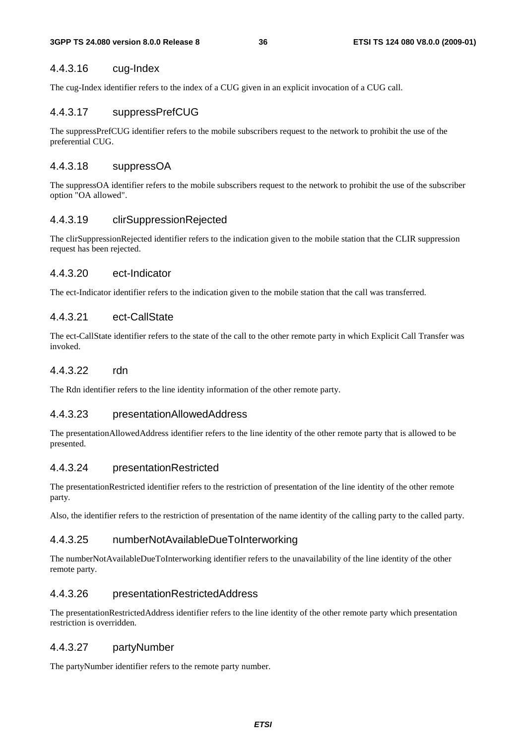#### 4.4.3.16 cug-Index

The cug-Index identifier refers to the index of a CUG given in an explicit invocation of a CUG call.

#### 4.4.3.17 suppressPrefCUG

The suppressPrefCUG identifier refers to the mobile subscribers request to the network to prohibit the use of the preferential CUG.

#### 4.4.3.18 suppressOA

The suppressOA identifier refers to the mobile subscribers request to the network to prohibit the use of the subscriber option "OA allowed".

#### 4.4.3.19 clirSuppressionRejected

The clirSuppressionRejected identifier refers to the indication given to the mobile station that the CLIR suppression request has been rejected.

#### 4.4.3.20 ect-Indicator

The ect-Indicator identifier refers to the indication given to the mobile station that the call was transferred.

#### 4.4.3.21 ect-CallState

The ect-CallState identifier refers to the state of the call to the other remote party in which Explicit Call Transfer was invoked.

#### 4.4.3.22 rdn

The Rdn identifier refers to the line identity information of the other remote party.

#### 4.4.3.23 presentationAllowedAddress

The presentationAllowedAddress identifier refers to the line identity of the other remote party that is allowed to be presented.

#### 4.4.3.24 presentationRestricted

The presentationRestricted identifier refers to the restriction of presentation of the line identity of the other remote party.

Also, the identifier refers to the restriction of presentation of the name identity of the calling party to the called party.

#### 4.4.3.25 numberNotAvailableDueToInterworking

The numberNotAvailableDueToInterworking identifier refers to the unavailability of the line identity of the other remote party.

#### 4.4.3.26 presentationRestrictedAddress

The presentationRestrictedAddress identifier refers to the line identity of the other remote party which presentation restriction is overridden.

#### 4.4.3.27 partyNumber

The partyNumber identifier refers to the remote party number.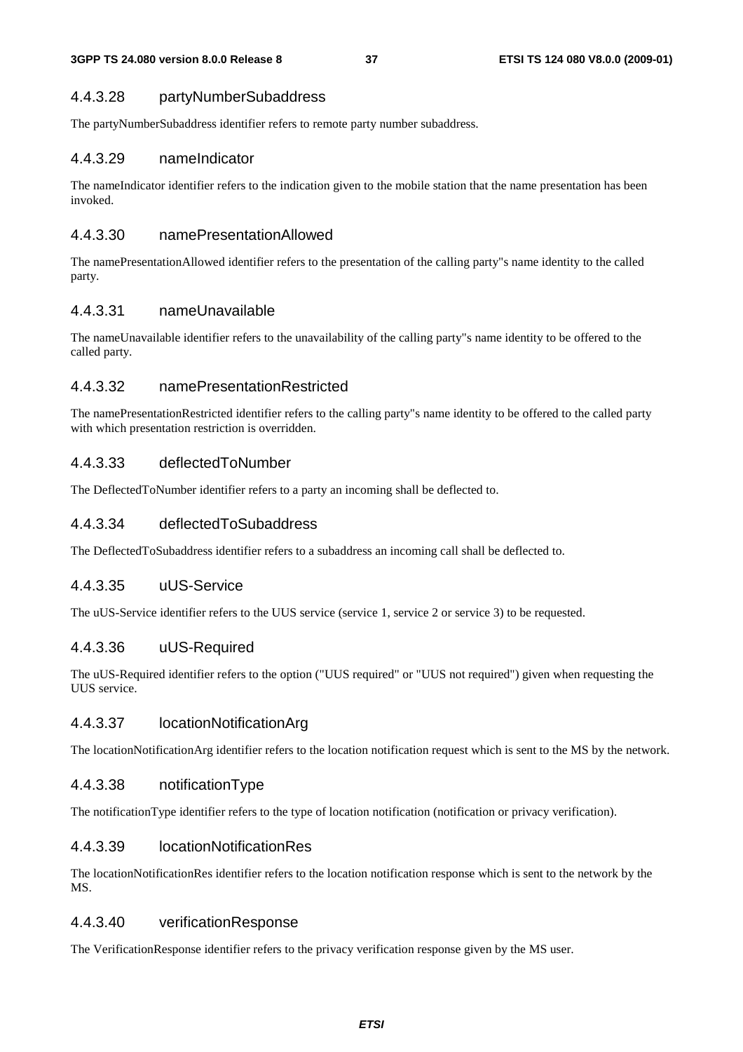#### 4.4.3.28 partyNumberSubaddress

The partyNumberSubaddress identifier refers to remote party number subaddress.

#### 4.4.3.29 nameIndicator

The nameIndicator identifier refers to the indication given to the mobile station that the name presentation has been invoked.

#### 4.4.3.30 namePresentationAllowed

The namePresentationAllowed identifier refers to the presentation of the calling party"s name identity to the called party.

#### 4.4.3.31 nameUnavailable

The nameUnavailable identifier refers to the unavailability of the calling party"s name identity to be offered to the called party.

#### 4.4.3.32 namePresentationRestricted

The namePresentationRestricted identifier refers to the calling party"s name identity to be offered to the called party with which presentation restriction is overridden.

#### 4.4.3.33 deflectedToNumber

The DeflectedToNumber identifier refers to a party an incoming shall be deflected to.

#### 4.4.3.34 deflectedToSubaddress

The DeflectedToSubaddress identifier refers to a subaddress an incoming call shall be deflected to.

#### 4.4.3.35 uUS-Service

The uUS-Service identifier refers to the UUS service (service 1, service 2 or service 3) to be requested.

#### 4.4.3.36 uUS-Required

The uUS-Required identifier refers to the option ("UUS required" or "UUS not required") given when requesting the UUS service.

#### 4.4.3.37 locationNotificationArg

The locationNotificationArg identifier refers to the location notification request which is sent to the MS by the network.

#### 4.4.3.38 notificationType

The notificationType identifier refers to the type of location notification (notification or privacy verification).

#### 4.4.3.39 locationNotificationRes

The locationNotificationRes identifier refers to the location notification response which is sent to the network by the MS.

#### 4.4.3.40 verificationResponse

The VerificationResponse identifier refers to the privacy verification response given by the MS user.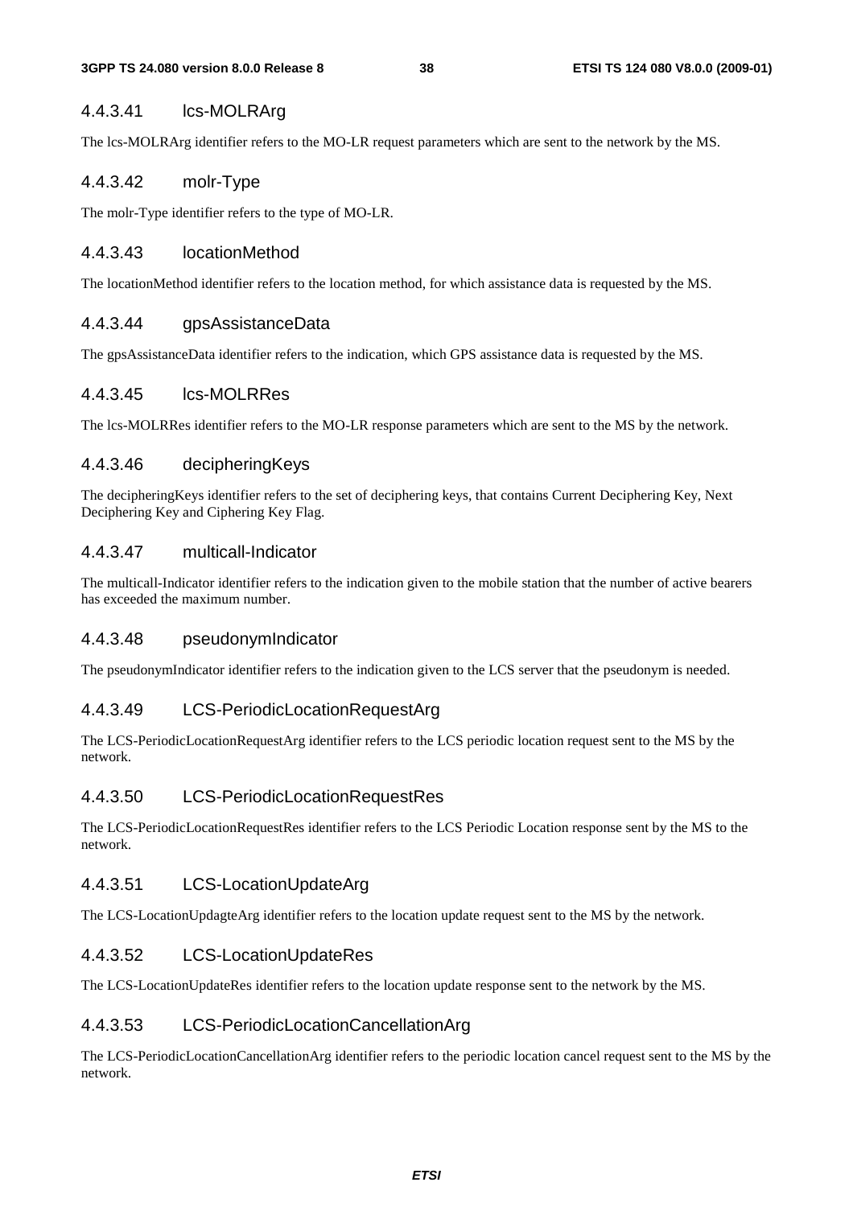#### 4.4.3.41 lcs-MOLRArg

The lcs-MOLRArg identifier refers to the MO-LR request parameters which are sent to the network by the MS.

#### 4.4.3.42 molr-Type

The molr-Type identifier refers to the type of MO-LR.

#### 4.4.3.43 locationMethod

The locationMethod identifier refers to the location method, for which assistance data is requested by the MS.

#### 4.4.3.44 gpsAssistanceData

The gpsAssistanceData identifier refers to the indication, which GPS assistance data is requested by the MS.

#### 4.4.3.45 lcs-MOLRRes

The lcs-MOLRRes identifier refers to the MO-LR response parameters which are sent to the MS by the network.

#### 4.4.3.46 decipheringKeys

The decipheringKeys identifier refers to the set of deciphering keys, that contains Current Deciphering Key, Next Deciphering Key and Ciphering Key Flag.

#### 4.4.3.47 multicall-Indicator

The multicall-Indicator identifier refers to the indication given to the mobile station that the number of active bearers has exceeded the maximum number.

#### 4.4.3.48 pseudonymIndicator

The pseudonymIndicator identifier refers to the indication given to the LCS server that the pseudonym is needed.

#### 4.4.3.49 LCS-PeriodicLocationRequestArg

The LCS-PeriodicLocationRequestArg identifier refers to the LCS periodic location request sent to the MS by the network.

#### 4.4.3.50 LCS-PeriodicLocationRequestRes

The LCS-PeriodicLocationRequestRes identifier refers to the LCS Periodic Location response sent by the MS to the network.

#### 4.4.3.51 LCS-LocationUpdateArg

The LCS-LocationUpdagteArg identifier refers to the location update request sent to the MS by the network.

#### 4.4.3.52 LCS-LocationUpdateRes

The LCS-LocationUpdateRes identifier refers to the location update response sent to the network by the MS.

#### 4.4.3.53 LCS-PeriodicLocationCancellationArg

The LCS-PeriodicLocationCancellationArg identifier refers to the periodic location cancel request sent to the MS by the network.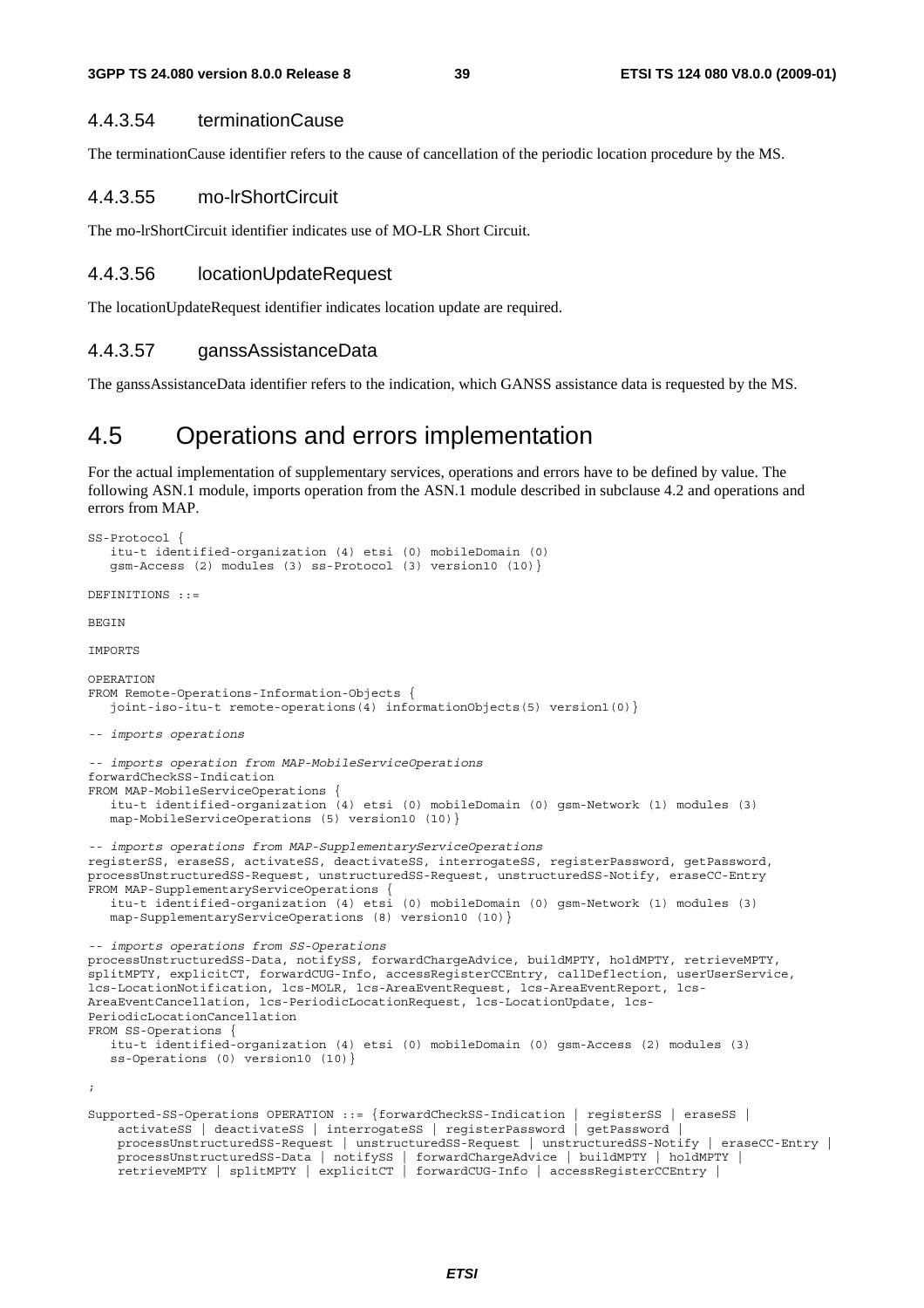#### 4.4.3.54 terminationCause

The terminationCause identifier refers to the cause of cancellation of the periodic location procedure by the MS.

#### 4.4.3.55 mo-lrShortCircuit

The mo-lrShortCircuit identifier indicates use of MO-LR Short Circuit.

#### 4.4.3.56 locationUpdateRequest

The locationUpdateRequest identifier indicates location update are required.

#### 4.4.3.57 ganssAssistanceData

The ganssAssistanceData identifier refers to the indication, which GANSS assistance data is requested by the MS.

## 4.5 Operations and errors implementation

For the actual implementation of supplementary services, operations and errors have to be defined by value. The following ASN.1 module, imports operation from the ASN.1 module described in subclause 4.2 and operations and errors from MAP.

```
SS-Protocol {
   itu-t identified-organization (4) etsi (0) mobileDomain (0)
   gsm-Access (2) modules (3) ss-Protocol (3) version10 (10)}

DEFINITIONS ::=

BEGIN

IMPORTS

OPERATION
FROM Remote-Operations-Information-Objects {
   joint-iso-itu-t remote-operations(4) informationObjects(5) version1(0)}

-- imports operations

-- imports operation from MAP-MobileServiceOperations
forwardCheckSS-Indication
FROM MAP-MobileServiceOperations {
   itu-t identified-organization (4) etsi (0) mobileDomain (0) gsm-Network (1) modules (3)
   map-MobileServiceOperations (5) version10 (10)}

-- imports operations from MAP-SupplementaryServiceOperations
registerSS, eraseSS, activateSS, deactivateSS, interrogateSS, registerPassword, getPassword,
processUnstructuredSS-Request, unstructuredSS-Request, unstructuredSS-Notify, eraseCC-Entry
FROM MAP-SupplementaryServiceOperations {
   itu-t identified-organization (4) etsi (0) mobileDomain (0) gsm-Network (1) modules (3)
   map-SupplementaryServiceOperations (8) version10 (10)}

-- imports operations from SS-Operations
processUnstructuredSS-Data, notifySS, forwardChargeAdvice, buildMPTY, holdMPTY, retrieveMPTY,
splitMPTY, explicitCT, forwardCUG-Info, accessRegisterCCEntry, callDeflection, userUserService,
lcs-LocationNotification, lcs-MOLR, lcs-AreaEventRequest, lcs-AreaEventReport, lcs-
AreaEventCancellation, lcs-PeriodicLocationRequest, lcs-LocationUpdate, lcs-
PeriodicLocationCancellation
FROM SS-Operations {
   itu-t identified-organization (4) etsi (0) mobileDomain (0) gsm-Access (2) modules (3)
   ss-Operations (0) version10 (10)}

;

Supported-SS-Operations OPERATION ::= {forwardCheckSS-Indication | registerSS | eraseSS |
    activateSS | deactivateSS | interrogateSS | registerPassword | getPassword |
    processUnstructuredSS-Request | unstructuredSS-Request | unstructuredSS-Notify | eraseCC-Entry |
    processUnstructuredSS-Data | notifySS | forwardChargeAdvice | buildMPTY | holdMPTY |
    retrieveMPTY | splitMPTY | explicitCT | forwardCUG-Info | accessRegisterCCEntry |
```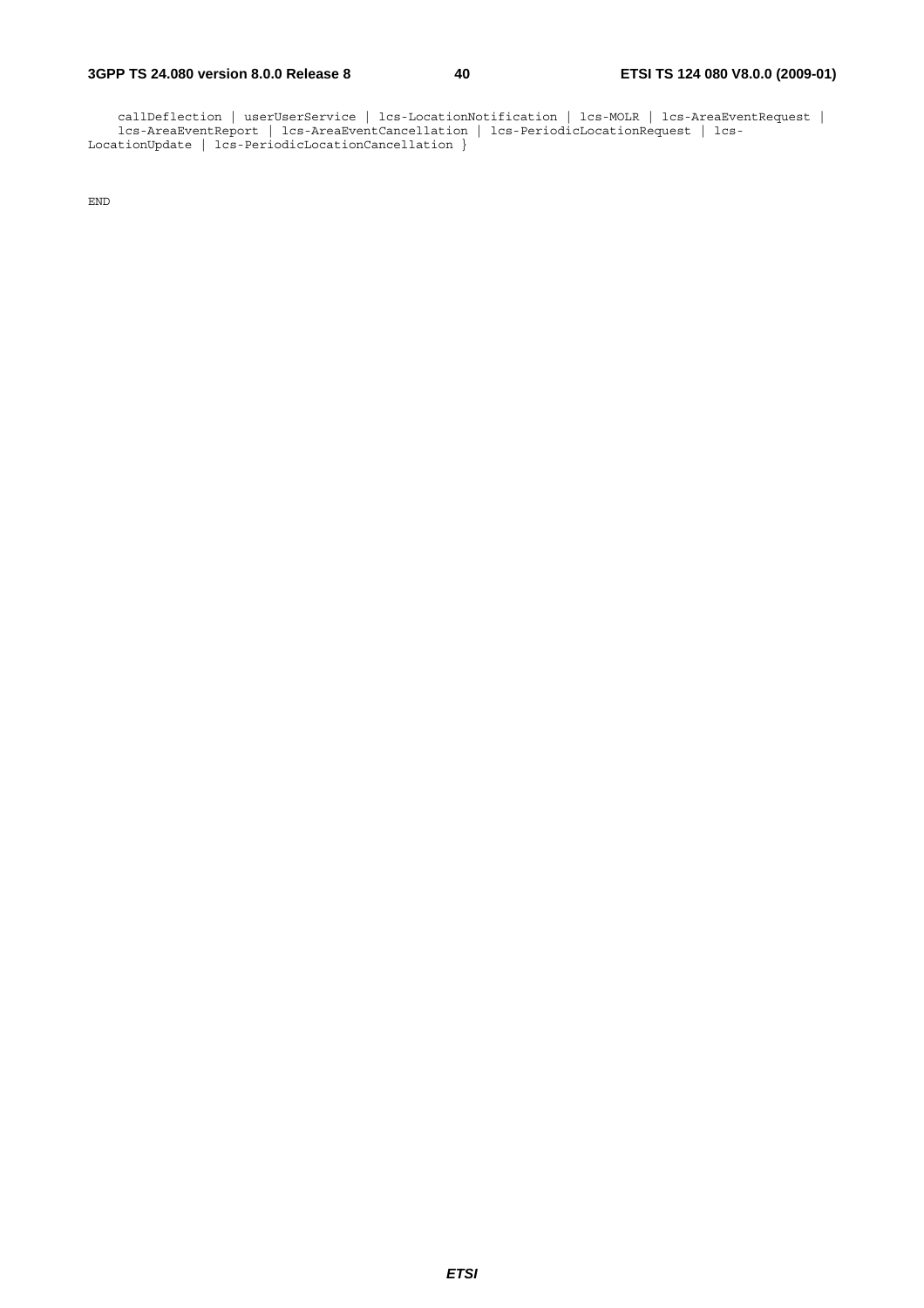```
    callDeflection | userUserService | lcs-LocationNotification | lcs-MOLR | lcs-AreaEventRequest |
    lcs-AreaEventReport | lcs-AreaEventCancellation | lcs-PeriodicLocationRequest | lcs-
LocationUpdate | lcs-PeriodicLocationCancellation }

END
```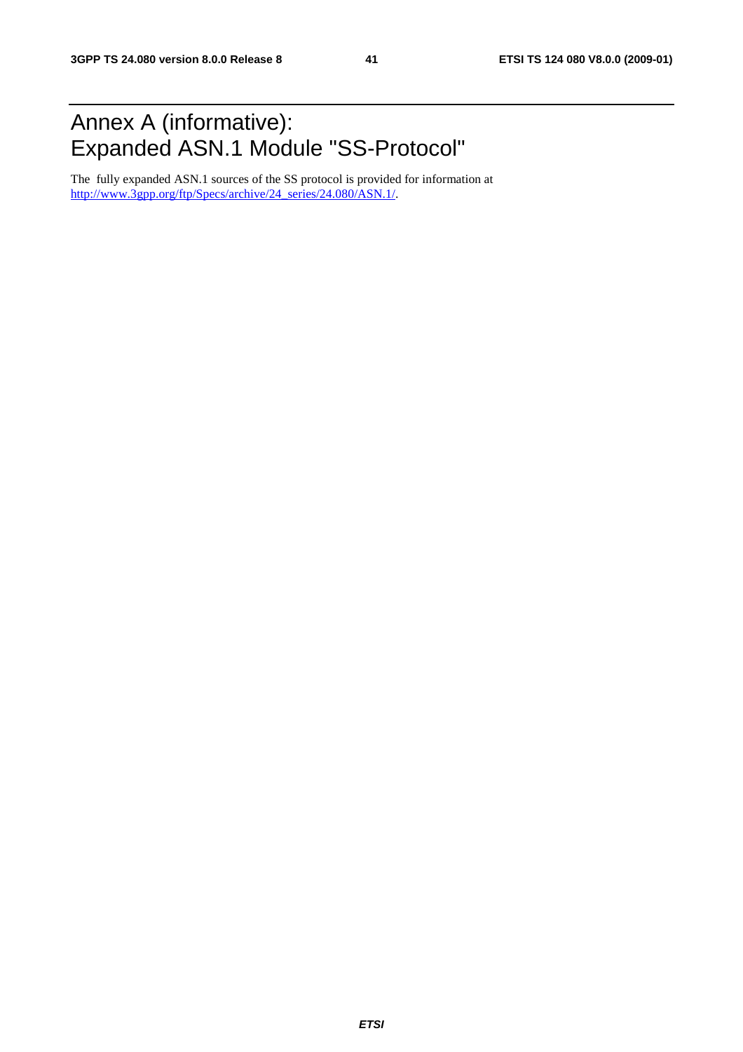# Annex A (informative): Expanded ASN.1 Module "SS-Protocol"

The fully expanded ASN.1 sources of the SS protocol is provided for information at http://www.3gpp.org/ftp/Specs/archive/24_series/24.080/ASN.1/.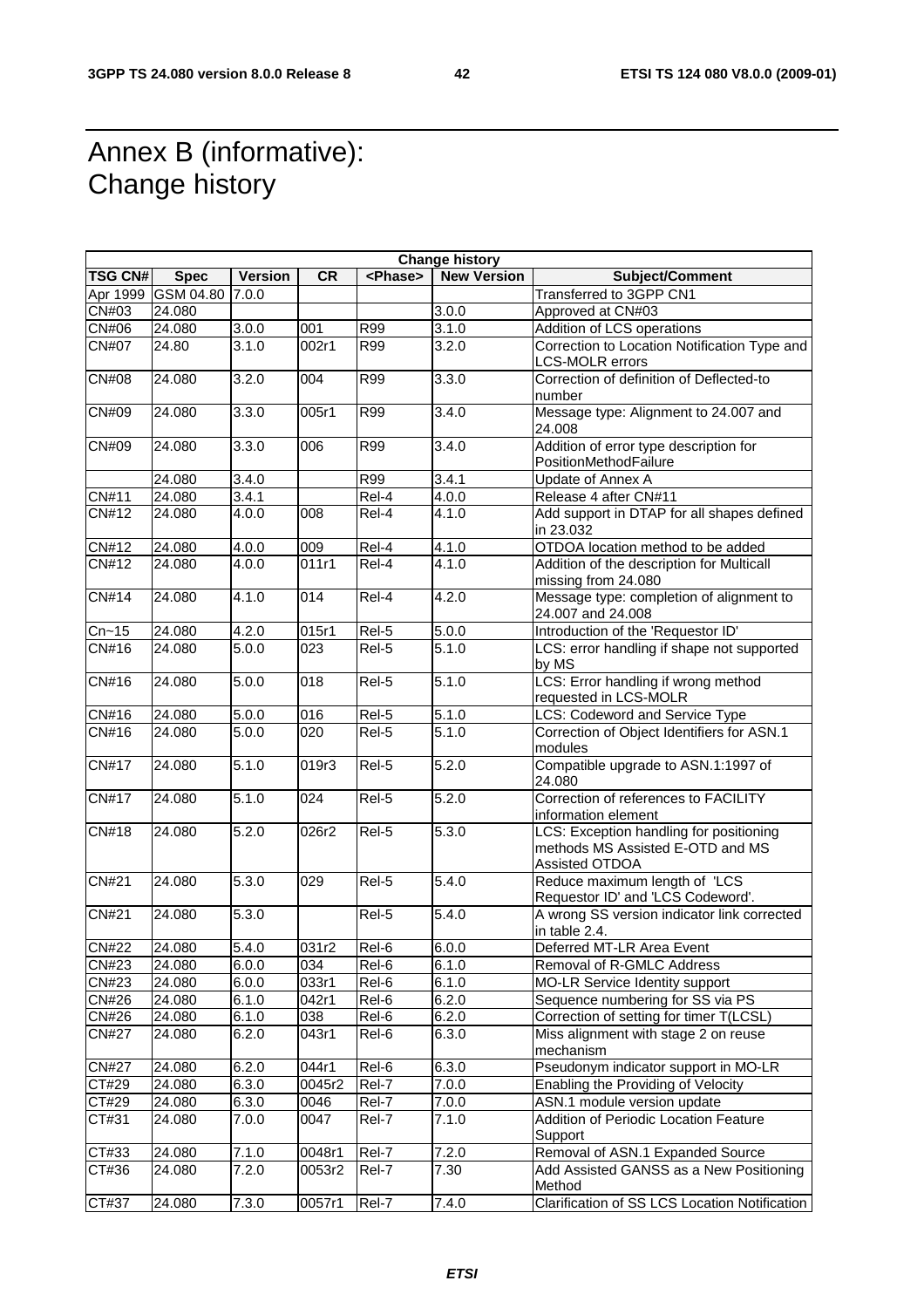# Annex B (informative): Change history

| Change history | | | | | | |
|---|---|---|---|---|---|---|
| **TSG CN#** | **Spec** | **Version** | **CR** | **<Phase>** | **New Version** | **Subject/Comment** |
| Apr 1999 | GSM 04.80 | 7.0.0 | | | | Transferred to 3GPP CN1 |
| CN#03 | 24.080 | | | | 3.0.0 | Approved at CN#03 |
| CN#06 | 24.080 | 3.0.0 | 001 | R99 | 3.1.0 | Addition of LCS operations |
| CN#07 | 24.80 | 3.1.0 | 002r1 | R99 | 3.2.0 | Correction to Location Notification Type and LCS-MOLR errors |
| CN#08 | 24.080 | 3.2.0 | 004 | R99 | 3.3.0 | Correction of definition of Deflected-to number |
| CN#09 | 24.080 | 3.3.0 | 005r1 | R99 | 3.4.0 | Message type: Alignment to 24.007 and 24.008 |
| CN#09 | 24.080 | 3.3.0 | 006 | R99 | 3.4.0 | Addition of error type description for PositionMethodFailure |
| | 24.080 | 3.4.0 | | R99 | 3.4.1 | Update of Annex A |
| CN#11 | 24.080 | 3.4.1 | | Rel-4 | 4.0.0 | Release 4 after CN#11 |
| CN#12 | 24.080 | 4.0.0 | 008 | Rel-4 | 4.1.0 | Add support in DTAP for all shapes defined in 23.032 |
| CN#12 | 24.080 | 4.0.0 | 009 | Rel-4 | 4.1.0 | OTDOA location method to be added |
| CN#12 | 24.080 | 4.0.0 | 011r1 | Rel-4 | 4.1.0 | Addition of the description for Multicall missing from 24.080 |
| CN#14 | 24.080 | 4.1.0 | 014 | Rel-4 | 4.2.0 | Message type: completion of alignment to 24.007 and 24.008 |
| Cn~15 | 24.080 | 4.2.0 | 015r1 | Rel-5 | 5.0.0 | Introduction of the 'Requestor ID' |
| CN#16 | 24.080 | 5.0.0 | 023 | Rel-5 | 5.1.0 | LCS: error handling if shape not supported by MS |
| CN#16 | 24.080 | 5.0.0 | 018 | Rel-5 | 5.1.0 | LCS: Error handling if wrong method requested in LCS-MOLR |
| CN#16 | 24.080 | 5.0.0 | 016 | Rel-5 | 5.1.0 | LCS: Codeword and Service Type |
| CN#16 | 24.080 | 5.0.0 | 020 | Rel-5 | 5.1.0 | Correction of Object Identifiers for ASN.1 modules |
| CN#17 | 24.080 | 5.1.0 | 019r3 | Rel-5 | 5.2.0 | Compatible upgrade to ASN.1:1997 of 24.080 |
| CN#17 | 24.080 | 5.1.0 | 024 | Rel-5 | 5.2.0 | Correction of references to FACILITY information element |
| CN#18 | 24.080 | 5.2.0 | 026r2 | Rel-5 | 5.3.0 | LCS: Exception handling for positioning methods MS Assisted E-OTD and MS Assisted OTDOA |
| CN#21 | 24.080 | 5.3.0 | 029 | Rel-5 | 5.4.0 | Reduce maximum length of 'LCS Requestor ID' and 'LCS Codeword'. |
| CN#21 | 24.080 | 5.3.0 | | Rel-5 | 5.4.0 | A wrong SS version indicator link corrected in table 2.4. |
| CN#22 | 24.080 | 5.4.0 | 031r2 | Rel-6 | 6.0.0 | Deferred MT-LR Area Event |
| CN#23 | 24.080 | 6.0.0 | 034 | Rel-6 | 6.1.0 | Removal of R-GMLC Address |
| CN#23 | 24.080 | 6.0.0 | 033r1 | Rel-6 | 6.1.0 | MO-LR Service Identity support |
| CN#26 | 24.080 | 6.1.0 | 042r1 | Rel-6 | 6.2.0 | Sequence numbering for SS via PS |
| CN#26 | 24.080 | 6.1.0 | 038 | Rel-6 | 6.2.0 | Correction of setting for timer T(LCSL) |
| CN#27 | 24.080 | 6.2.0 | 043r1 | Rel-6 | 6.3.0 | Miss alignment with stage 2 on reuse mechanism |
| CN#27 | 24.080 | 6.2.0 | 044r1 | Rel-6 | 6.3.0 | Pseudonym indicator support in MO-LR |
| CT#29 | 24.080 | 6.3.0 | 0045r2 | Rel-7 | 7.0.0 | Enabling the Providing of Velocity |
| CT#29 | 24.080 | 6.3.0 | 0046 | Rel-7 | 7.0.0 | ASN.1 module version update |
| CT#31 | 24.080 | 7.0.0 | 0047 | Rel-7 | 7.1.0 | Addition of Periodic Location Feature Support |
| CT#33 | 24.080 | 7.1.0 | 0048r1 | Rel-7 | 7.2.0 | Removal of ASN.1 Expanded Source |
| CT#36 | 24.080 | 7.2.0 | 0053r2 | Rel-7 | 7.30 | Add Assisted GANSS as a New Positioning Method |
| CT#37 | 24.080 | 7.3.0 | 0057r1 | Rel-7 | 7.4.0 | Clarification of SS LCS Location Notification |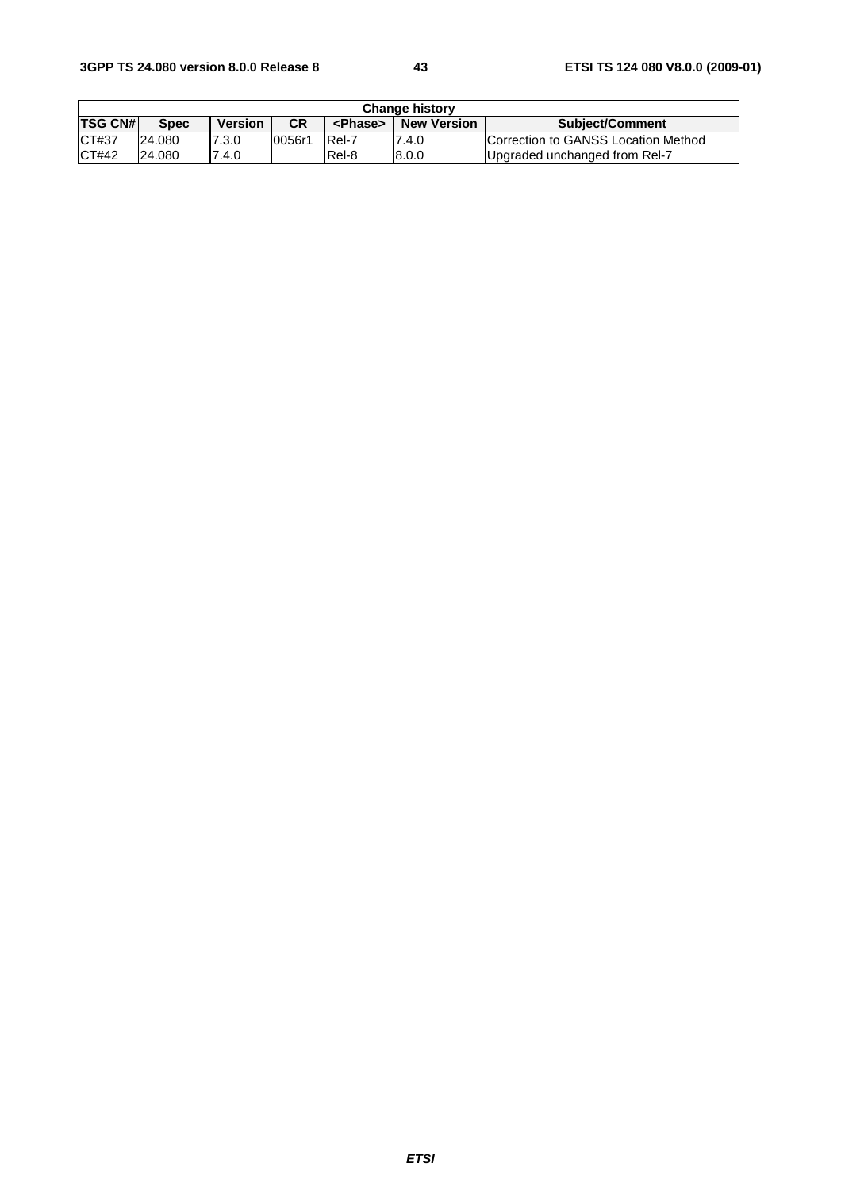| Change history | | | | | | |
|---|---|---|---|---|---|---|
| **TSG CN#** | **Spec** | **Version** | **CR** | **<Phase>** | **New Version** | **Subject/Comment** |
| CT#37 | 24.080 | 7.3.0 | 0056r1 | Rel-7 | 7.4.0 | Correction to GANSS Location Method |
| CT#42 | 24.080 | 7.4.0 | | Rel-8 | 8.0.0 | Upgraded unchanged from Rel-7 |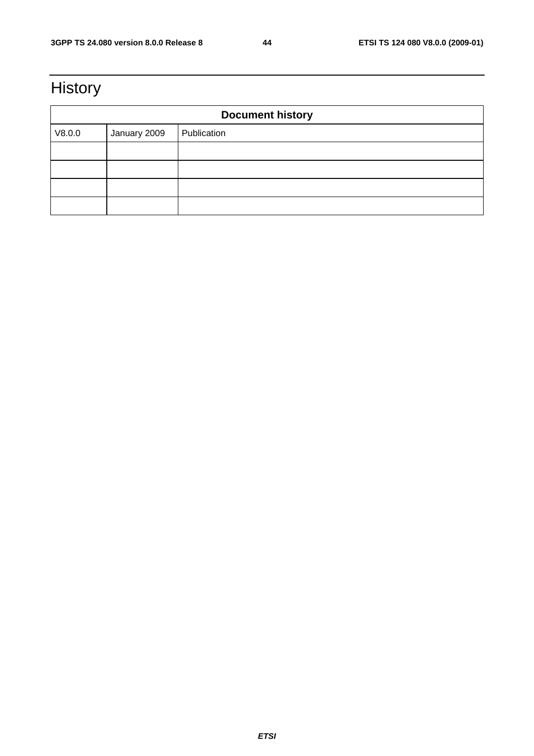# History

| Document history | | |
|---|---|---|
| V8.0.0 | January 2009 | Publication |
| | | |
| | | |
| | | |
| | | |